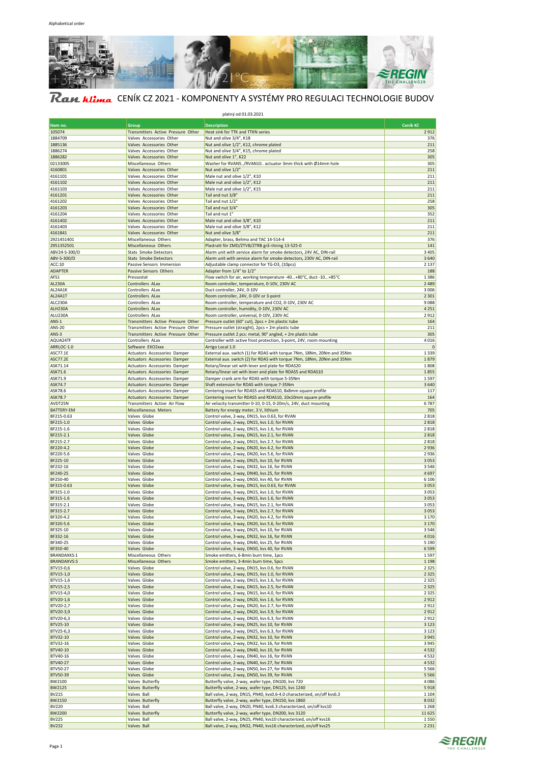Alphabetical order

# Ran klima CENÍK CZ 2021 - KOMPONENTY A SYSTÉMY PRO REGULACI TECHNOLOGIE BUDOV

platný od 01.03.2021

| Item no. | Group | Description | Ceník Kč |
|---|---|---|---|
| 105074 | Transmitters Active Pressure Other | Heat sink for TTK and TTKN series | 2 912 |
| 1884709 | Valves Accessories Other | Nut and olive 3/4", K18 | 376 |
| 1885136 | Valves Accessories Other | Nut and olive 1/2", K12, chrome plated | 211 |
| 1886274 | Valves Accessories Other | Nut and olive 3/4", K15, chrome plated | 258 |
| 1886282 | Valves Accessories Other | Nut and olive 1", K22 | 305 |
| 02133005 | Miscellaneous Others | Washer for RVAN5../RVAN10.. actuator 3mm thick with Ø14mm hole | 305 |
| 4160801 | Valves Accessories Other | Nut and olive 1/2" | 211 |
| 4161101 | Valves Accessories Other | Male nut and olive 1/2", K10 | 211 |
| 4161102 | Valves Accessories Other | Male nut and olive 1/2", K12 | 211 |
| 4161103 | Valves Accessories Other | Male nut and olive 1/2", K15 | 211 |
| 4161201 | Valves Accessories Other | Tail and nut 3/8" | 211 |
| 4161202 | Valves Accessories Other | Tail and nut 1/2" | 258 |
| 4161203 | Valves Accessories Other | Tail and nut 3/4" | 305 |
| 4161204 | Valves Accessories Other | Tail and nut 1" | 352 |
| 4161402 | Valves Accessories Other | Male nut and olive 3/8", K10 | 211 |
| 4161403 | Valves Accessories Other | Male nut and olive 3/8", K12 | 211 |
| 4161841 | Valves Accessories Other | Nut and olive 3/8" | 211 |
| 2921451401 | Miscellaneous Others | Adapter, brass, Belimo and TAC 14-514-4 | 376 |
| 2951352501 | Miscellaneous Others | Plastratt för ZMD/ZTVB/ZTRB grå ritning 13-525-0 | 141 |
| ABV24-S-300/D | Stats Smoke Detectors | Alarm unit with service alarm for smoke detectors, 24V AC, DIN-rail | 3 405 |
| ABV-S-300/D | Stats Smoke Detectors | Alarm unit with service alarm for smoke detectors, 230V AC, DIN-rail | 3 640 |
| ACC:10 | Passive Sensors Immersion | Adjustable clamp connector for TG-D3, (10pcs) | 2 137 |
| ADAPTER | Passive Sensors Others | Adapter from 1/4" to 1/2" | 188 |
| AFS1 | Pressostat | Flow switch for air, working temperature -40...+80°C, duct -10...+85°C | 1 386 |
| AL230A | Controllers ALxx | Room controller, temperature, 0-10V, 230V AC | 2 489 |
| AL24A1K | Controllers ALxx | Duct controller, 24V, 0-10V | 3 006 |
| AL24A1T | Controllers ALxx | Room controller, 24V, 0-10V or 3-point | 2 301 |
| ALC230A | Controllers ALxx | Room controller, temperature and CO2, 0-10V, 230V AC | 9 088 |
| ALH230A | Controllers ALxx | Room controller, humidity, 0-10V, 230V AC | 4 251 |
| ALU230A | Controllers ALxx | Room controller, universal, 0-10V, 230V AC | 2 912 |
| ANS-1 | Transmitters Active Pressure Other | Pressure outlet (60° cut), 2pcs + 2m plastic tube | 164 |
| ANS-20 | Transmitters Active Pressure Other | Pressure outlet (straight), 2pcs + 2m plastic tube | 211 |
| ANS-3 | Transmitters Active Pressure Other | Pressure outlet 2 pcs: metal, 90° angled, + 2m plastic tube | 305 |
| AQUA24TF | Controllers ALxx | Controller with active frost protection, 3-point, 24V, room mounting | 4 016 |
| ARRLOC-1.0 | Software EXO2xxx | Arrigo Local 1.0 | 0 |
| ASC77.1E | Actuators Accessories Damper | External aux. switch (1) for RDAS with torque 7Nm, 18Nm, 20Nm and 35Nm | 1 339 |
| ASC77.2E | Actuators Accessories Damper | External aux. switch (2) for RDAS with torque 7Nm, 18Nm, 20Nm and 35Nm | 1 879 |
| ASK71.14 | Actuators Accessories Damper | Rotary/linear set with lever and plate for RDAS20 | 1 808 |
| ASK71.9 | Actuators Accessories Damper | Rotary/linear set with lever and plate for RDAS5 and RDAS10 | 1 855 |
| ASK74.7 | Actuators Accessories Damper | Damper crank arm for RDAS with torque 5-35Nm | 1 597 |
| ASK78.6 | Actuators Accessories Damper | Shaft extension for RDAS with torque 7-35Nm | 3 640 |
| ASK78.7 | Actuators Accessories Damper | Centering insert for RDAS5 and RDAS10, 8x8mm square profile | 117 |
| ASK78.7 | Actuators Accessories Damper | Centering insert for RDAS5 and RDAS10, 10x10mm square profile | 164 |
| AVDT25N | Transmitters Active Air Flow | Air velocity transmitter 0-10, 0-15, 0-20m/s, 24V, duct mounting | 6 787 |
| BATTERY-EM | Miscellaneous Meters | Battery for energy meter, 3 V, lithium | 705 |
| BF215-0.63 | Valves Globe | Control valve, 2-way, DN15, kvs 0.63, for RVAN | 2 818 |
| BF215-1.0 | Valves Globe | Control valve, 2-way, DN15, kvs 1.0, for RVAN | 2 818 |
| BF215-1.6 | Valves Globe | Control valve, 2-way, DN15, kvs 1.6, for RVAN | 2 818 |
| BF215-2.1 | Valves Globe | Control valve, 2-way, DN15, kvs 2.1, for RVAN | 2 818 |
| BF215-2.7 | Valves Globe | Control valve, 2-way, DN15, kvs 2.7, for RVAN | 2 818 |
| BF220-4.2 | Valves Globe | Control valve, 2-way, DN20, kvs 4.2, for RVAN | 2 936 |
| BF220-5.6 | Valves Globe | Control valve, 2-way, DN20, kvs 5.6, for RVAN | 2 936 |
| BF225-10 | Valves Globe | Control valve, 2-way, DN25, kvs 10, for RVAN | 3 053 |
| BF232-16 | Valves Globe | Control valve, 2-way, DN32, kvs 16, for RVAN | 3 546 |
| BF240-25 | Valves Globe | Control valve, 2-way, DN40, kvs 25, for RVAN | 4 697 |
| BF250-40 | Valves Globe | Control valve, 2-way, DN50, kvs 40, for RVAN | 6 106 |
| BF315-0.63 | Valves Globe | Control valve, 3-way, DN15, kvs 0.63, for RVAN | 3 053 |
| BF315-1.0 | Valves Globe | Control valve, 3-way, DN15, kvs 1.0, for RVAN | 3 053 |
| BF315-1.6 | Valves Globe | Control valve, 3-way, DN15, kvs 1.6, for RVAN | 3 053 |
| BF315-2.1 | Valves Globe | Control valve, 3-way, DN15, kvs 2.1, for RVAN | 3 053 |
| BF315-2.7 | Valves Globe | Control valve, 3-way, DN15, kvs 2.7, for RVAN | 3 053 |
| BF320-4.2 | Valves Globe | Control valve, 3-way, DN20, kvs 4.2, for RVAN | 3 170 |
| BF320-5.6 | Valves Globe | Control valve, 3-way, DN20, kvs 5.6, for RVAN | 3 170 |
| BF325-10 | Valves Globe | Control valve, 3-way, DN25, kvs 10, for RVAN | 3 546 |
| BF332-16 | Valves Globe | Control valve, 3-way, DN32, kvs 16, for RVAN | 4 016 |
| BF340-25 | Valves Globe | Control valve, 3-way, DN40, kvs 25, for RVAN | 5 190 |
| BF350-40 | Valves Globe | Control valve, 3-way, DN50, kvs 40, for RVAN | 6 599 |
| BRANDAXKS:1 | Miscellaneous Others | Smoke emitters, 6-8min burn time, 1pcs | 1 597 |
| BRANDAXVS:5 | Miscellaneous Others | Smoke emitters, 3-4min burn time, 5pcs | 1 198 |
| BTV15-0,6 | Valves Globe | Control valve, 2-way, DN15, kvs 0.6, for RVAN | 2 325 |
| BTV15-1,0 | Valves Globe | Control valve, 2-way, DN15, kvs 1.0, for RVAN | 2 325 |
| BTV15-1,6 | Valves Globe | Control valve, 2-way, DN15, kvs 1.6, for RVAN | 2 325 |
| BTV15-2,5 | Valves Globe | Control valve, 2-way, DN15, kvs 2.5, for RVAN | 2 325 |
| BTV15-4,0 | Valves Globe | Control valve, 2-way, DN15, kvs 4.0, for RVAN | 2 325 |
| BTV20-1,6 | Valves Globe | Control valve, 2-way, DN20, kvs 1.6, for RVAN | 2 912 |
| BTV20-2,7 | Valves Globe | Control valve, 2-way, DN20, kvs 2.7, for RVAN | 2 912 |
| BTV20-3,9 | Valves Globe | Control valve, 2-way, DN20, kvs 3.9, for RVAN | 2 912 |
| BTV20-6,3 | Valves Globe | Control valve, 2-way, DN20, kvs 6.3, for RVAN | 2 912 |
| BTV25-10 | Valves Globe | Control valve, 2-way, DN25, kvs 10, for RVAN | 3 123 |
| BTV25-6,3 | Valves Globe | Control valve, 2-way, DN25, kvs 6.3, for RVAN | 3 123 |
| BTV32-10 | Valves Globe | Control valve, 2-way, DN32, kvs 10, for RVAN | 3 945 |
| BTV32-16 | Valves Globe | Control valve, 2-way, DN32, kvs 16, for RVAN | 3 945 |
| BTV40-10 | Valves Globe | Control valve, 2-way, DN40, kvs 10, for RVAN | 4 532 |
| BTV40-16 | Valves Globe | Control valve, 2-way, DN40, kvs 16, for RVAN | 4 532 |
| BTV40-27 | Valves Globe | Control valve, 2-way, DN40, kvs 27, for RVAN | 4 532 |
| BTV50-27 | Valves Globe | Control valve, 2-way, DN50, kvs 27, for RVAN | 5 566 |
| BTV50-39 | Valves Globe | Control valve, 2-way, DN50, kvs 39, for RVAN | 5 566 |
| BW2100 | Valves Butterfly | Butterfly valve, 2-way, wafer type, DN100, kvs 720 | 4 086 |
| BW2125 | Valves Butterfly | Butterfly valve, 2-way, wafer type, DN125, kvs 1240 | 5 918 |
| BV215 | Valves Ball | Ball valve, 2-way, DN15, PN40, kvs0.6-4.0 characterized, on/off kvs6.3 | 1 104 |
| BW2150 | Valves Butterfly | Butterfly valve, 2-way, wafer type, DN150, kvs 1860 | 8 032 |
| BV220 | Valves Ball | Ball valve, 2-way, DN20, PN40, kvs6.3 characterized, on/off kvs10 | 1 268 |
| BW2200 | Valves Butterfly | Butterfly valve, 2-way, wafer type, DN200, kvs 3120 | 11 625 |
| BV225 | Valves Ball | Ball valve, 2-way, DN25, PN40, kvs10 characterized, on/off kvs16 | 1 550 |
| BV232 | Valves Ball | Ball valve, 2-way, DN32, PN40, kvs16 characterized, on/off kvs25 | 2 231 |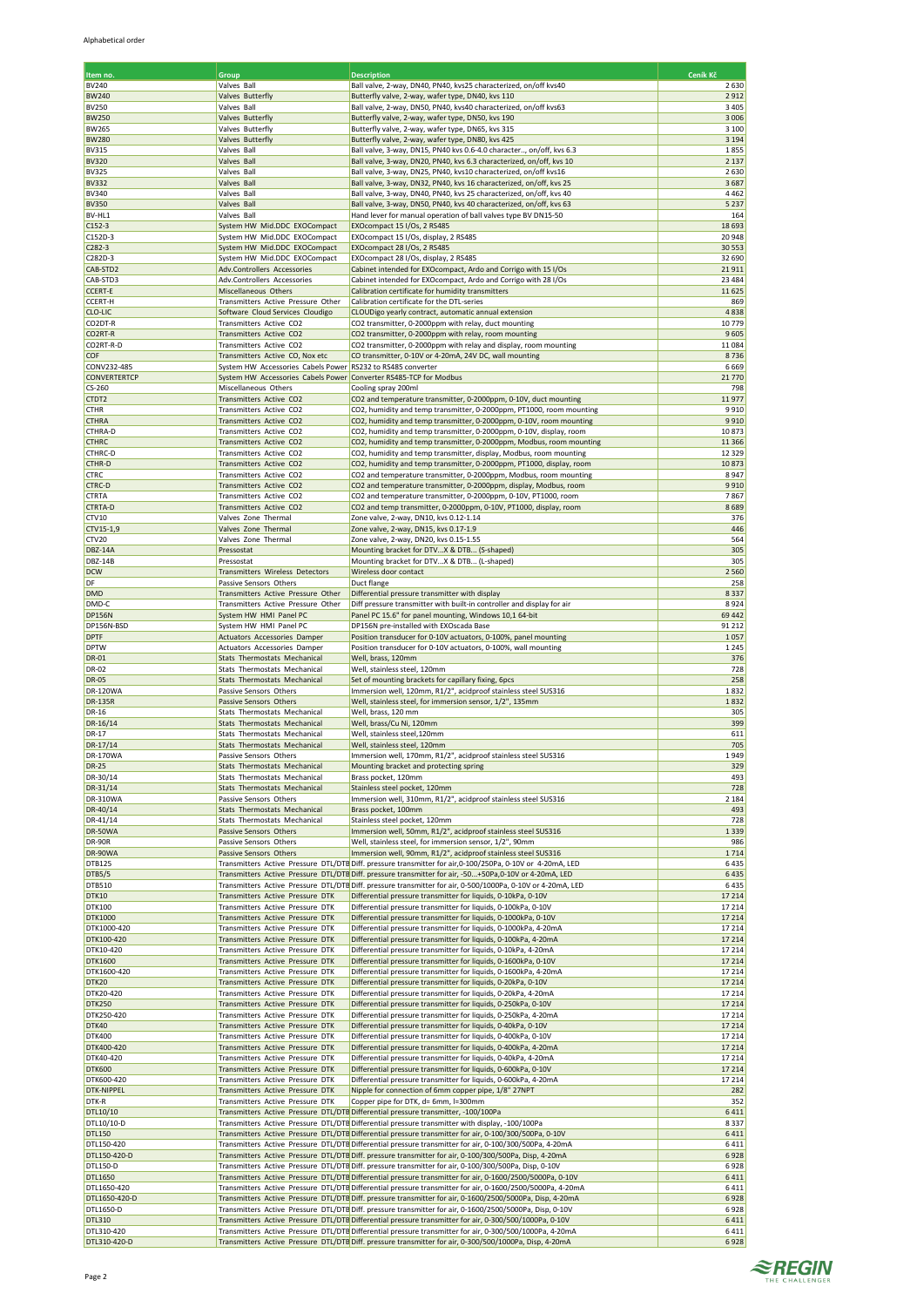Alphabetical order

| Item no. | Group | Description | Ceník Kč |
|---|---|---|---|
| BV240 | Valves Ball | Ball valve, 2-way, DN40, PN40, kvs25 characterized, on/off kvs40 | 2 630 |
| BW240 | Valves Butterfly | Butterfly valve, 2-way, wafer type, DN40, kvs 110 | 2 912 |
| BV250 | Valves Ball | Ball valve, 2-way, DN50, PN40, kvs40 characterized, on/off kvs63 | 3 405 |
| BW250 | Valves Butterfly | Butterfly valve, 2-way, wafer type, DN50, kvs 190 | 3 006 |
| BW265 | Valves Butterfly | Butterfly valve, 2-way, wafer type, DN65, kvs 315 | 3 100 |
| BW280 | Valves Butterfly | Butterfly valve, 2-way, wafer type, DN80, kvs 425 | 3 194 |
| BV315 | Valves Ball | Ball valve, 3-way, DN15, PN40 kvs 0.6-4.0 character.., on/off, kvs 6.3 | 1 855 |
| BV320 | Valves Ball | Ball valve, 3-way, DN20, PN40, kvs 6.3 characterized, on/off, kvs 10 | 2 137 |
| BV325 | Valves Ball | Ball valve, 3-way, DN25, PN40, kvs10 characterized, on/off kvs16 | 2 630 |
| BV332 | Valves Ball | Ball valve, 3-way, DN32, PN40, kvs 16 characterized, on/off, kvs 25 | 3 687 |
| BV340 | Valves Ball | Ball valve, 3-way, DN40, PN40, kvs 25 characterized, on/off, kvs 40 | 4 462 |
| BV350 | Valves Ball | Ball valve, 3-way, DN50, PN40, kvs 40 characterized, on/off, kvs 63 | 5 237 |
| BV-HL1 | Valves Ball | Hand lever for manual operation of ball valves type BV DN15-50 | 164 |
| C152-3 | System HW Mid.DDC EXOCompact | EXOcompact 15 I/Os, 2 RS485 | 18 693 |
| C152D-3 | System HW Mid.DDC EXOCompact | EXOcompact 15 I/Os, display, 2 RS485 | 20 948 |
| C282-3 | System HW Mid.DDC EXOCompact | EXOcompact 28 I/Os, 2 RS485 | 30 553 |
| C282D-3 | System HW Mid.DDC EXOCompact | EXOcompact 28 I/Os, display, 2 RS485 | 32 690 |
| CAB-STD2 | Adv.Controllers Accessories | Cabinet intended for EXOcompact, Ardo and Corrigo with 15 I/Os | 21 911 |
| CAB-STD3 | Adv.Controllers Accessories | Cabinet intended for EXOcompact, Ardo and Corrigo with 28 I/Os | 23 484 |
| CCERT-E | Miscellaneous Others | Calibration certificate for humidity transmitters | 11 625 |
| CCERT-H | Transmitters Active Pressure Other | Calibration certificate for the DTL-series | 869 |
| CLO-LIC | Software Cloud Services Cloudigo | CLOUDigo yearly contract, automatic annual extension | 4 838 |
| CO2DT-R | Transmitters Active CO2 | CO2 transmitter, 0-2000ppm with relay, duct mounting | 10 779 |
| CO2RT-R | Transmitters Active CO2 | CO2 transmitter, 0-2000ppm with relay, room mounting | 9 605 |
| CO2RT-R-D | Transmitters Active CO2 | CO2 transmitter, 0-2000ppm with relay and display, room mounting | 11 084 |
| COF | Transmitters Active CO, Nox etc | CO transmitter, 0-10V or 4-20mA, 24V DC, wall mounting | 8 736 |
| CONV232-485 | System HW Accessories Cabels Power | RS232 to RS485 converter | 6 669 |
| CONVERTERTCP | System HW Accessories Cabels Power | Converter RS485-TCP for Modbus | 21 770 |
| CS-260 | Miscellaneous Others | Cooling spray 200ml | 798 |
| CTDT2 | Transmitters Active CO2 | CO2 and temperature transmitter, 0-2000ppm, 0-10V, duct mounting | 11 977 |
| CTHR | Transmitters Active CO2 | CO2, humidity and temp transmitter, 0-2000ppm, PT1000, room mounting | 9 910 |
| CTHRA | Transmitters Active CO2 | CO2, humidity and temp transmitter, 0-2000ppm, 0-10V, room mounting | 9 910 |
| CTHRA-D | Transmitters Active CO2 | CO2, humidity and temp transmitter, 0-2000ppm, 0-10V, display, room | 10 873 |
| CTHRC | Transmitters Active CO2 | CO2, humidity and temp transmitter, 0-2000ppm, Modbus, room mounting | 11 366 |
| CTHRC-D | Transmitters Active CO2 | CO2, humidity and temp transmitter, display, Modbus, room mounting | 12 329 |
| CTHR-D | Transmitters Active CO2 | CO2, humidity and temp transmitter, 0-2000ppm, PT1000, display, room | 10 873 |
| CTRC | Transmitters Active CO2 | CO2 and temperature transmitter, 0-2000ppm, Modbus, room mounting | 8 947 |
| CTRC-D | Transmitters Active CO2 | CO2 and temperature transmitter, 0-2000ppm, display, Modbus, room | 9 910 |
| CTRTA | Transmitters Active CO2 | CO2 and temperature transmitter, 0-2000ppm, 0-10V, PT1000, room | 7 867 |
| CTRTA-D | Transmitters Active CO2 | CO2 and temp transmitter, 0-2000ppm, 0-10V, PT1000, display, room | 8 689 |
| CTV10 | Valves Zone Thermal | Zone valve, 2-way, DN10, kvs 0.12-1.14 | 376 |
| CTV15-1,9 | Valves Zone Thermal | Zone valve, 2-way, DN15, kvs 0.17-1.9 | 446 |
| CTV20 | Valves Zone Thermal | Zone valve, 2-way, DN20, kvs 0.15-1.55 | 564 |
| DBZ-14A | Pressostat | Mounting bracket for DTV...X & DTB... (S-shaped) | 305 |
| DBZ-14B | Pressostat | Mounting bracket for DTV...X & DTB... (L-shaped) | 305 |
| DCW | Transmitters Wireless Detectors | Wireless door contact | 2 560 |
| DF | Passive Sensors Others | Duct flange | 258 |
| DMD | Transmitters Active Pressure Other | Differential pressure transmitter with display | 8 337 |
| DMD-C | Transmitters Active Pressure Other | Diff pressure transmitter with built-in controller and display for air | 8 924 |
| DP156N | System HW HMI Panel PC | Panel PC 15.6" for panel mounting, Windows 10,1 64-bit | 69 442 |
| DP156N-BSD | System HW HMI Panel PC | DP156N pre-installed with EXOscada Base | 91 212 |
| DPTF | Actuators Accessories Damper | Position transducer for 0-10V actuators, 0-100%, panel mounting | 1 057 |
| DPTW | Actuators Accessories Damper | Position transducer for 0-10V actuators, 0-100%, wall mounting | 1 245 |
| DR-01 | Stats Thermostats Mechanical | Well, brass, 120mm | 376 |
| DR-02 | Stats Thermostats Mechanical | Well, stainless steel, 120mm | 728 |
| DR-05 | Stats Thermostats Mechanical | Set of mounting brackets for capillary fixing, 6pcs | 258 |
| DR-120WA | Passive Sensors Others | Immersion well, 120mm, R1/2", acidproof stainless steel SUS316 | 1 832 |
| DR-135R | Passive Sensors Others | Well, stainless steel, for immersion sensor, 1/2", 135mm | 1 832 |
| DR-16 | Stats Thermostats Mechanical | Well, brass, 120 mm | 305 |
| DR-16/14 | Stats Thermostats Mechanical | Well, brass/Cu Ni, 120mm | 399 |
| DR-17 | Stats Thermostats Mechanical | Well, stainless steel,120mm | 611 |
| DR-17/14 | Stats Thermostats Mechanical | Well, stainless steel, 120mm | 705 |
| DR-170WA | Passive Sensors Others | Immersion well, 170mm, R1/2", acidproof stainless steel SUS316 | 1 949 |
| DR-25 | Stats Thermostats Mechanical | Mounting bracket and protecting spring | 329 |
| DR-30/14 | Stats Thermostats Mechanical | Brass pocket, 120mm | 493 |
| DR-31/14 | Stats Thermostats Mechanical | Stainless steel pocket, 120mm | 728 |
| DR-310WA | Passive Sensors Others | Immersion well, 310mm, R1/2", acidproof stainless steel SUS316 | 2 184 |
| DR-40/14 | Stats Thermostats Mechanical | Brass pocket, 100mm | 493 |
| DR-41/14 | Stats Thermostats Mechanical | Stainless steel pocket, 120mm | 728 |
| DR-50WA | Passive Sensors Others | Immersion well, 50mm, R1/2", acidproof stainless steel SUS316 | 1 339 |
| DR-90R | Passive Sensors Others | Well, stainless steel, for immersion sensor, 1/2", 90mm | 986 |
| DR-90WA | Passive Sensors Others | Immersion well, 90mm, R1/2", acidproof stainless steel SUS316 | 1 714 |
| DTB125 | Transmitters Active Pressure DTL/DTB | Diff. pressure transmitter for air,0-100/250Pa, 0-10V or 4-20mA, LED | 6 435 |
| DTB5/5 | Transmitters Active Pressure DTL/DTB | Diff. pressure transmitter for air, -50...+50Pa,0-10V or 4-20mA, LED | 6 435 |
| DTB510 | Transmitters Active Pressure DTL/DTB | Diff. pressure transmitter for air, 0-500/1000Pa, 0-10V or 4-20mA, LED | 6 435 |
| DTK10 | Transmitters Active Pressure DTK | Differential pressure transmitter for liquids, 0-10kPa, 0-10V | 17 214 |
| DTK100 | Transmitters Active Pressure DTK | Differential pressure transmitter for liquids, 0-100kPa, 0-10V | 17 214 |
| DTK1000 | Transmitters Active Pressure DTK | Differential pressure transmitter for liquids, 0-1000kPa, 0-10V | 17 214 |
| DTK1000-420 | Transmitters Active Pressure DTK | Differential pressure transmitter for liquids, 0-1000kPa, 4-20mA | 17 214 |
| DTK100-420 | Transmitters Active Pressure DTK | Differential pressure transmitter for liquids, 0-100kPa, 4-20mA | 17 214 |
| DTK10-420 | Transmitters Active Pressure DTK | Differential pressure transmitter for liquids, 0-10kPa, 4-20mA | 17 214 |
| DTK1600 | Transmitters Active Pressure DTK | Differential pressure transmitter for liquids, 0-1600kPa, 0-10V | 17 214 |
| DTK1600-420 | Transmitters Active Pressure DTK | Differential pressure transmitter for liquids, 0-1600kPa, 4-20mA | 17 214 |
| DTK20 | Transmitters Active Pressure DTK | Differential pressure transmitter for liquids, 0-20kPa, 0-10V | 17 214 |
| DTK20-420 | Transmitters Active Pressure DTK | Differential pressure transmitter for liquids, 0-20kPa, 4-20mA | 17 214 |
| DTK250 | Transmitters Active Pressure DTK | Differential pressure transmitter for liquids, 0-250kPa, 0-10V | 17 214 |
| DTK250-420 | Transmitters Active Pressure DTK | Differential pressure transmitter for liquids, 0-250kPa, 4-20mA | 17 214 |
| DTK40 | Transmitters Active Pressure DTK | Differential pressure transmitter for liquids, 0-40kPa, 0-10V | 17 214 |
| DTK400 | Transmitters Active Pressure DTK | Differential pressure transmitter for liquids, 0-400kPa, 0-10V | 17 214 |
| DTK400-420 | Transmitters Active Pressure DTK | Differential pressure transmitter for liquids, 0-400kPa, 4-20mA | 17 214 |
| DTK40-420 | Transmitters Active Pressure DTK | Differential pressure transmitter for liquids, 0-40kPa, 4-20mA | 17 214 |
| DTK600 | Transmitters Active Pressure DTK | Differential pressure transmitter for liquids, 0-600kPa, 0-10V | 17 214 |
| DTK600-420 | Transmitters Active Pressure DTK | Differential pressure transmitter for liquids, 0-600kPa, 4-20mA | 17 214 |
| DTK-NIPPEL | Transmitters Active Pressure DTK | Nipple for connection of 6mm copper pipe, 1/8" 27NPT | 282 |
| DTK-R | Transmitters Active Pressure DTK | Copper pipe for DTK, d= 6mm, l=300mm | 352 |
| DTL10/10 | Transmitters Active Pressure DTL/DTB | Differential pressure transmitter, -100/100Pa | 6 411 |
| DTL10/10-D | Transmitters Active Pressure DTL/DTB | Differential pressure transmitter with display, -100/100Pa | 8 337 |
| DTL150 | Transmitters Active Pressure DTL/DTB | Differential pressure transmitter for air, 0-100/300/500Pa, 0-10V | 6 411 |
| DTL150-420 | Transmitters Active Pressure DTL/DTB | Differential pressure transmitter for air, 0-100/300/500Pa, 4-20mA | 6 411 |
| DTL150-420-D | Transmitters Active Pressure DTL/DTB | Diff. pressure transmitter for air, 0-100/300/500Pa, Disp, 4-20mA | 6 928 |
| DTL150-D | Transmitters Active Pressure DTL/DTB | Diff. pressure transmitter for air, 0-100/300/500Pa, Disp, 0-10V | 6 928 |
| DTL1650 | Transmitters Active Pressure DTL/DTB | Differential pressure transmitter for air, 0-1600/2500/5000Pa, 0-10V | 6 411 |
| DTL1650-420 | Transmitters Active Pressure DTL/DTB | Differential pressure transmitter for air, 0-1600/2500/5000Pa, 4-20mA | 6 411 |
| DTL1650-420-D | Transmitters Active Pressure DTL/DTB | Diff. pressure transmitter for air, 0-1600/2500/5000Pa, Disp, 4-20mA | 6 928 |
| DTL1650-D | Transmitters Active Pressure DTL/DTB | Diff. pressure transmitter for air, 0-1600/2500/5000Pa, Disp, 0-10V | 6 928 |
| DTL310 | Transmitters Active Pressure DTL/DTB | Differential pressure transmitter for air, 0-300/500/1000Pa, 0-10V | 6 411 |
| DTL310-420 | Transmitters Active Pressure DTL/DTB | Differential pressure transmitter for air, 0-300/500/1000Pa, 4-20mA | 6 411 |
| DTL310-420-D | Transmitters Active Pressure DTL/DTB | Diff. pressure transmitter for air, 0-300/500/1000Pa, Disp, 4-20mA | 6 928 |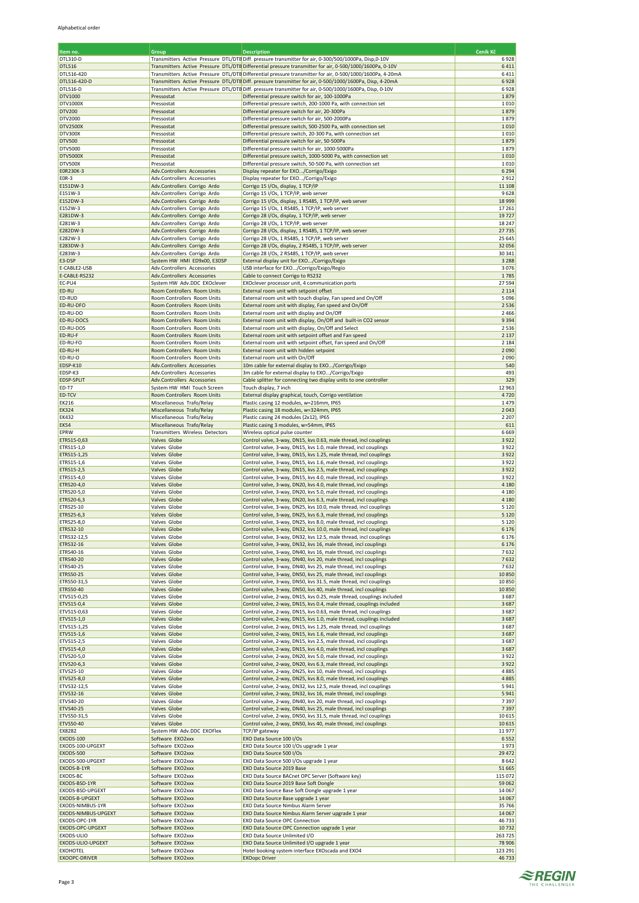Alphabetical order

| Item no. | Group | Description | Ceník Kč |
|---|---|---|---|
| DTL310-D | Transmitters Active Pressure DTL/DTB | Diff. pressure transmitter for air, 0-300/500/1000Pa, Disp,0-10V | 6 928 |
| DTL516 | Transmitters Active Pressure DTL/DTB | Differential pressure transmitter for air, 0-500/1000/1600Pa, 0-10V | 6 411 |
| DTL516-420 | Transmitters Active Pressure DTL/DTB | Differential pressure transmitter for air, 0-500/1000/1600Pa, 4-20mA | 6 411 |
| DTL516-420-D | Transmitters Active Pressure DTL/DTB | Diff. pressure transmitter for air, 0-500/1000/1600Pa, Disp, 4-20mA | 6 928 |
| DTL516-D | Transmitters Active Pressure DTL/DTB | Diff. pressure transmitter for air, 0-500/1000/1600Pa, Disp, 0-10V | 6 928 |
| DTV1000 | Pressostat | Differential pressure switch for air, 100-1000Pa | 1 879 |
| DTV1000X | Pressostat | Differential pressure switch, 200-1000 Pa, with connection set | 1 010 |
| DTV200 | Pressostat | Differential pressure switch for air, 20-300Pa | 1 879 |
| DTV2000 | Pressostat | Differential pressure switch for air, 500-2000Pa | 1 879 |
| DTV2500X | Pressostat | Differential pressure switch, 500-2500 Pa, with connection set | 1 010 |
| DTV300X | Pressostat | Differential pressure switch, 20-300 Pa, with connection set | 1 010 |
| DTV500 | Pressostat | Differential pressure switch for air, 50-500Pa | 1 879 |
| DTV5000 | Pressostat | Differential pressure switch for air, 1000-5000Pa | 1 879 |
| DTV5000X | Pressostat | Differential pressure switch, 1000-5000 Pa, with connection set | 1 010 |
| DTV500X | Pressostat | Differential pressure switch, 50-500 Pa, with connection set | 1 010 |
| E0R230K-3 | Adv.Controllers Accessories | Display repeater for EXO.../Corrigo/Exigo | 6 294 |
| E0R-3 | Adv.Controllers Accessories | Display repeater for EXO.../Corrigo/Exigo | 2 912 |
| E151DW-3 | Adv.Controllers Corrigo Ardo | Corrigo 15 I/Os, display, 1 TCP/IP | 11 108 |
| E151W-3 | Adv.Controllers Corrigo Ardo | Corrigo 15 I/Os, 1 TCP/IP, web server | 9 628 |
| E152DW-3 | Adv.Controllers Corrigo Ardo | Corrigo 15 I/Os, display, 1 RS485, 1 TCP/IP, web server | 18 999 |
| E152W-3 | Adv.Controllers Corrigo Ardo | Corrigo 15 I/Os, 1 RS485, 1 TCP/IP, web server | 17 261 |
| E281DW-3 | Adv.Controllers Corrigo Ardo | Corrigo 28 I/Os, display, 1 TCP/IP, web server | 19 727 |
| E281W-3 | Adv.Controllers Corrigo Ardo | Corrigo 28 I/Os, 1 TCP/IP, web server | 18 247 |
| E282DW-3 | Adv.Controllers Corrigo Ardo | Corrigo 28 I/Os, display, 1 RS485, 1 TCP/IP, web server | 27 735 |
| E282W-3 | Adv.Controllers Corrigo Ardo | Corrigo 28 I/Os, 1 RS485, 1 TCP/IP, web server | 25 645 |
| E283DW-3 | Adv.Controllers Corrigo Ardo | Corrigo 28 I/Os, display, 2 RS485, 1 TCP/IP, web server | 32 056 |
| E283W-3 | Adv.Controllers Corrigo Ardo | Corrigo 28 I/Os, 2 RS485, 1 TCP/IP, web server | 30 341 |
| E3-DSP | System HW HMI ED9x00, E3DSP | External display unit for EXO.../Corrigo/Exigo | 3 288 |
| E-CABLE2-USB | Adv.Controllers Accessories | USB interface for EXO.../Corrigo/Exigo/Regio | 3 076 |
| E-CABLE-RS232 | Adv.Controllers Accessories | Cable to connect Corrigo to RS232 | 1 785 |
| EC-PU4 | System HW Adv.DDC EXOclever | EXOclever processor unit, 4 communication ports | 27 594 |
| ED-RU | Room Controllers Room Units | External room unit with setpoint offset | 2 114 |
| ED-RUD | Room Controllers Room Units | External room unit with touch display, Fan speed and On/Off | 5 096 |
| ED-RU-DFO | Room Controllers Room Units | External room unit with display, Fan speed and On/Off | 2 536 |
| ED-RU-DO | Room Controllers Room Units | External room unit with display and On/Off | 2 466 |
| ED-RU-DOCS | Room Controllers Room Units | External room unit with display, On/Off and built-in CO2 sensor | 9 394 |
| ED-RU-DOS | Room Controllers Room Units | External room unit with display, On/Off and Select | 2 536 |
| ED-RU-F | Room Controllers Room Units | External room unit with setpoint offset and Fan speed | 2 137 |
| ED-RU-FO | Room Controllers Room Units | External room unit with setpoint offset, Fan speed and On/Off | 2 184 |
| ED-RU-H | Room Controllers Room Units | External room unit with hidden setpoint | 2 090 |
| ED-RU-O | Room Controllers Room Units | External room unit with On/Off | 2 090 |
| EDSP-K10 | Adv.Controllers Accessories | 10m cable for external display to EXO.../Corrigo/Exigo | 540 |
| EDSP-K3 | Adv.Controllers Accessories | 3m cable for external display to EXO.../Corrigo/Exigo | 493 |
| EDSP-SPLIT | Adv.Controllers Accessories | Cable splitter for connecting two display units to one controller | 329 |
| ED-T7 | System HW HMI Touch Screen | Touch display, 7 inch | 12 963 |
| ED-TCV | Room Controllers Room Units | External display graphical, touch, Corrigo ventilation | 4 720 |
| EK216 | Miscellaneous Trafo/Relay | Plastic casing 12 modules, w=216mm, IP65 | 1 479 |
| EK324 | Miscellaneous Trafo/Relay | Plastic casing 18 modules, w=324mm, IP65 | 2 043 |
| EK432 | Miscellaneous Trafo/Relay | Plastic casing 24 modules (2x12), IP65 | 2 207 |
| EK54 | Miscellaneous Trafo/Relay | Plastic casing 3 modules, w=54mm, IP65 | 611 |
| EPRW | Transmitters Wireless Detectors | Wireless optical pulse counter | 6 669 |
| ETRS15-0,63 | Valves Globe | Control valve, 3-way, DN15, kvs 0.63, male thread, incl couplings | 3 922 |
| ETRS15-1,0 | Valves Globe | Control valve, 3-way, DN15, kvs 1.0, male thread, incl couplings | 3 922 |
| ETRS15-1,25 | Valves Globe | Control valve, 3-way, DN15, kvs 1.25, male thread, incl couplings | 3 922 |
| ETRS15-1,6 | Valves Globe | Control valve, 3-way, DN15, kvs 1.6, male thread, incl couplings | 3 922 |
| ETRS15-2,5 | Valves Globe | Control valve, 3-way, DN15, kvs 2.5, male thread, incl couplings | 3 922 |
| ETRS15-4,0 | Valves Globe | Control valve, 3-way, DN15, kvs 4.0, male thread, incl couplings | 3 922 |
| ETRS20-4,0 | Valves Globe | Control valve, 3-way, DN20, kvs 4.0, male thread, incl couplings | 4 180 |
| ETRS20-5,0 | Valves Globe | Control valve, 3-way, DN20, kvs 5.0, male thread, incl couplings | 4 180 |
| ETRS20-6,3 | Valves Globe | Control valve, 3-way, DN20, kvs 6.3, male thread, incl couplings | 4 180 |
| ETRS25-10 | Valves Globe | Control valve, 3-way, DN25, kvs 10.0, male thread, incl couplings | 5 120 |
| ETRS25-6,3 | Valves Globe | Control valve, 3-way, DN25, kvs 6.3, male thread, incl couplings | 5 120 |
| ETRS25-8,0 | Valves Globe | Control valve, 3-way, DN25, kvs 8.0, male thread, incl couplings | 5 120 |
| ETRS32-10 | Valves Globe | Control valve, 3-way, DN32, kvs 10.0, male thread, incl couplings | 6 176 |
| ETRS32-12,5 | Valves Globe | Control valve, 3-way, DN32, kvs 12.5, male thread, incl couplings | 6 176 |
| ETRS32-16 | Valves Globe | Control valve, 3-way, DN32, kvs 16, male thread, incl couplings | 6 176 |
| ETRS40-16 | Valves Globe | Control valve, 3-way, DN40, kvs 16, male thread, incl couplings | 7 632 |
| ETRS40-20 | Valves Globe | Control valve, 3-way, DN40, kvs 20, male thread, incl couplings | 7 632 |
| ETRS40-25 | Valves Globe | Control valve, 3-way, DN40, kvs 25, male thread, incl couplings | 7 632 |
| ETRS50-25 | Valves Globe | Control valve, 3-way, DN50, kvs 25, male thread, incl couplings | 10 850 |
| ETRS50-31,5 | Valves Globe | Control valve, 3-way, DN50, kvs 31.5, male thread, incl couplings | 10 850 |
| ETRS50-40 | Valves Globe | Control valve, 3-way, DN50, kvs 40, male thread, incl couplings | 10 850 |
| ETVS15-0,25 | Valves Globe | Control valve, 2-way, DN15, kvs 0.25, male thread, couplings included | 3 687 |
| ETVS15-0,4 | Valves Globe | Control valve, 2-way, DN15, kvs 0.4, male thread, couplings included | 3 687 |
| ETVS15-0,63 | Valves Globe | Control valve, 2-way, DN15, kvs 0.63, male thread, incl couplings | 3 687 |
| ETVS15-1,0 | Valves Globe | Control valve, 2-way, DN15, kvs 1.0, male thread, couplings included | 3 687 |
| ETVS15-1,25 | Valves Globe | Control valve, 2-way, DN15, kvs 1.25, male thread, incl couplings | 3 687 |
| ETVS15-1,6 | Valves Globe | Control valve, 2-way, DN15, kvs 1.6, male thread, incl couplings | 3 687 |
| ETVS15-2,5 | Valves Globe | Control valve, 2-way, DN15, kvs 2.5, male thread, incl couplings | 3 687 |
| ETVS15-4,0 | Valves Globe | Control valve, 2-way, DN15, kvs 4.0, male thread, incl couplings | 3 687 |
| ETVS20-5,0 | Valves Globe | Control valve, 2-way, DN20, kvs 5.0, male thread, incl couplings | 3 922 |
| ETVS20-6,3 | Valves Globe | Control valve, 2-way, DN20, kvs 6.3, male thread, incl couplings | 3 922 |
| ETVS25-10 | Valves Globe | Control valve, 2-way, DN25, kvs 10, male thread, incl couplings | 4 885 |
| ETVS25-8,0 | Valves Globe | Control valve, 2-way, DN25, kvs 8.0, male thread, incl couplings | 4 885 |
| ETVS32-12,5 | Valves Globe | Control valve, 2-way, DN32, kvs 12.5, male thread, incl couplings | 5 941 |
| ETVS32-16 | Valves Globe | Control valve, 2-way, DN32, kvs 16, male thread, incl couplings | 5 941 |
| ETVS40-20 | Valves Globe | Control valve, 2-way, DN40, kvs 20, male thread, incl couplings | 7 397 |
| ETVS40-25 | Valves Globe | Control valve, 2-way, DN40, kvs 25, male thread, incl couplings | 7 397 |
| ETVS50-31,5 | Valves Globe | Control valve, 2-way, DN50, kvs 31.5, male thread, incl couplings | 10 615 |
| ETVS50-40 | Valves Globe | Control valve, 2-way, DN50, kvs 40, male thread, incl couplings | 10 615 |
| EX8282 | System HW Adv.DDC EXOFlex | TCP/IP gateway | 11 977 |
| EXODS-100 | Software EXO2xxx | EXO Data Source 100 I/Os | 6 552 |
| EXODS-100-UPGEXT | Software EXO2xxx | EXO Data Source 100 I/Os upgrade 1 year | 1 973 |
| EXODS-500 | Software EXO2xxx | EXO Data Source 500 I/Os | 29 472 |
| EXODS-500-UPGEXT | Software EXO2xxx | EXO Data Source 500 I/Os upgrade 1 year | 8 642 |
| EXODS-B-1YR | Software EXO2xxx | EXO Data Source 2019 Base | 51 665 |
| EXODS-BC | Software EXO2xxx | EXO Data Source BACnet OPC Server (Software key) | 115 072 |
| EXODS-BSD-1YR | Software EXO2xxx | EXO Data Source 2019 Base Soft Dongle | 59 062 |
| EXODS-BSD-UPGEXT | Software EXO2xxx | EXO Data Source Base Soft Dongle upgrade 1 year | 14 067 |
| EXODS-B-UPGEXT | Software EXO2xxx | EXO Data Source Base upgrade 1 year | 14 067 |
| EXODS-NIMBUS-1YR | Software EXO2xxx | EXO Data Source Nimbus Alarm Server | 35 766 |
| EXODS-NIMBUS-UPGEXT | Software EXO2xxx | EXO Data Source Nimbus Alarm Server upgrade 1 year | 14 067 |
| EXODS-OPC-1YR | Software EXO2xxx | EXO Data Source OPC Connection | 46 733 |
| EXODS-OPC-UPGEXT | Software EXO2xxx | EXO Data Source OPC Connection upgrade 1 year | 10 732 |
| EXODS-ULIO | Software EXO2xxx | EXO Data Source Unlimited I/O | 263 725 |
| EXODS-ULIO-UPGEXT | Software EXO2xxx | EXO Data Source Unlimited I/O upgrade 1 year | 78 906 |
| EXOHOTEL | Software EXO2xxx | Hotel booking system interface EXOscada and EXO4 | 123 291 |
| EXOOPC-DRIVER | Software EXO2xxx | EXOopc Driver | 46 733 |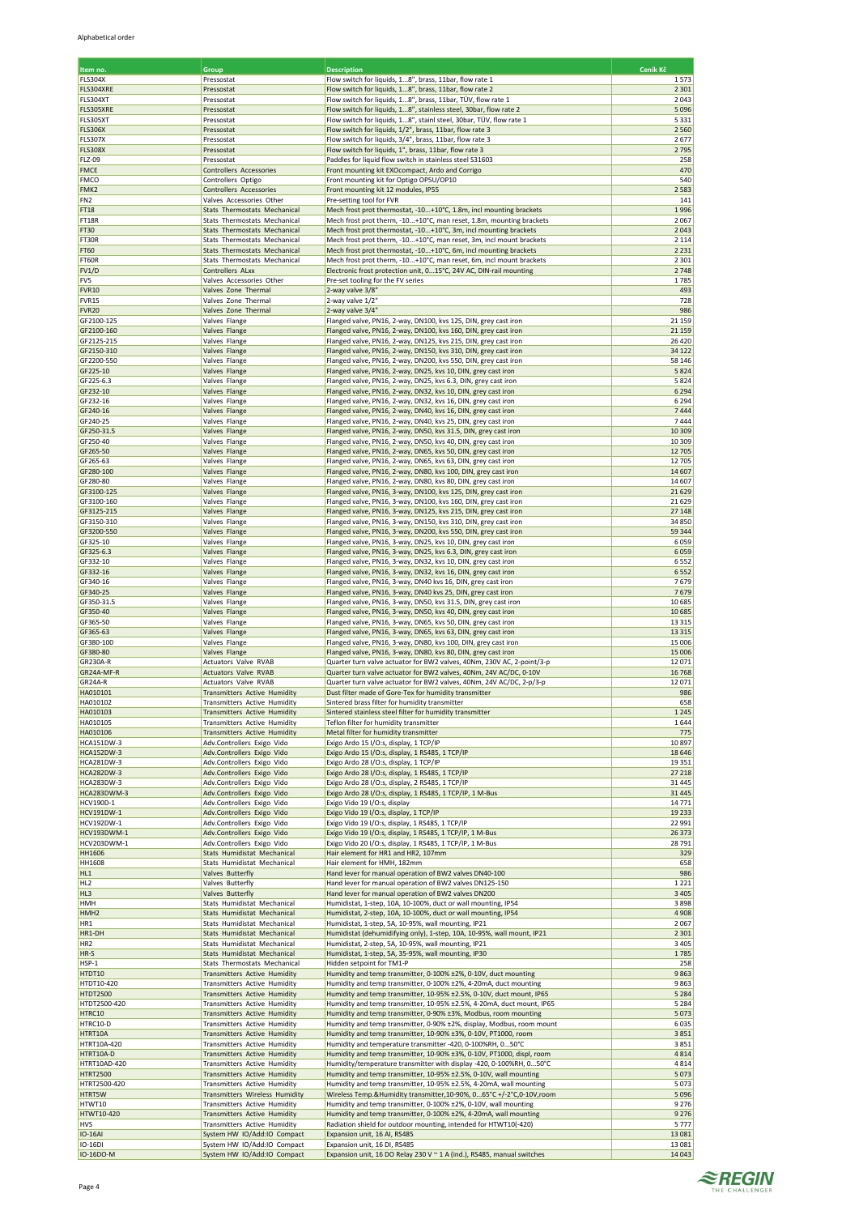Alphabetical order

| Item no. | Group | Description | Ceník Kč |
|---|---|---|---|
| FLS304X | Pressostat | Flow switch for liquids, 1...8", brass, 11bar, flow rate 1 | 1 573 |
| FLS304XRE | Pressostat | Flow switch for liquids, 1...8", brass, 11bar, flow rate 2 | 2 301 |
| FLS304XT | Pressostat | Flow switch for liquids, 1...8", brass, 11bar, TÜV, flow rate 1 | 2 043 |
| FLS305XRE | Pressostat | Flow switch for liquids, 1...8", stainless steel, 30bar, flow rate 2 | 5 096 |
| FLS305XT | Pressostat | Flow switch for liquids, 1...8", stainl steel, 30bar, TÜV, flow rate 1 | 5 331 |
| FLS306X | Pressostat | Flow switch for liquids, 1/2", brass, 11bar, flow rate 3 | 2 560 |
| FLS307X | Pressostat | Flow switch for liquids, 3/4", brass, 11bar, flow rate 3 | 2 677 |
| FLS308X | Pressostat | Flow switch for liquids, 1", brass, 11bar, flow rate 3 | 2 795 |
| FLZ-09 | Pressostat | Paddles for liquid flow switch in stainless steel S31603 | 258 |
| FMCE | Controllers Accessories | Front mounting kit EXOcompact, Ardo and Corrigo | 470 |
| FMCO | Controllers Optigo | Front mounting kit for Optigo OP5U/OP10 | 540 |
| FMK2 | Controllers Accessories | Front mounting kit 12 modules, IP55 | 2 583 |
| FN2 | Valves Accessories Other | Pre-setting tool for FVR | 141 |
| FT18 | Stats Thermostats Mechanical | Mech frost prot thermostat, -10...+10°C, 1.8m, incl mounting brackets | 1 996 |
| FT18R | Stats Thermostats Mechanical | Mech frost prot therm, -10...+10°C, man reset, 1.8m, mounting brackets | 2 067 |
| FT30 | Stats Thermostats Mechanical | Mech frost prot thermostat, -10...+10°C, 3m, incl mounting brackets | 2 043 |
| FT30R | Stats Thermostats Mechanical | Mech frost prot therm, -10...+10°C, man reset, 3m, incl mount brackets | 2 114 |
| FT60 | Stats Thermostats Mechanical | Mech frost prot thermostat, -10...+10°C, 6m, incl mounting brackets | 2 231 |
| FT60R | Stats Thermostats Mechanical | Mech frost prot therm, -10...+10°C, man reset, 6m, incl mount brackets | 2 301 |
| FV1/D | Controllers ALxx | Electronic frost protection unit, 0...15°C, 24V AC, DIN-rail mounting | 2 748 |
| FV5 | Valves Accessories Other | Pre-set tooling for the FV series | 1 785 |
| FVR10 | Valves Zone Thermal | 2-way valve 3/8" | 493 |
| FVR15 | Valves Zone Thermal | 2-way valve 1/2" | 728 |
| FVR20 | Valves Zone Thermal | 2-way valve 3/4" | 986 |
| GF2100-125 | Valves Flange | Flanged valve, PN16, 2-way, DN100, kvs 125, DIN, grey cast iron | 21 159 |
| GF2100-160 | Valves Flange | Flanged valve, PN16, 2-way, DN100, kvs 160, DIN, grey cast iron | 21 159 |
| GF2125-215 | Valves Flange | Flanged valve, PN16, 2-way, DN125, kvs 215, DIN, grey cast iron | 26 420 |
| GF2150-310 | Valves Flange | Flanged valve, PN16, 2-way, DN150, kvs 310, DIN, grey cast iron | 34 122 |
| GF2200-550 | Valves Flange | Flanged valve, PN16, 2-way, DN200, kvs 550, DIN, grey cast iron | 58 146 |
| GF225-10 | Valves Flange | Flanged valve, PN16, 2-way, DN25, kvs 10, DIN, grey cast iron | 5 824 |
| GF225-6.3 | Valves Flange | Flanged valve, PN16, 2-way, DN25, kvs 6.3, DIN, grey cast iron | 5 824 |
| GF232-10 | Valves Flange | Flanged valve, PN16, 2-way, DN32, kvs 10, DIN, grey cast iron | 6 294 |
| GF232-16 | Valves Flange | Flanged valve, PN16, 2-way, DN32, kvs 16, DIN, grey cast iron | 6 294 |
| GF240-16 | Valves Flange | Flanged valve, PN16, 2-way, DN40, kvs 16, DIN, grey cast iron | 7 444 |
| GF240-25 | Valves Flange | Flanged valve, PN16, 2-way, DN40, kvs 25, DIN, grey cast iron | 7 444 |
| GF250-31.5 | Valves Flange | Flanged valve, PN16, 2-way, DN50, kvs 31.5, DIN, grey cast iron | 10 309 |
| GF250-40 | Valves Flange | Flanged valve, PN16, 2-way, DN50, kvs 40, DIN, grey cast iron | 10 309 |
| GF265-50 | Valves Flange | Flanged valve, PN16, 2-way, DN65, kvs 50, DIN, grey cast iron | 12 705 |
| GF265-63 | Valves Flange | Flanged valve, PN16, 2-way, DN65, kvs 63, DIN, grey cast iron | 12 705 |
| GF280-100 | Valves Flange | Flanged valve, PN16, 2-way, DN80, kvs 100, DIN, grey cast iron | 14 607 |
| GF280-80 | Valves Flange | Flanged valve, PN16, 2-way, DN80, kvs 80, DIN, grey cast iron | 14 607 |
| GF3100-125 | Valves Flange | Flanged valve, PN16, 3-way, DN100, kvs 125, DIN, grey cast iron | 21 629 |
| GF3100-160 | Valves Flange | Flanged valve, PN16, 3-way, DN100, kvs 160, DIN, grey cast iron | 21 629 |
| GF3125-215 | Valves Flange | Flanged valve, PN16, 3-way, DN125, kvs 215, DIN, grey cast iron | 27 148 |
| GF3150-310 | Valves Flange | Flanged valve, PN16, 3-way, DN150, kvs 310, DIN, grey cast iron | 34 850 |
| GF3200-550 | Valves Flange | Flanged valve, PN16, 3-way, DN200, kvs 550, DIN, grey cast iron | 59 344 |
| GF325-10 | Valves Flange | Flanged valve, PN16, 3-way, DN25, kvs 10, DIN, grey cast iron | 6 059 |
| GF325-6.3 | Valves Flange | Flanged valve, PN16, 3-way, DN25, kvs 6.3, DIN, grey cast iron | 6 059 |
| GF332-10 | Valves Flange | Flanged valve, PN16, 3-way, DN32, kvs 10, DIN, grey cast iron | 6 552 |
| GF332-16 | Valves Flange | Flanged valve, PN16, 3-way, DN32, kvs 16, DIN, grey cast iron | 6 552 |
| GF340-16 | Valves Flange | Flanged valve, PN16, 3-way, DN40 kvs 16, DIN, grey cast iron | 7 679 |
| GF340-25 | Valves Flange | Flanged valve, PN16, 3-way, DN40 kvs 25, DIN, grey cast iron | 7 679 |
| GF350-31.5 | Valves Flange | Flanged valve, PN16, 3-way, DN50, kvs 31.5, DIN, grey cast iron | 10 685 |
| GF350-40 | Valves Flange | Flanged valve, PN16, 3-way, DN50, kvs 40, DIN, grey cast iron | 10 685 |
| GF365-50 | Valves Flange | Flanged valve, PN16, 3-way, DN65, kvs 50, DIN, grey cast iron | 13 315 |
| GF365-63 | Valves Flange | Flanged valve, PN16, 3-way, DN65, kvs 63, DIN, grey cast iron | 13 315 |
| GF380-100 | Valves Flange | Flanged valve, PN16, 3-way, DN80, kvs 100, DIN, grey cast iron | 15 006 |
| GF380-80 | Valves Flange | Flanged valve, PN16, 3-way, DN80, kvs 80, DIN, grey cast iron | 15 006 |
| GR230A-R | Actuators Valve RVAB | Quarter turn valve actuator for BW2 valves, 40Nm, 230V AC, 2-point/3-p | 12 071 |
| GR24A-MF-R | Actuators Valve RVAB | Quarter turn valve actuator for BW2 valves, 40Nm, 24V AC/DC, 0-10V | 16 768 |
| GR24A-R | Actuators Valve RVAB | Quarter turn valve actuator for BW2 valves, 40Nm, 24V AC/DC, 2-p/3-p | 12 071 |
| HA010101 | Transmitters Active Humidity | Dust filter made of Gore-Tex for humidity transmitter | 986 |
| HA010102 | Transmitters Active Humidity | Sintered brass filter for humidity transmitter | 658 |
| HA010103 | Transmitters Active Humidity | Sintered stainless steel filter for humidity transmitter | 1 245 |
| HA010105 | Transmitters Active Humidity | Teflon filter for humidity transmitter | 1 644 |
| HA010106 | Transmitters Active Humidity | Metal filter for humidity transmitter | 775 |
| HCA151DW-3 | Adv.Controllers Exigo Vido | Exigo Ardo 15 I/O:s, display, 1 TCP/IP | 10 897 |
| HCA152DW-3 | Adv.Controllers Exigo Vido | Exigo Ardo 15 I/O:s, display, 1 RS485, 1 TCP/IP | 18 646 |
| HCA281DW-3 | Adv.Controllers Exigo Vido | Exigo Ardo 28 I/O:s, display, 1 TCP/IP | 19 351 |
| HCA282DW-3 | Adv.Controllers Exigo Vido | Exigo Ardo 28 I/O:s, display, 1 RS485, 1 TCP/IP | 27 218 |
| HCA283DW-3 | Adv.Controllers Exigo Vido | Exigo Ardo 28 I/O:s, display, 2 RS485, 1 TCP/IP | 31 445 |
| HCA283DWM-3 | Adv.Controllers Exigo Vido | Exigo Ardo 28 I/O:s, display, 1 RS485, 1 TCP/IP, 1 M-Bus | 31 445 |
| HCV190D-1 | Adv.Controllers Exigo Vido | Exigo Vido 19 I/O:s, display | 14 771 |
| HCV191DW-1 | Adv.Controllers Exigo Vido | Exigo Vido 19 I/O:s, display, 1 TCP/IP | 19 233 |
| HCV192DW-1 | Adv.Controllers Exigo Vido | Exigo Vido 19 I/O:s, display, 1 RS485, 1 TCP/IP | 22 991 |
| HCV193DWM-1 | Adv.Controllers Exigo Vido | Exigo Vido 19 I/O:s, display, 1 RS485, 1 TCP/IP, 1 M-Bus | 26 373 |
| HCV203DWM-1 | Adv.Controllers Exigo Vido | Exigo Vido 20 I/O:s, display, 1 RS485, 1 TCP/IP, 1 M-Bus | 28 791 |
| HH1606 | Stats Humidistat Mechanical | Hair element for HR1 and HR2, 107mm | 329 |
| HH1608 | Stats Humidistat Mechanical | Hair element for HMH, 182mm | 658 |
| HL1 | Valves Butterfly | Hand lever for manual operation of BW2 valves DN40-100 | 986 |
| HL2 | Valves Butterfly | Hand lever for manual operation of BW2 valves DN125-150 | 1 221 |
| HL3 | Valves Butterfly | Hand lever for manual operation of BW2 valves DN200 | 3 405 |
| HMH | Stats Humidistat Mechanical | Humidistat, 1-step, 10A, 10-100%, duct or wall mounting, IP54 | 3 898 |
| HMH2 | Stats Humidistat Mechanical | Humidistat, 2-step, 10A, 10-100%, duct or wall mounting, IP54 | 4 908 |
| HR1 | Stats Humidistat Mechanical | Humidistat, 1-step, 5A, 10-95%, wall mounting, IP21 | 2 067 |
| HR1-DH | Stats Humidistat Mechanical | Humidistat (dehumidifying only), 1-step, 10A, 10-95%, wall mount, IP21 | 2 301 |
| HR2 | Stats Humidistat Mechanical | Humidistat, 2-step, 5A, 10-95%, wall mounting, IP21 | 3 405 |
| HR-S | Stats Humidistat Mechanical | Humidistat, 1-step, 5A, 35-95%, wall mounting, IP30 | 1 785 |
| HSP-1 | Stats Thermostats Mechanical | Hidden setpoint for TM1-P | 258 |
| HTDT10 | Transmitters Active Humidity | Humidity and temp transmitter, 0-100% ±2%, 0-10V, duct mounting | 9 863 |
| HTDT10-420 | Transmitters Active Humidity | Humidity and temp transmitter, 0-100% ±2%, 4-20mA, duct mounting | 9 863 |
| HTDT2500 | Transmitters Active Humidity | Humidity and temp transmitter, 10-95% ±2.5%, 0-10V, duct mount, IP65 | 5 284 |
| HTDT2500-420 | Transmitters Active Humidity | Humidity and temp transmitter, 10-95% ±2.5%, 4-20mA, duct mount, IP65 | 5 284 |
| HTRC10 | Transmitters Active Humidity | Humidity and temp transmitter, 0-90% ±3%, Modbus, room mounting | 5 073 |
| HTRC10-D | Transmitters Active Humidity | Humidity and temp transmitter, 0-90% ±2%, display, Modbus, room mount | 6 035 |
| HTRT10A | Transmitters Active Humidity | Humidity and temp transmitter, 10-90% ±3%, 0-10V, PT1000, room | 3 851 |
| HTRT10A-420 | Transmitters Active Humidity | Humidity and temperature transmitter -420, 0-100%RH, 0...50°C | 3 851 |
| HTRT10A-D | Transmitters Active Humidity | Humidity and temp transmitter, 10-90% ±3%, 0-10V, PT1000, displ, room | 4 814 |
| HTRT10AD-420 | Transmitters Active Humidity | Humidity/temperature transmitter with display -420, 0-100%RH, 0...50°C | 4 814 |
| HTRT2500 | Transmitters Active Humidity | Humidity and temp transmitter, 10-95% ±2.5%, 0-10V, wall mounting | 5 073 |
| HTRT2500-420 | Transmitters Active Humidity | Humidity and temp transmitter, 10-95% ±2.5%, 4-20mA, wall mounting | 5 073 |
| HTRT5W | Transmitters Wireless Humidity | Wireless Temp.&Humidity transmitter,10-90%, 0...65°C +/-2°C,0-10V,room | 5 096 |
| HTWT10 | Transmitters Active Humidity | Humidity and temp transmitter, 0-100% ±2%, 0-10V, wall mounting | 9 276 |
| HTWT10-420 | Transmitters Active Humidity | Humidity and temp transmitter, 0-100% ±2%, 4-20mA, wall mounting | 9 276 |
| HVS | Transmitters Active Humidity | Radiation shield for outdoor mounting, intended for HTWT10(-420) | 5 777 |
| IO-16AI | System HW IO/Add:IO Compact | Expansion unit, 16 AI, RS485 | 13 081 |
| IO-16DI | System HW IO/Add:IO Compact | Expansion unit, 16 DI, RS485 | 13 081 |
| IO-16DO-M | System HW IO/Add:IO Compact | Expansion unit, 16 DO Relay 230 V ~ 1 A (ind.), RS485, manual switches | 14 043 |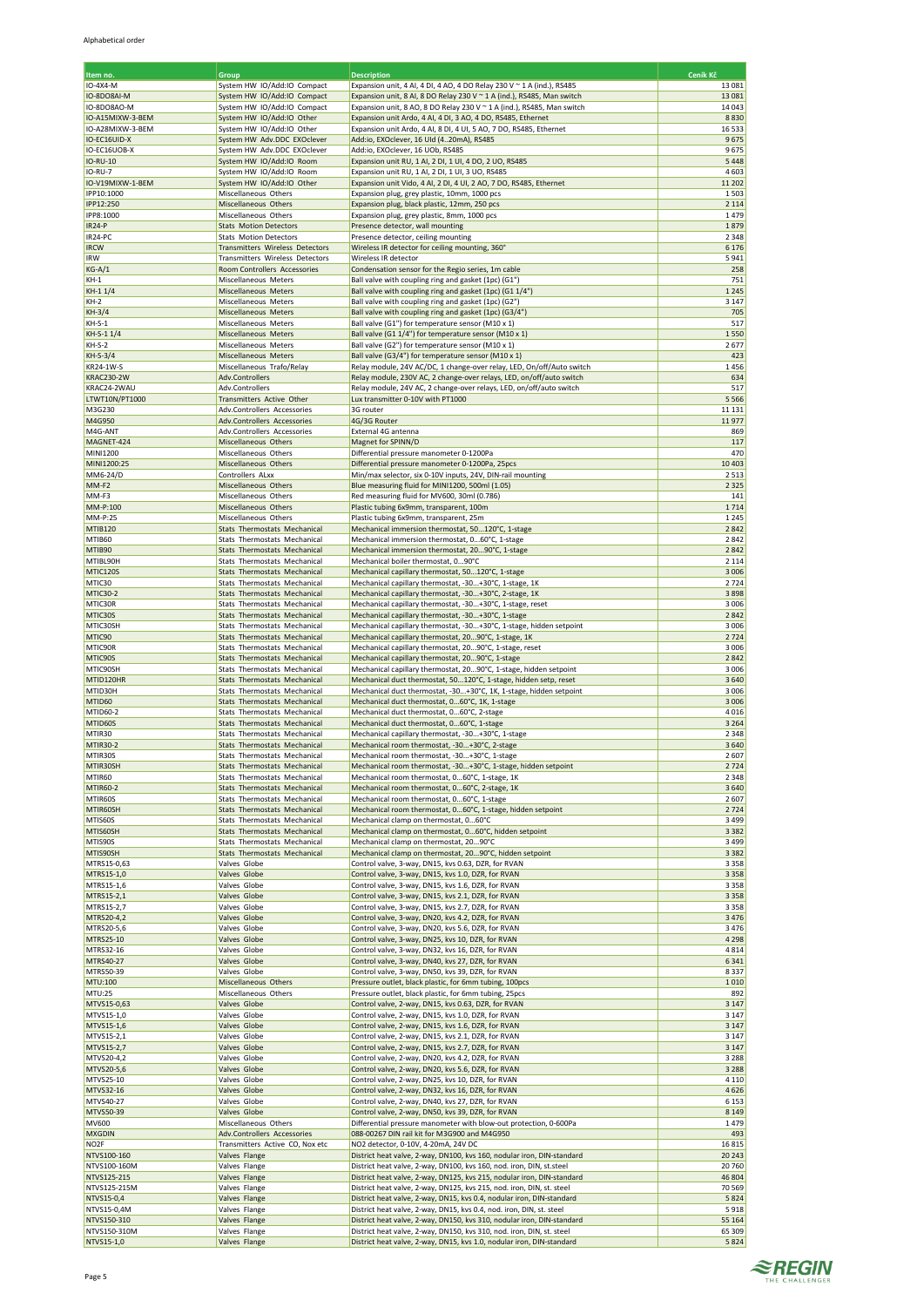Alphabetical order

| Item no. | Group | Description | Ceník Kč |
|---|---|---|---|
| IO-4X4-M | System HW IO/Add:IO Compact | Expansion unit, 4 AI, 4 DI, 4 AO, 4 DO Relay 230 V ~ 1 A (ind.), RS485 | 13 081 |
| IO-8DO8AI-M | System HW IO/Add:IO Compact | Expansion unit, 8 AI, 8 DO Relay 230 V ~ 1 A (ind.), RS485, Man switch | 13 081 |
| IO-8DO8AO-M | System HW IO/Add:IO Compact | Expansion unit, 8 AO, 8 DO Relay 230 V ~ 1 A (ind.), RS485, Man switch | 14 043 |
| IO-A15MIXW-3-BEM | System HW IO/Add:IO Other | Expansion unit Ardo, 4 AI, 4 DI, 3 AO, 4 DO, RS485, Ethernet | 8 830 |
| IO-A28MIXW-3-BEM | System HW IO/Add:IO Other | Expansion unit Ardo, 4 AI, 8 DI, 4 UI, 5 AO, 7 DO, RS485, Ethernet | 16 533 |
| IO-EC16UID-X | System HW Adv.DDC EXOclever | Add:io, EXOclever, 16 UId (4..20mA), RS485 | 9 675 |
| IO-EC16UOB-X | System HW Adv.DDC EXOclever | Add:io, EXOclever, 16 UOb, RS485 | 9 675 |
| IO-RU-10 | System HW IO/Add:IO Room | Expansion unit RU, 1 AI, 2 DI, 1 UI, 4 DO, 2 UO, RS485 | 5 448 |
| IO-RU-7 | System HW IO/Add:IO Room | Expansion unit RU, 1 AI, 2 DI, 1 UI, 3 UO, RS485 | 4 603 |
| IO-V19MIXW-1-BEM | System HW IO/Add:IO Other | Expansion unit Vido, 4 AI, 2 DI, 4 UI, 2 AO, 7 DO, RS485, Ethernet | 11 202 |
| IPP10:1000 | Miscellaneous Others | Expansion plug, grey plastic, 10mm, 1000 pcs | 1 503 |
| IPP12:250 | Miscellaneous Others | Expansion plug, black plastic, 12mm, 250 pcs | 2 114 |
| IPP8:1000 | Miscellaneous Others | Expansion plug, grey plastic, 8mm, 1000 pcs | 1 479 |
| IR24-P | Stats Motion Detectors | Presence detector, wall mounting | 1 879 |
| IR24-PC | Stats Motion Detectors | Presence detector, ceiling mounting | 2 348 |
| IRCW | Transmitters Wireless Detectors | Wireless IR detector for ceiling mounting, 360° | 6 176 |
| IRW | Transmitters Wireless Detectors | Wireless IR detector | 5 941 |
| KG-A/1 | Room Controllers Accessories | Condensation sensor for the Regio series, 1m cable | 258 |
| KH-1 | Miscellaneous Meters | Ball valve with coupling ring and gasket (1pc) (G1") | 751 |
| KH-1 1/4 | Miscellaneous Meters | Ball valve with coupling ring and gasket (1pc) (G1 1/4") | 1 245 |
| KH-2 | Miscellaneous Meters | Ball valve with coupling ring and gasket (1pc) (G2") | 3 147 |
| KH-3/4 | Miscellaneous Meters | Ball valve with coupling ring and gasket (1pc) (G3/4") | 705 |
| KH-S-1 | Miscellaneous Meters | Ball valve (G1") for temperature sensor (M10 x 1) | 517 |
| KH-S-1 1/4 | Miscellaneous Meters | Ball valve (G1 1/4") for temperature sensor (M10 x 1) | 1 550 |
| KH-S-2 | Miscellaneous Meters | Ball valve (G2") for temperature sensor (M10 x 1) | 2 677 |
| KH-S-3/4 | Miscellaneous Meters | Ball valve (G3/4") for temperature sensor (M10 x 1) | 423 |
| KR24-1W-S | Miscellaneous Trafo/Relay | Relay module, 24V AC/DC, 1-change-over relay, LED, On/off/Auto switch | 1 456 |
| KRAC230-2W | Adv.Controllers | Relay module, 230V AC, 2 change-over relays, LED, on/off/auto switch | 634 |
| KRAC24-2WAU | Adv.Controllers | Relay module, 24V AC, 2 change-over relays, LED, on/off/auto switch | 517 |
| LTWT10N/PT1000 | Transmitters Active Other | Lux transmitter 0-10V with PT1000 | 5 566 |
| M3G230 | Adv.Controllers Accessories | 3G router | 11 131 |
| M4G950 | Adv.Controllers Accessories | 4G/3G Router | 11 977 |
| M4G-ANT | Adv.Controllers Accessories | External 4G antenna | 869 |
| MAGNET-424 | Miscellaneous Others | Magnet for SPINN/D | 117 |
| MINI1200 | Miscellaneous Others | Differential pressure manometer 0-1200Pa | 470 |
| MINI1200:25 | Miscellaneous Others | Differential pressure manometer 0-1200Pa, 25pcs | 10 403 |
| MM6-24/D | Controllers ALxx | Min/max selector, six 0-10V inputs, 24V, DIN-rail mounting | 2 513 |
| MM-F2 | Miscellaneous Others | Blue measuring fluid for MINI1200, 500ml (1.05) | 2 325 |
| MM-F3 | Miscellaneous Others | Red measuring fluid for MV600, 30ml (0.786) | 141 |
| MM-P:100 | Miscellaneous Others | Plastic tubing 6x9mm, transparent, 100m | 1 714 |
| MM-P:25 | Miscellaneous Others | Plastic tubing 6x9mm, transparent, 25m | 1 245 |
| MTIB120 | Stats Thermostats Mechanical | Mechanical immersion thermostat, 50...120°C, 1-stage | 2 842 |
| MTIB60 | Stats Thermostats Mechanical | Mechanical immersion thermostat, 0...60°C, 1-stage | 2 842 |
| MTIB90 | Stats Thermostats Mechanical | Mechanical immersion thermostat, 20...90°C, 1-stage | 2 842 |
| MTIBL90H | Stats Thermostats Mechanical | Mechanical boiler thermostat, 0...90°C | 2 114 |
| MTIC120S | Stats Thermostats Mechanical | Mechanical capillary thermostat, 50...120°C, 1-stage | 3 006 |
| MTIC30 | Stats Thermostats Mechanical | Mechanical capillary thermostat, -30...+30°C, 1-stage, 1K | 2 724 |
| MTIC30-2 | Stats Thermostats Mechanical | Mechanical capillary thermostat, -30...+30°C, 2-stage, 1K | 3 898 |
| MTIC30R | Stats Thermostats Mechanical | Mechanical capillary thermostat, -30...+30°C, 1-stage, reset | 3 006 |
| MTIC30S | Stats Thermostats Mechanical | Mechanical capillary thermostat, -30...+30°C, 1-stage | 2 842 |
| MTIC30SH | Stats Thermostats Mechanical | Mechanical capillary thermostat, -30...+30°C, 1-stage, hidden setpoint | 3 006 |
| MTIC90 | Stats Thermostats Mechanical | Mechanical capillary thermostat, 20...90°C, 1-stage, 1K | 2 724 |
| MTIC90R | Stats Thermostats Mechanical | Mechanical capillary thermostat, 20...90°C, 1-stage, reset | 3 006 |
| MTIC90S | Stats Thermostats Mechanical | Mechanical capillary thermostat, 20...90°C, 1-stage | 2 842 |
| MTIC90SH | Stats Thermostats Mechanical | Mechanical capillary thermostat, 20...90°C, 1-stage, hidden setpoint | 3 006 |
| MTID120HR | Stats Thermostats Mechanical | Mechanical duct thermostat, 50...120°C, 1-stage, hidden setp, reset | 3 640 |
| MTID30H | Stats Thermostats Mechanical | Mechanical duct thermostat, -30...+30°C, 1K, 1-stage, hidden setpoint | 3 006 |
| MTID60 | Stats Thermostats Mechanical | Mechanical duct thermostat, 0...60°C, 1K, 1-stage | 3 006 |
| MTID60-2 | Stats Thermostats Mechanical | Mechanical duct thermostat, 0...60°C, 2-stage | 4 016 |
| MTID60S | Stats Thermostats Mechanical | Mechanical duct thermostat, 0...60°C, 1-stage | 3 264 |
| MTIR30 | Stats Thermostats Mechanical | Mechanical capillary thermostat, -30...+30°C, 1-stage | 2 348 |
| MTIR30-2 | Stats Thermostats Mechanical | Mechanical room thermostat, -30...+30°C, 2-stage | 3 640 |
| MTIR30S | Stats Thermostats Mechanical | Mechanical room thermostat, -30...+30°C, 1-stage | 2 607 |
| MTIR30SH | Stats Thermostats Mechanical | Mechanical room thermostat, -30...+30°C, 1-stage, hidden setpoint | 2 724 |
| MTIR60 | Stats Thermostats Mechanical | Mechanical room thermostat, 0...60°C, 1-stage, 1K | 2 348 |
| MTIR60-2 | Stats Thermostats Mechanical | Mechanical room thermostat, 0...60°C, 2-stage, 1K | 3 640 |
| MTIR60S | Stats Thermostats Mechanical | Mechanical room thermostat, 0...60°C, 1-stage | 2 607 |
| MTIR60SH | Stats Thermostats Mechanical | Mechanical room thermostat, 0...60°C, 1-stage, hidden setpoint | 2 724 |
| MTIS60S | Stats Thermostats Mechanical | Mechanical clamp on thermostat, 0...60°C | 3 499 |
| MTIS60SH | Stats Thermostats Mechanical | Mechanical clamp on thermostat, 0...60°C, hidden setpoint | 3 382 |
| MTIS90S | Stats Thermostats Mechanical | Mechanical clamp on thermostat, 20...90°C | 3 499 |
| MTIS90SH | Stats Thermostats Mechanical | Mechanical clamp on thermostat, 20...90°C, hidden setpoint | 3 382 |
| MTRS15-0,63 | Valves Globe | Control valve, 3-way, DN15, kvs 0.63, DZR, for RVAN | 3 358 |
| MTRS15-1,0 | Valves Globe | Control valve, 3-way, DN15, kvs 1.0, DZR, for RVAN | 3 358 |
| MTRS15-1,6 | Valves Globe | Control valve, 3-way, DN15, kvs 1.6, DZR, for RVAN | 3 358 |
| MTRS15-2,1 | Valves Globe | Control valve, 3-way, DN15, kvs 2.1, DZR, for RVAN | 3 358 |
| MTRS15-2,7 | Valves Globe | Control valve, 3-way, DN15, kvs 2.7, DZR, for RVAN | 3 358 |
| MTRS20-4,2 | Valves Globe | Control valve, 3-way, DN20, kvs 4.2, DZR, for RVAN | 3 476 |
| MTRS20-5,6 | Valves Globe | Control valve, 3-way, DN20, kvs 5.6, DZR, for RVAN | 3 476 |
| MTRS25-10 | Valves Globe | Control valve, 3-way, DN25, kvs 10, DZR, for RVAN | 4 298 |
| MTRS32-16 | Valves Globe | Control valve, 3-way, DN32, kvs 16, DZR, for RVAN | 4 814 |
| MTRS40-27 | Valves Globe | Control valve, 3-way, DN40, kvs 27, DZR, for RVAN | 6 341 |
| MTRS50-39 | Valves Globe | Control valve, 3-way, DN50, kvs 39, DZR, for RVAN | 8 337 |
| MTU:100 | Miscellaneous Others | Pressure outlet, black plastic, for 6mm tubing, 100pcs | 1 010 |
| MTU:25 | Miscellaneous Others | Pressure outlet, black plastic, for 6mm tubing, 25pcs | 892 |
| MTVS15-0,63 | Valves Globe | Control valve, 2-way, DN15, kvs 0.63, DZR, for RVAN | 3 147 |
| MTVS15-1,0 | Valves Globe | Control valve, 2-way, DN15, kvs 1.0, DZR, for RVAN | 3 147 |
| MTVS15-1,6 | Valves Globe | Control valve, 2-way, DN15, kvs 1.6, DZR, for RVAN | 3 147 |
| MTVS15-2,1 | Valves Globe | Control valve, 2-way, DN15, kvs 2.1, DZR, for RVAN | 3 147 |
| MTVS15-2,7 | Valves Globe | Control valve, 2-way, DN15, kvs 2.7, DZR, for RVAN | 3 147 |
| MTVS20-4,2 | Valves Globe | Control valve, 2-way, DN20, kvs 4.2, DZR, for RVAN | 3 288 |
| MTVS20-5,6 | Valves Globe | Control valve, 2-way, DN20, kvs 5.6, DZR, for RVAN | 3 288 |
| MTVS25-10 | Valves Globe | Control valve, 2-way, DN25, kvs 10, DZR, for RVAN | 4 110 |
| MTVS32-16 | Valves Globe | Control valve, 2-way, DN32, kvs 16, DZR, for RVAN | 4 626 |
| MTVS40-27 | Valves Globe | Control valve, 2-way, DN40, kvs 27, DZR, for RVAN | 6 153 |
| MTVS50-39 | Valves Globe | Control valve, 2-way, DN50, kvs 39, DZR, for RVAN | 8 149 |
| MV600 | Miscellaneous Others | Differential pressure manometer with blow-out protection, 0-600Pa | 1 479 |
| MXGDIN | Adv.Controllers Accessories | 088-00267 DIN rail kit for M3G900 and M4G950 | 493 |
| NO2F | Transmitters Active CO, Nox etc | NO2 detector, 0-10V, 4-20mA, 24V DC | 16 815 |
| NTVS100-160 | Valves Flange | District heat valve, 2-way, DN100, kvs 160, nodular iron, DIN-standard | 20 243 |
| NTVS100-160M | Valves Flange | District heat valve, 2-way, DN100, kvs 160, nod. iron, DIN, st.steel | 20 760 |
| NTVS125-215 | Valves Flange | District heat valve, 2-way, DN125, kvs 215, nodular iron, DIN-standard | 46 804 |
| NTVS125-215M | Valves Flange | District heat valve, 2-way, DN125, kvs 215, nod. iron, DIN, st. steel | 70 569 |
| NTVS15-0,4 | Valves Flange | District heat valve, 2-way, DN15, kvs 0.4, nodular iron, DIN-standard | 5 824 |
| NTVS15-0,4M | Valves Flange | District heat valve, 2-way, DN15, kvs 0.4, nod. iron, DIN, st. steel | 5 918 |
| NTVS150-310 | Valves Flange | District heat valve, 2-way, DN150, kvs 310, nodular iron, DIN-standard | 55 164 |
| NTVS150-310M | Valves Flange | District heat valve, 2-way, DN150, kvs 310, nod. iron, DIN, st. steel | 65 309 |
| NTVS15-1,0 | Valves Flange | District heat valve, 2-way, DN15, kvs 1.0, nodular iron, DIN-standard | 5 824 |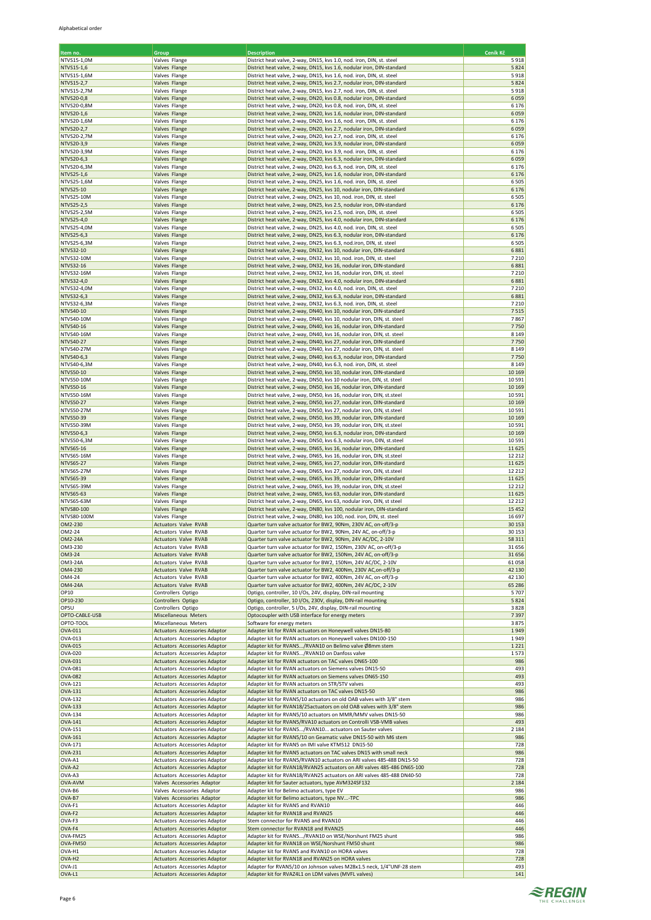| Item no. | Group | Description | Ceník Kč |
|---|---|---|---|
| NTVS15-1,0M | Valves Flange | District heat valve, 2-way, DN15, kvs 1.0, nod. iron, DIN, st. steel | 5 918 |
| NTVS15-1,6 | Valves Flange | District heat valve, 2-way, DN15, kvs 1.6, nodular iron, DIN-standard | 5 824 |
| NTVS15-1,6M | Valves Flange | District heat valve, 2-way, DN15, kvs 1.6, nod. iron, DIN, st. steel | 5 918 |
| NTVS15-2,7 | Valves Flange | District heat valve, 2-way, DN15, kvs 2.7, nodular iron, DIN-standard | 5 824 |
| NTVS15-2,7M | Valves Flange | District heat valve, 2-way, DN15, kvs 2.7, nod. iron, DIN, st. steel | 5 918 |
| NTVS20-0,8 | Valves Flange | District heat valve, 2-way, DN20, kvs 0.8, nodular iron, DIN-standard | 6 059 |
| NTVS20-0,8M | Valves Flange | District heat valve, 2-way, DN20, kvs 0.8, nod. iron, DIN, st. steel | 6 176 |
| NTVS20-1,6 | Valves Flange | District heat valve, 2-way, DN20, kvs 1.6, nodular iron, DIN-standard | 6 059 |
| NTVS20-1,6M | Valves Flange | District heat valve, 2-way, DN20, kvs 1.6, nod. iron, DIN, st. steel | 6 176 |
| NTVS20-2,7 | Valves Flange | District heat valve, 2-way, DN20, kvs 2.7, nodular iron, DIN-standard | 6 059 |
| NTVS20-2,7M | Valves Flange | District heat valve, 2-way, DN20, kvs 2.7, nod. iron, DIN, st. steel | 6 176 |
| NTVS20-3,9 | Valves Flange | District heat valve, 2-way, DN20, kvs 3.9, nodular iron, DIN-standard | 6 059 |
| NTVS20-3,9M | Valves Flange | District heat valve, 2-way, DN20, kvs 3.9, nod. iron, DIN, st. steel | 6 176 |
| NTVS20-6,3 | Valves Flange | District heat valve, 2-way, DN20, kvs 6.3, nodular iron, DIN-standard | 6 059 |
| NTVS20-6,3M | Valves Flange | District heat valve, 2-way, DN20, kvs 6.3, nod. iron, DIN, st. steel | 6 176 |
| NTVS25-1,6 | Valves Flange | District heat valve, 2-way, DN25, kvs 1.6, nodular iron, DIN-standard | 6 176 |
| NTVS25-1,6M | Valves Flange | District heat valve, 2-way, DN25, kvs 1.6, nod. iron, DIN, st. steel | 6 505 |
| NTVS25-10 | Valves Flange | District heat valve, 2-way, DN25, kvs 10, nodular iron, DIN-standard | 6 176 |
| NTVS25-10M | Valves Flange | District heat valve, 2-way, DN25, kvs 10, nod. iron, DIN, st. steel | 6 505 |
| NTVS25-2,5 | Valves Flange | District heat valve, 2-way, DN25, kvs 2.5, nodular iron, DIN-standard | 6 176 |
| NTVS25-2,5M | Valves Flange | District heat valve, 2-way, DN25, kvs 2.5, nod. iron, DIN, st. steel | 6 505 |
| NTVS25-4,0 | Valves Flange | District heat valve, 2-way, DN25, kvs 4.0, nodular iron, DIN-standard | 6 176 |
| NTVS25-4,0M | Valves Flange | District heat valve, 2-way, DN25, kvs 4.0, nod. iron, DIN, st. steel | 6 505 |
| NTVS25-6,3 | Valves Flange | District heat valve, 2-way, DN25, kvs 6.3, nodular iron, DIN-standard | 6 176 |
| NTVS25-6,3M | Valves Flange | District heat valve, 2-way, DN25, kvs 6.3, nod.iron, DIN, st. steel | 6 505 |
| NTVS32-10 | Valves Flange | District heat valve, 2-way, DN32, kvs 10, nodular iron, DIN-standard | 6 881 |
| NTVS32-10M | Valves Flange | District heat valve, 2-way, DN32, kvs 10, nod. iron, DIN, st. steel | 7 210 |
| NTVS32-16 | Valves Flange | District heat valve, 2-way, DN32, kvs 16, nodular iron, DIN-standard | 6 881 |
| NTVS32-16M | Valves Flange | District heat valve, 2-way, DN32, kvs 16, nod. iron, DIN, st. steel | 7 210 |
| NTVS32-4,0 | Valves Flange | District heat valve, 2-way, DN32, kvs 4.0, nodular iron, DIN-standard | 6 881 |
| NTVS32-4,0M | Valves Flange | District heat valve, 2-way, DN32, kvs 4.0, nod. iron, DIN, st. steel | 7 210 |
| NTVS32-6,3 | Valves Flange | District heat valve, 2-way, DN32, kvs 6.3, nodular iron, DIN-standard | 6 881 |
| NTVS32-6,3M | Valves Flange | District heat valve, 2-way, DN32, kvs 6.3, nod. iron, DIN, st. steel | 7 210 |
| NTVS40-10 | Valves Flange | District heat valve, 2-way, DN40, kvs 10, nodular iron, DIN-standard | 7 515 |
| NTVS40-10M | Valves Flange | District heat valve, 2-way, DN40, kvs 10, nodular iron, DIN, st. steel | 7 867 |
| NTVS40-16 | Valves Flange | District heat valve, 2-way, DN40, kvs 16, nodular iron, DIN-standard | 7 750 |
| NTVS40-16M | Valves Flange | District heat valve, 2-way, DN40, kvs 16, nodular iron, DIN, st. steel | 8 149 |
| NTVS40-27 | Valves Flange | District heat valve, 2-way, DN40, kvs 27, nodular iron, DIN-standard | 7 750 |
| NTVS40-27M | Valves Flange | District heat valve, 2-way, DN40, kvs 27, nodular iron, DIN, st. steel | 8 149 |
| NTVS40-6,3 | Valves Flange | District heat valve, 2-way, DN40, kvs 6.3, nodular iron, DIN-standard | 7 750 |
| NTVS40-6,3M | Valves Flange | District heat valve, 2-way, DN40, kvs 6.3, nod. iron, DIN, st. steel | 8 149 |
| NTVS50-10 | Valves Flange | District heat valve, 2-way, DN50, kvs 10, nodular iron, DIN-standard | 10 169 |
| NTVS50-10M | Valves Flange | District heat valve, 2-way, DN50, kvs 10 nodular iron, DIN, st. steel | 10 591 |
| NTVS50-16 | Valves Flange | District heat valve, 2-way, DN50, kvs 16, nodular iron, DIN-standard | 10 169 |
| NTVS50-16M | Valves Flange | District heat valve, 2-way, DN50, kvs 16, nodular iron, DIN, st.steel | 10 591 |
| NTVS50-27 | Valves Flange | District heat valve, 2-way, DN50, kvs 27, nodular iron, DIN-standard | 10 169 |
| NTVS50-27M | Valves Flange | District heat valve, 2-way, DN50, kvs 27, nodular iron, DIN, st.steel | 10 591 |
| NTVS50-39 | Valves Flange | District heat valve, 2-way, DN50, kvs 39, nodular iron, DIN-standard | 10 169 |
| NTVS50-39M | Valves Flange | District heat valve, 2-way, DN50, kvs 39, nodular iron, DIN, st.steel | 10 591 |
| NTVS50-6,3 | Valves Flange | District heat valve, 2-way, DN50, kvs 6.3, nodular iron, DIN-standard | 10 169 |
| NTVS50-6,3M | Valves Flange | District heat valve, 2-way, DN50, kvs 6.3, nodular iron, DIN, st.steel | 10 591 |
| NTVS65-16 | Valves Flange | District heat valve, 2-way, DN65, kvs 16, nodular iron, DIN-standard | 11 625 |
| NTVS65-16M | Valves Flange | District heat valve, 2-way, DN65, kvs 16, nodular iron, DIN, st.steel | 12 212 |
| NTVS65-27 | Valves Flange | District heat valve, 2-way, DN65, kvs 27, nodular iron, DIN-standard | 11 625 |
| NTVS65-27M | Valves Flange | District heat valve, 2-way, DN65, kvs 27, nodular iron, DIN, st.steel | 12 212 |
| NTVS65-39 | Valves Flange | District heat valve, 2-way, DN65, kvs 39, nodular iron, DIN-standard | 11 625 |
| NTVS65-39M | Valves Flange | District heat valve, 2-way, DN65, kvs 39, nodular iron, DIN, st.steel | 12 212 |
| NTVS65-63 | Valves Flange | District heat valve, 2-way, DN65, kvs 63, nodular iron, DIN-standard | 11 625 |
| NTVS65-63M | Valves Flange | District heat valve, 2-way, DN65, kvs 63, nodular iron, DIN, st steel | 12 212 |
| NTVS80-100 | Valves Flange | District heat valve, 2-way, DN80, kvs 100, nodular iron, DIN-standard | 15 452 |
| NTVS80-100M | Valves Flange | District heat valve, 2-way, DN80, kvs 100, nod. iron, DIN, st. steel | 16 697 |
| OM2-230 | Actuators Valve RVAB | Quarter turn valve actuator for BW2, 90Nm, 230V AC, on-off/3-p | 30 153 |
| OM2-24 | Actuators Valve RVAB | Quarter turn valve actuator for BW2, 90Nm, 24V AC, on-off/3-p | 30 153 |
| OM2-24A | Actuators Valve RVAB | Quarter turn valve actuator for BW2, 90Nm, 24V AC/DC, 2-10V | 58 311 |
| OM3-230 | Actuators Valve RVAB | Quarter turn valve actuator for BW2, 150Nm, 230V AC, on-off/3-p | 31 656 |
| OM3-24 | Actuators Valve RVAB | Quarter turn valve actuator for BW2, 150Nm, 24V AC, on-off/3-p | 31 656 |
| OM3-24A | Actuators Valve RVAB | Quarter turn valve actuator for BW2, 150Nm, 24V AC/DC, 2-10V | 61 058 |
| OM4-230 | Actuators Valve RVAB | Quarter turn valve actuator for BW2, 400Nm, 230V AC,on-off/3-p | 42 130 |
| OM4-24 | Actuators Valve RVAB | Quarter turn valve actuator for BW2, 400Nm, 24V AC, on-off/3-p | 42 130 |
| OM4-24A | Actuators Valve RVAB | Quarter turn valve actuator for BW2, 400Nm, 24V AC/DC, 2-10V | 65 286 |
| OP10 | Controllers Optigo | Optigo, controller, 10 I/Os, 24V, display, DIN-rail mounting | 5 707 |
| OP10-230 | Controllers Optigo | Optigo, controller, 10 I/Os, 230V, display, DIN-rail mounting | 5 824 |
| OP5U | Controllers Optigo | Optigo, controller, 5 I/Os, 24V, display, DIN-rail mounting | 3 828 |
| OPTO-CABLE-USB | Miscellaneous Meters | Optocoupler with USB interface for energy meters | 7 397 |
| OPTO-TOOL | Miscellaneous Meters | Software for energy meters | 3 875 |
| OVA-011 | Actuators Accessories Adaptor | Adapter kit for RVAN actuators on Honeywell valves DN15-80 | 1 949 |
| OVA-013 | Actuators Accessories Adaptor | Adapter kit for RVAN actuators on Honeywell valves DN100-150 | 1 949 |
| OVA-015 | Actuators Accessories Adaptor | Adapter kit for RVAN5.../RVAN10 on Belimo valve Ø8mm stem | 1 221 |
| OVA-020 | Actuators Accessories Adaptor | Adapter kit for RVAN5.../RVAN10 on Danfoss valve | 1 573 |
| OVA-031 | Actuators Accessories Adaptor | Adapter kit for RVAN actuators on TAC valves DN65-100 | 986 |
| OVA-081 | Actuators Accessories Adaptor | Adapter kit for RVAN actuators on Siemens valves DN15-50 | 493 |
| OVA-082 | Actuators Accessories Adaptor | Adapter kit for RVAN actuators on Siemens valves DN65-150 | 493 |
| OVA-121 | Actuators Accessories Adaptor | Adapter kit for RVAN actuators on STR/STV valves | 493 |
| OVA-131 | Actuators Accessories Adaptor | Adapter kit for RVAN actuators on TAC valves DN15-50 | 986 |
| OVA-132 | Actuators Accessories Adaptor | Adapter kit for RVAN5/10 actuators on old OAB valves with 3/8" stem | 986 |
| OVA-133 | Actuators Accessories Adaptor | Adapter kit for RVAN18/25actuators on old OAB valves with 3/8" stem | 986 |
| OVA-134 | Actuators Accessories Adaptor | Adapter kit for RVAN5/10 actuators on MMR/MMV valves DN15-50 | 986 |
| OVA-141 | Actuators Accessories Adaptor | Adapter kit for RVAN5/RVA10 actuators on Controlli VSB-VMB valves | 493 |
| OVA-151 | Actuators Accessories Adaptor | Adapter kit for RVAN5.../RVAN10... actuators on Sauter valves | 2 184 |
| OVA-161 | Actuators Accessories Adaptor | Adapter kit for RVAN5/10 on Geamatic valve DN15-50 with M6 stem | 986 |
| OVA-171 | Actuators Accessories Adaptor | Adapter kit for RVAN5 on IMI valve KTM512 DN15-50 | 728 |
| OVA-231 | Actuators Accessories Adaptor | Adapter kit for RVAN5 actuators on TAC valves DN15 with small neck | 986 |
| OVA-A1 | Actuators Accessories Adaptor | Adapter kit for RVAN5/RVAN10 actuators on ARI valves 485-488 DN15-50 | 728 |
| OVA-A2 | Actuators Accessories Adaptor | Adapter kit for RVAN18/RVAN25 actuators on ARI valves 485-486 DN65-100 | 728 |
| OVA-A3 | Actuators Accessories Adaptor | Adapter kit for RVAN18/RVAN25 actuators on ARI valves 485-488 DN40-50 | 728 |
| OVA-AVM | Valves Accessories Adaptor | Adapter kit for Sauter actuators, type AVM324SF132 | 2 184 |
| OVA-B6 | Valves Accessories Adaptor | Adapter kit for Belimo actuators, type EV | 986 |
| OVA-B7 | Valves Accessories Adaptor | Adapter kit for Belimo actuators, type NV...-TPC | 986 |
| OVA-F1 | Actuators Accessories Adaptor | Adapter kit for RVAN5 and RVAN10 | 446 |
| OVA-F2 | Actuators Accessories Adaptor | Adapter kit for RVAN18 and RVAN25 | 446 |
| OVA-F3 | Actuators Accessories Adaptor | Stem connector for RVAN5 and RVAN10 | 446 |
| OVA-F4 | Actuators Accessories Adaptor | Stem connector for RVAN18 and RVAN25 | 446 |
| OVA-FM25 | Actuators Accessories Adaptor | Adapter kit for RVAN5.../RVAN10 on WSE/Norshunt FM25 shunt | 986 |
| OVA-FM50 | Actuators Accessories Adaptor | Adapter kit for RVAN18 on WSE/Norshunt FM50 shunt | 986 |
| OVA-H1 | Actuators Accessories Adaptor | Adapter kit for RVAN5 and RVAN10 on HORA valves | 728 |
| OVA-H2 | Actuators Accessories Adaptor | Adapter kit for RVAN18 and RVAN25 on HORA valves | 728 |
| OVA-J1 | Actuators Accessories Adaptor | Adapter for RVAN5/10 on Johnson valves M28x1.5 neck, 1/4"UNF-28 stem | 493 |
| OVA-L1 | Actuators Accessories Adaptor | Adapter kit for RVAZ4L1 on LDM valves (MVFL valves) | 141 |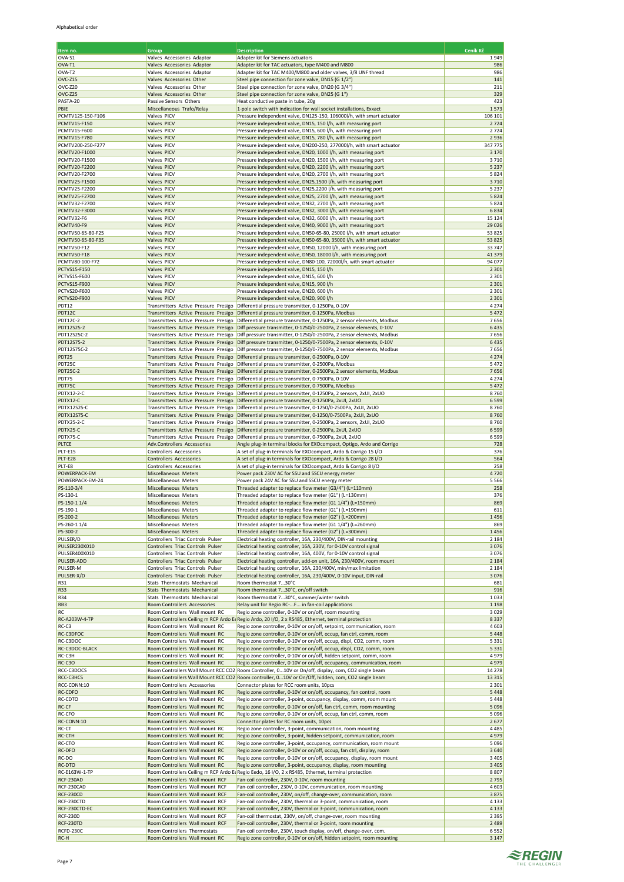Alphabetical order

| Item no. | Group | Description | Ceník Kč |
|---|---|---|---|
| OVA-S1 | Valves Accessories Adaptor | Adapter kit for Siemens actuators | 1 949 |
| OVA-T1 | Valves Accessories Adaptor | Adapter kit for TAC actuators, type M400 and M800 | 986 |
| OVA-T2 | Valves Accessories Adaptor | Adapter kit for TAC M400/M800 and older valves, 3/8 UNF thread | 986 |
| OVC-Z15 | Valves Accessories Other | Steel pipe connection for zone valve, DN15 (G 1/2") | 141 |
| OVC-Z20 | Valves Accessories Other | Steel pipe connection for zone valve, DN20 (G 3/4") | 211 |
| OVC-Z25 | Valves Accessories Other | Steel pipe connection for zone valve, DN25 (G 1") | 329 |
| PASTA-20 | Passive Sensors Others | Heat conductive paste in tube, 20g | 423 |
| PBIE | Miscellaneous Trafo/Relay | 1-pole switch with indication for wall socket installations, Exxact | 1 573 |
| PCMTV125-150-F106 | Valves PICV | Pressure independent valve, DN125-150, 106000l/h, with smart actuator | 106 101 |
| PCMTV15-F150 | Valves PICV | Pressure independent valve, DN15, 150 l/h, with measuring port | 2 724 |
| PCMTV15-F600 | Valves PICV | Pressure independent valve, DN15, 600 l/h, with measuring port | 2 724 |
| PCMTV15-F780 | Valves PICV | Pressure independent valve, DN15, 780 l/h, with measuring port | 2 936 |
| PCMTV200-250-F277 | Valves PICV | Pressure independent valve, DN200-250, 277000l/h, with smart actuator | 347 775 |
| PCMTV20-F1000 | Valves PICV | Pressure independent valve, DN20, 1000 l/h, with measuring port | 3 170 |
| PCMTV20-F1500 | Valves PICV | Pressure independent valve, DN20, 1500 l/h, with measuring port | 3 710 |
| PCMTV20-F2200 | Valves PICV | Pressure independent valve, DN20, 2200 l/h, with measuring port | 5 237 |
| PCMTV20-F2700 | Valves PICV | Pressure independent valve, DN20, 2700 l/h, with measuring port | 5 824 |
| PCMTV25-F1500 | Valves PICV | Pressure independent valve, DN25,1500 l/h, with measuring port | 3 710 |
| PCMTV25-F2200 | Valves PICV | Pressure independent valve, DN25,2200 l/h, with measuring port | 5 237 |
| PCMTV25-F2700 | Valves PICV | Pressure independent valve, DN25, 2700 l/h, with measuring port | 5 824 |
| PCMTV32-F2700 | Valves PICV | Pressure independent valve, DN32, 2700 l/h, with measuring port | 5 824 |
| PCMTV32-F3000 | Valves PICV | Pressure independent valve, DN32, 3000 l/h, with measuring port | 6 834 |
| PCMTV32-F6 | Valves PICV | Pressure independent valve, DN32, 6000 l/h, with measuring port | 15 124 |
| PCMTV40-F9 | Valves PICV | Pressure independent valve, DN40, 9000 l/h, with measuring port | 29 026 |
| PCMTV50-65-80-F25 | Valves PICV | Pressure independent valve, DN50-65-80, 25000 l/h, with smart actuator | 53 825 |
| PCMTV50-65-80-F35 | Valves PICV | Pressure independent valve, DN50-65-80, 35000 l/h, with smart actuator | 53 825 |
| PCMTV50-F12 | Valves PICV | Pressure independent valve, DN50, 12000 l/h, with measuring port | 33 747 |
| PCMTV50-F18 | Valves PICV | Pressure independent valve, DN50, 18000 l/h, with measuring port | 41 379 |
| PCMTV80-100-F72 | Valves PICV | Pressure independent valve, DN80-100, 72000l/h, with smart actuator | 94 077 |
| PCTVS15-F150 | Valves PICV | Pressure independent valve, DN15, 150 l/h | 2 301 |
| PCTVS15-F600 | Valves PICV | Pressure independent valve, DN15, 600 l/h | 2 301 |
| PCTVS15-F900 | Valves PICV | Pressure independent valve, DN15, 900 l/h | 2 301 |
| PCTVS20-F600 | Valves PICV | Pressure independent valve, DN20, 600 l/h | 2 301 |
| PCTVS20-F900 | Valves PICV | Pressure independent valve, DN20, 900 l/h | 2 301 |
| PDT12 | Transmitters Active Pressure Presigo | Differential pressure transmitter, 0-1250Pa, 0-10V | 4 274 |
| PDT12C | Transmitters Active Pressure Presigo | Differential pressure transmitter, 0-1250Pa, Modbus | 5 472 |
| PDT12C-2 | Transmitters Active Pressure Presigo | Differential pressure transmitter, 0-1250Pa, 2 sensor elements, Modbus | 7 656 |
| PDT12S25-2 | Transmitters Active Pressure Presigo | Diff pressure transmitter, 0-1250/0-2500Pa, 2 sensor elements, 0-10V | 6 435 |
| PDT12S25C-2 | Transmitters Active Pressure Presigo | Diff pressure transmitter, 0-1250/0-2500Pa, 2 sensor elements, Modbus | 7 656 |
| PDT12S75-2 | Transmitters Active Pressure Presigo | Diff pressure transmitter, 0-1250/0-7500Pa, 2 sensor elements, 0-10V | 6 435 |
| PDT12S75C-2 | Transmitters Active Pressure Presigo | Diff pressure transmitter, 0-1250/0-7500Pa, 2 sensor elements, Modbus | 7 656 |
| PDT25 | Transmitters Active Pressure Presigo | Differential pressure transmitter, 0-2500Pa, 0-10V | 4 274 |
| PDT25C | Transmitters Active Pressure Presigo | Differential pressure transmitter, 0-2500Pa, Modbus | 5 472 |
| PDT25C-2 | Transmitters Active Pressure Presigo | Differential pressure transmitter, 0-2500Pa, 2 sensor elements, Modbus | 7 656 |
| PDT75 | Transmitters Active Pressure Presigo | Differential pressure transmitter, 0-7500Pa, 0-10V | 4 274 |
| PDT75C | Transmitters Active Pressure Presigo | Differential pressure transmitter, 0-7500Pa, Modbus | 5 472 |
| PDTX12-2-C | Transmitters Active Pressure Presigo | Differential pressure transmitter, 0-1250Pa, 2 sensors, 2xUI, 2xUO | 8 760 |
| PDTX12-C | Transmitters Active Pressure Presigo | Differential pressure transmitter, 0-1250Pa, 2xUI, 2xUO | 6 599 |
| PDTX12S25-C | Transmitters Active Pressure Presigo | Differential pressure transmitter, 0-1250/0-2500Pa, 2xUI, 2xUO | 8 760 |
| PDTX12S75-C | Transmitters Active Pressure Presigo | Differential pressure transmitter, 0-1250/0-7500Pa, 2xUI, 2xUO | 8 760 |
| PDTX25-2-C | Transmitters Active Pressure Presigo | Differential pressure transmitter, 0-2500Pa, 2 sensors, 2xUI, 2xUO | 8 760 |
| PDTX25-C | Transmitters Active Pressure Presigo | Differential pressure transmitter, 0-2500Pa, 2xUI, 2xUO | 6 599 |
| PDTX75-C | Transmitters Active Pressure Presigo | Differential pressure transmitter, 0-7500Pa, 2xUI, 2xUO | 6 599 |
| PLTCE | Adv.Controllers Accessories | Angle plug-in terminal blocks for EXOcompact, Optigo, Ardo and Corrigo | 728 |
| PLT-E15 | Controllers Accessories | A set of plug-in terminals for EXOcompact, Ardo & Corrigo 15 I/O | 376 |
| PLT-E28 | Controllers Accessories | A set of plug-in terminals for EXOcompact, Ardo & Corrigo 28 I/O | 564 |
| PLT-E8 | Controllers Accessories | A set of plug-in terminals for EXOcompact, Ardo & Corrigo 8 I/O | 258 |
| POWERPACK-EM | Miscellaneous Meters | Power pack 230V AC for SSU and SSCU energy meter | 4 720 |
| POWERPACK-EM-24 | Miscellaneous Meters | Power pack 24V AC for SSU and SSCU energy meter | 5 566 |
| PS-110-3/4 | Miscellaneous Meters | Threaded adapter to replace flow meter (G3/4") (L=110mm) | 258 |
| PS-130-1 | Miscellaneous Meters | Threaded adapter to replace flow meter (G1") (L=130mm) | 376 |
| PS-150-1 1/4 | Miscellaneous Meters | Threaded adapter to replace flow meter (G1 1/4") (L=150mm) | 869 |
| PS-190-1 | Miscellaneous Meters | Threaded adapter to replace flow meter (G1") (L=190mm) | 611 |
| PS-200-2 | Miscellaneous Meters | Threaded adapter to replace flow meter (G2") (L=200mm) | 1 456 |
| PS-260-1 1/4 | Miscellaneous Meters | Threaded adapter to replace flow meter (G1 1/4") (L=260mm) | 869 |
| PS-300-2 | Miscellaneous Meters | Threaded adapter to replace flow meter (G2") (L=300mm) | 1 456 |
| PULSER/D | Controllers Triac Controls Pulser | Electrical heating controller, 16A, 230/400V, DIN-rail mounting | 2 184 |
| PULSER230X010 | Controllers Triac Controls Pulser | Electrical heating controller, 16A, 230V, for 0-10V control signal | 3 076 |
| PULSER400X010 | Controllers Triac Controls Pulser | Electrical heating controller, 16A, 400V, for 0-10V control signal | 3 076 |
| PULSER-ADD | Controllers Triac Controls Pulser | Electrical heating controller, add-on unit, 16A, 230/400V, room mount | 2 184 |
| PULSER-M | Controllers Triac Controls Pulser | Electrical heating controller, 16A, 230/400V, min/max limitation | 2 184 |
| PULSER-X/D | Controllers Triac Controls Pulser | Electrical heating controller, 16A, 230/400V, 0-10V input, DIN-rail | 3 076 |
| R31 | Stats Thermostats Mechanical | Room thermostat 7...30°C | 681 |
| R33 | Stats Thermostats Mechanical | Room thermostat 7...30°C, on/off switch | 916 |
| R34 | Stats Thermostats Mechanical | Room thermostat 7...30°C, summer/winter switch | 1 033 |
| RB3 | Room Controllers Accessories | Relay unit for Regio RC-...F... in fan-coil applications | 1 198 |
| RC | Room Controllers Wall mount RC | Regio zone controller, 0-10V or on/off, room mounting | 3 029 |
| RC-A203W-4-TP | Room Controllers Ceiling m RCP Ardo Ec | Regio Ardo, 20 I/O, 2 x RS485, Ethernet, terminal protection | 8 337 |
| RC-C3 | Room Controllers Wall mount RC | Regio zone controller, 0-10V or on/off, setpoint, communication, room | 4 603 |
| RC-C3DFOC | Room Controllers Wall mount RC | Regio zone controller, 0-10V or on/off, occup, fan ctrl, comm, room | 5 448 |
| RC-C3DOC | Room Controllers Wall mount RC | Regio zone controller, 0-10V or on/off, occup, displ, CO2, comm, room | 5 331 |
| RC-C3DOC-BLACK | Room Controllers Wall mount RC | Regio zone controller, 0-10V or on/off, occup, displ, CO2, comm, room | 5 331 |
| RC-C3H | Room Controllers Wall mount RC | Regio zone controller, 0-10V or on/off, hidden setpoint, comm, room | 4 979 |
| RC-C3O | Room Controllers Wall mount RC | Regio zone controller, 0-10V or on/off, occupancy, communication, room | 4 979 |
| RCC-C3DOCS | Room Controllers Wall Mount RCC CO2 | Room Controller, 0...10V or On/off, display, com, CO2 single beam | 14 278 |
| RCC-C3HCS | Room Controllers Wall Mount RCC CO2 | Room controller, 0...10V or On/off, hidden, com, CO2 single beam | 13 315 |
| RCC-CONN:10 | Room Controllers Accessories | Connector plates for RCC room units, 10pcs | 2 301 |
| RC-CDFO | Room Controllers Wall mount RC | Regio zone controller, 0-10V or on/off, occupancy, fan control, room | 5 448 |
| RC-CDTO | Room Controllers Wall mount RC | Regio zone controller, 3-point, occupancy, display, comm, room mount | 5 448 |
| RC-CF | Room Controllers Wall mount RC | Regio zone controller, 0-10V or on/off, fan ctrl, comm, room mounting | 5 096 |
| RC-CFO | Room Controllers Wall mount RC | Regio zone controller, 0-10V or on/off, occup, fan ctrl, comm, room | 5 096 |
| RC-CONN:10 | Room Controllers Accessories | Connector plates for RC room units, 10pcs | 2 677 |
| RC-CT | Room Controllers Wall mount RC | Regio zone controller, 3-point, communication, room mounting | 4 485 |
| RC-CTH | Room Controllers Wall mount RC | Regio zone controller, 3-point, hidden setpoint, communication, room | 4 979 |
| RC-CTO | Room Controllers Wall mount RC | Regio zone controller, 3-point, occupancy, communication, room mount | 5 096 |
| RC-DFO | Room Controllers Wall mount RC | Regio zone controller, 0-10V or on/off, occup, fan ctrl, display, room | 3 640 |
| RC-DO | Room Controllers Wall mount RC | Regio zone controller, 0-10V or on/off, occupancy, display, room mount | 3 405 |
| RC-DTO | Room Controllers Wall mount RC | Regio zone controller, 3-point, occupancy, display, room mounting | 3 405 |
| RC-E163W-1-TP | Room Controllers Ceiling m RCP Ardo Ec | Regio Eedo, 16 I/O, 2 x RS485, Ethernet, terminal protection | 8 807 |
| RCF-230AD | Room Controllers Wall mount RCF | Fan-coil controller, 230V, 0-10V, room mounting | 2 795 |
| RCF-230CAD | Room Controllers Wall mount RCF | Fan-coil controller, 230V, 0-10V, communication, room mounting | 4 603 |
| RCF-230CD | Room Controllers Wall mount RCF | Fan-coil controller, 230V, on/off, change-over, communication, room | 3 875 |
| RCF-230CTD | Room Controllers Wall mount RCF | Fan-coil controller, 230V, thermal or 3-point, communication, room | 4 133 |
| RCF-230CTD-EC | Room Controllers Wall mount RCF | Fan-coil controller, 230V, thermal or 3-point, communication, room | 4 133 |
| RCF-230D | Room Controllers Wall mount RCF | Fan-coil thermostat, 230V, on/off, change-over, room mounting | 2 395 |
| RCF-230TD | Room Controllers Wall mount RCF | Fan-coil controller, 230V, thermal or 3-point, room mounting | 2 489 |
| RCFD-230C | Room Controllers Thermostats | Fan-coil controller, 230V, touch display, on/off, change-over, com. | 6 552 |
| RC-H | Room Controllers Wall mount RC | Regio zone controller, 0-10V or on/off, hidden setpoint, room mounting | 3 147 |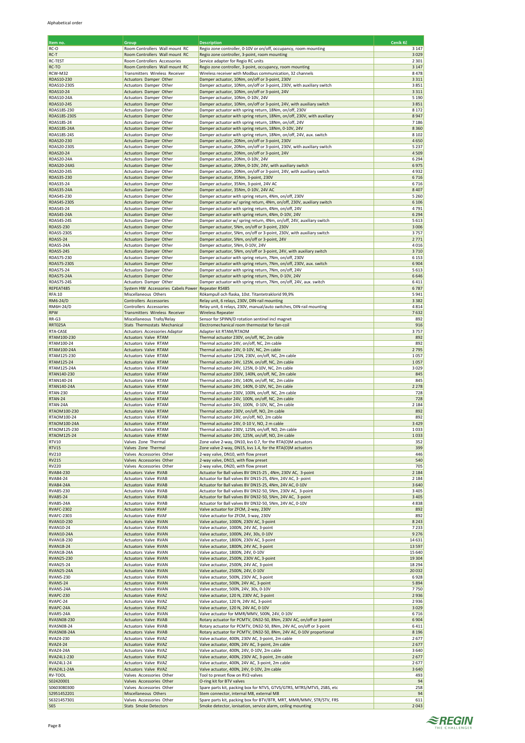Alphabetical order

| Item no. | Group | Description | Ceník Kč |
|---|---|---|---|
| RC-O | Room Controllers Wall mount RC | Regio zone controller, 0-10V or on/off, occupancy, room mounting | 3 147 |
| RC-T | Room Controllers Wall mount RC | Regio zone controller, 3-point, room mounting | 3 029 |
| RC-TEST | Room Controllers Accessories | Service adapter for Regio RC units | 2 301 |
| RC-TO | Room Controllers Wall mount RC | Regio zone controller, 3-point, occupancy, room mounting | 3 147 |
| RCW-M32 | Transmitters Wireless Receiver | Wireless receiver with Modbus communication, 32 channels | 8 478 |
| RDAS10-230 | Actuators Damper Other | Damper actuator, 10Nm, on/off or 3-point, 230V | 3 311 |
| RDAS10-230S | Actuators Damper Other | Damper actuator, 10Nm, on/off or 3-point, 230V, with auxiliary switch | 3 851 |
| RDAS10-24 | Actuators Damper Other | Damper actuator, 10Nm, on/off or 3-point, 24V | 3 311 |
| RDAS10-24A | Actuators Damper Other | Damper actuator, 10Nm, 0-10V, 24V | 5 190 |
| RDAS10-24S | Actuators Damper Other | Damper actuator, 10Nm, on/off or 3-point, 24V, with auxiliary switch | 3 851 |
| RDAS18S-230 | Actuators Damper Other | Damper actuator with spring return, 18Nm, on/off, 230V | 8 172 |
| RDAS18S-230S | Actuators Damper Other | Damper actuator with spring return, 18Nm, on/off, 230V, with auxiliary | 8 947 |
| RDAS18S-24 | Actuators Damper Other | Damper actuator with spring return, 18Nm, on/off, 24V | 7 186 |
| RDAS18S-24A | Actuators Damper Other | Damper actuator with spring return, 18Nm, 0-10V, 24V | 8 360 |
| RDAS18S-24S | Actuators Damper Other | Damper actuator with spring return, 18Nm, on/off, 24V, aux. switch | 8 102 |
| RDAS20-230 | Actuators Damper Other | Damper actuator, 20Nm, on/off or 3-point, 230V | 4 650 |
| RDAS20-230S | Actuators Damper Other | Damper actuator, 20Nm, on/off or 3-point, 230V, with auxiliary switch | 5 237 |
| RDAS20-24 | Actuators Damper Other | Damper actuator, 20Nm, on/off or 3-point, 24V | 4 509 |
| RDAS20-24A | Actuators Damper Other | Damper actuator, 20Nm, 0-10V, 24V | 6 294 |
| RDAS20-24AS | Actuators Damper Other | Damper actuator, 20Nm, 0-10V, 24V, with auxiliary switch | 6 975 |
| RDAS20-24S | Actuators Damper Other | Damper actuator, 20Nm, on/off or 3-point, 24V, with auxiliary switch | 4 932 |
| RDAS35-230 | Actuators Damper Other | Damper actuator, 35Nm, 3-point, 230V | 6 716 |
| RDAS35-24 | Actuators Damper Other | Damper actuator, 35Nm, 3-point, 24V AC | 6 716 |
| RDAS35-24A | Actuators Damper Other | Damper actuator, 35Nm, 0-10V, 24V AC | 8 407 |
| RDAS4S-230 | Actuators Damper Other | Damper actuator with spring return, 4Nm, on/off, 230V | 5 260 |
| RDAS4S-230S | Actuators Damper Other | Damper actuator w/ spring return, 4Nm, on/off, 230V, auxiliary switch | 6 106 |
| RDAS4S-24 | Actuators Damper Other | Damper actuator with spring return, 4Nm, on/off, 24V | 4 791 |
| RDAS4S-24A | Actuators Damper Other | Damper actuator with spring return, 4Nm, 0-10V, 24V | 6 294 |
| RDAS4S-24S | Actuators Damper Other | Damper actuator w/ spring return, 4Nm, on/off, 24V, auxiliary switch | 5 613 |
| RDAS5-230 | Actuators Damper Other | Damper actuator, 5Nm, on/off or 3-point, 230V | 3 006 |
| RDAS5-230S | Actuators Damper Other | Damper actuator, 5Nm, on/off or 3-point, 230V, with auxiliary switch | 3 757 |
| RDAS5-24 | Actuators Damper Other | Damper actuator, 5Nm, on/off or 3-point, 24V | 2 771 |
| RDAS5-24A | Actuators Damper Other | Damper actuator, 5Nm, 0-10V, 24V | 4 016 |
| RDAS5-24S | Actuators Damper Other | Damper actuator, 5Nm, on/off or 3-point, 24V, with auxiliary switch | 3 710 |
| RDAS7S-230 | Actuators Damper Other | Damper actuator with spring return, 7Nm, on/off, 230V | 6 153 |
| RDAS7S-230S | Actuators Damper Other | Damper actuator with spring return, 7Nm, on/off, 230V, aux. switch | 6 904 |
| RDAS7S-24 | Actuators Damper Other | Damper actuator with spring return, 7Nm, on/off, 24V | 5 613 |
| RDAS7S-24A | Actuators Damper Other | Damper actuator with spring return, 7Nm, 0-10V, 24V | 6 646 |
| RDAS7S-24S | Actuators Damper Other | Damper actuator with spring return, 7Nm, on/off, 24V, aux. switch | 6 411 |
| REPEAT485 | System HW Accessories Cabels Power | Repeater RS485 | 6 787 |
| RFA:10 | Miscellaneous Others | Rökampull och flaska, 10st. Titantetraklorid 99,9% | 5 941 |
| RM6-24/D | Controllers Accessories | Relay unit, 6 relays, 230V, DIN-rail mounting | 3 382 |
| RM6H-24/D | Controllers Accessories | Relay unit, 6 relays, 230V, manual/auto switches, DIN-rail mounting | 4 814 |
| RPW | Transmitters Wireless Receiver | Wireless Repeater | 7 632 |
| RR-G3 | Miscellaneous Trafo/Relay | Sensor for SPINN/D rotation sentinel incl magnet | 892 |
| RRT025A | Stats Thermostats Mechanical | Electromechanical room thermostat for fan-coil | 916 |
| RTA-CASE | Actuators Accessories Adaptor | Adapter kit RTAM/RTAOM | 3 757 |
| RTAM100-230 | Actuators Valve RTAM | Thermal actuator 230V, on/off, NC, 2m cable | 892 |
| RTAM100-24 | Actuators Valve RTAM | Thermal actuator 24V, on/off, NC, 2m cable | 892 |
| RTAM100-24A | Actuators Valve RTAM | Thermal actuator 24V, 0-10V, NC, 2m cable | 2 795 |
| RTAM125-230 | Actuators Valve RTAM | Thermal actuator 125N, 230V, on/off, NC, 2m cable | 1 057 |
| RTAM125-24 | Actuators Valve RTAM | Thermal actuator 24V, 125N, on/off, NC, 2m cable | 1 057 |
| RTAM125-24A | Actuators Valve RTAM | Thermal actuator 24V, 125N, 0-10V, NC, 2m cable | 3 029 |
| RTAN140-230 | Actuators Valve RTAM | Thermal actuator 230V, 140N, on/off, NC, 2m cable | 845 |
| RTAN140-24 | Actuators Valve RTAM | Thermal actuator 24V, 140N, on/off, NC, 2m cable | 845 |
| RTAN140-24A | Actuators Valve RTAM | Thermal actuator 24V, 140N, 0-10V, NC, 2m cable | 2 278 |
| RTAN-230 | Actuators Valve RTAM | Thermal actuator 230V, 100N, on/off, NC, 2m cable | 728 |
| RTAN-24 | Actuators Valve RTAM | Thermal actuator 24V, 100N, on/off, NC, 2m cable | 728 |
| RTAN-24A | Actuators Valve RTAM | Thermal actuator 24V, 100N, 0-10V, NC, 2m cable | 2 184 |
| RTAOM100-230 | Actuators Valve RTAM | Thermal actuator 230V, on/off, NO, 2m cable | 892 |
| RTAOM100-24 | Actuators Valve RTAM | Thermal actuator 24V, on/off, NO, 2m cable | 892 |
| RTAOM100-24A | Actuators Valve RTAM | Thermal actuator 24V, 0-10 V, NO, 2 m cable | 3 429 |
| RTAOM125-230 | Actuators Valve RTAM | Thermal actuator 230V, 125N, on/off, NO, 2m cable | 1 033 |
| RTAOM125-24 | Actuators Valve RTAM | Thermal actuator 24V, 125N, on/off, NO, 2m cable | 1 033 |
| RTV10 | Valves Zone Thermal | Zone valve 2-way, DN10, kvs 0.7, for the RTA(O)M actuators | 352 |
| RTV15 | Valves Zone Thermal | Zone valve 2-way, DN15, kvs 1.4, for the RTA(O)M actuators | 399 |
| RV210 | Valves Accessories Other | 2-way valve, DN10, with flow preset | 446 |
| RV215 | Valves Accessories Other | 2-way valve, DN15, with flow preset | 540 |
| RV220 | Valves Accessories Other | 2-way valve, DN20, with flow preset | 705 |
| RVAB4-230 | Actuators Valve RVAB | Actuator for Ball valves BV DN15-25 , 4Nm, 230V AC, 3-point | 2 184 |
| RVAB4-24 | Actuators Valve RVAB | Actuator for Ball valves BV DN15-25, 4Nm, 24V AC, 3- point | 2 184 |
| RVAB4-24A | Actuators Valve RVAB | Actuator for Ball valves BV DN15-25, 4Nm, 24V AC, 0-10V | 3 640 |
| RVAB5-230 | Actuators Valve RVAB | Actuator for Ball valves BV DN32-50, 5Nm, 230V AC, 3-point | 3 405 |
| RVAB5-24 | Actuators Valve RVAB | Actuator for Ball valves BV DN32-50, 5Nm, 24V AC, 3-point | 3 405 |
| RVAB5-24A | Actuators Valve RVAB | Actuator for Ball valves BV DN32-50, 5Nm, 24V AC, 0-10V | 4 838 |
| RVAFC-2302 | Actuators Valve RVAF | Valve actuator for ZFCM, 2-way, 230V | 892 |
| RVAFC-2303 | Actuators Valve RVAF | Valve actuator for ZFCM, 3-way, 230V | 892 |
| RVAN10-230 | Actuators Valve RVAN | Valve actuator, 1000N, 230V AC, 3-point | 8 243 |
| RVAN10-24 | Actuators Valve RVAN | Valve actuator, 1000N, 24V AC, 3-point | 7 233 |
| RVAN10-24A | Actuators Valve RVAN | Valve actuator, 1000N, 24V, 30s, 0-10V | 9 276 |
| RVAN18-230 | Actuators Valve RVAN | Valve actuator, 1800N, 230V AC, 3-point | 14 631 |
| RVAN18-24 | Actuators Valve RVAN | Valve actuator, 1800N, 24V AC, 3-point | 13 597 |
| RVAN18-24A | Actuators Valve RVAN | Valve actuator, 1800N, 24V, 0-10V | 15 640 |
| RVAN25-230 | Actuators Valve RVAN | Valve actuator, 2500N, 230V AC, 3-point | 19 304 |
| RVAN25-24 | Actuators Valve RVAN | Valve actuator, 2500N, 24V AC, 3-point | 18 294 |
| RVAN25-24A | Actuators Valve RVAN | Valve actuator, 2500N, 24V, 0-10V | 20 032 |
| RVAN5-230 | Actuators Valve RVAN | Valve actuator, 500N, 230V AC, 3-point | 6 928 |
| RVAN5-24 | Actuators Valve RVAN | Valve actuator, 500N, 24V AC, 3-point | 5 894 |
| RVAN5-24A | Actuators Valve RVAN | Valve actuator, 500N, 24V, 30s, 0-10V | 7 750 |
| RVAPC-230 | Actuators Valve RVAZ | Valve actuator, 120 N, 230V AC, 3-point | 2 936 |
| RVAPC-24 | Actuators Valve RVAZ | Valve actuator, 120 N, 24V AC, 3-point | 2 936 |
| RVAPC-24A | Actuators Valve RVAZ | Valve actuator, 120 N, 24V AC, 0-10V | 3 029 |
| RVAR5-24A | Actuators Valve RVAN | Valve actuator for MMR/MMV, 500N, 24V, 0-10V | 6 716 |
| RVASN08-230 | Actuators Valve RVAB | Rotary actuator for PCMTV, DN32-50, 8Nm, 230V AC, on/off or 3-point | 6 904 |
| RVASN08-24 | Actuators Valve RVAB | Rotary actuator for PCMTV, DN32-50, 8Nm, 24V AC, on/off or 3-point | 6 411 |
| RVASN08-24A | Actuators Valve RVAB | Rotary actuator for PCMTV, DN32-50, 8Nm, 24V AC, 0-10V proportional | 8 196 |
| RVAZ4-230 | Actuators Valve RVAZ | Valve actuator, 400N, 230V AC, 3-point, 2m cable | 2 677 |
| RVAZ4-24 | Actuators Valve RVAZ | Valve actuator, 400N, 24V AC, 3-point, 2m cable | 2 677 |
| RVAZ4-24A | Actuators Valve RVAZ | Valve actuator, 400N, 24V, 0-10V, 2m cable | 3 640 |
| RVAZ4L1-230 | Actuators Valve RVAZ | Valve actuator, 400N, 230V AC, 3-point, 2m cable | 2 677 |
| RVAZ4L1-24 | Actuators Valve RVAZ | Valve actuator, 400N, 24V AC, 3-point, 2m cable | 2 677 |
| RVAZ4L1-24A | Actuators Valve RVAZ | Valve actuator, 400N, 24V, 0-10V, 2m cable | 3 640 |
| RV-TOOL | Valves Accessories Other | Tool to preset flow on RV2-valves | 493 |
| S02420001 | Valves Accessories Other | O-ring kit for BTV valves | 94 |
| S0603080300 | Valves Accessories Other | Spare parts kit, packing box for NTVS, GTVS/GTRS, MTRS/MTVS, 2SBS, etc | 258 |
| S2951452201 | Miscellaneous Others | Stem connector, internal M8, external M8 | 94 |
| S6321457301 | Valves Accessories Other | Spare parts kit, packing box for BTV/BTR, MRT, MMR/MMV, STR/STV, FRS | 611 |
| S65 | Stats Smoke Detectors | Smoke detector, ionisation, service alarm, ceiling mounting | 2 043 |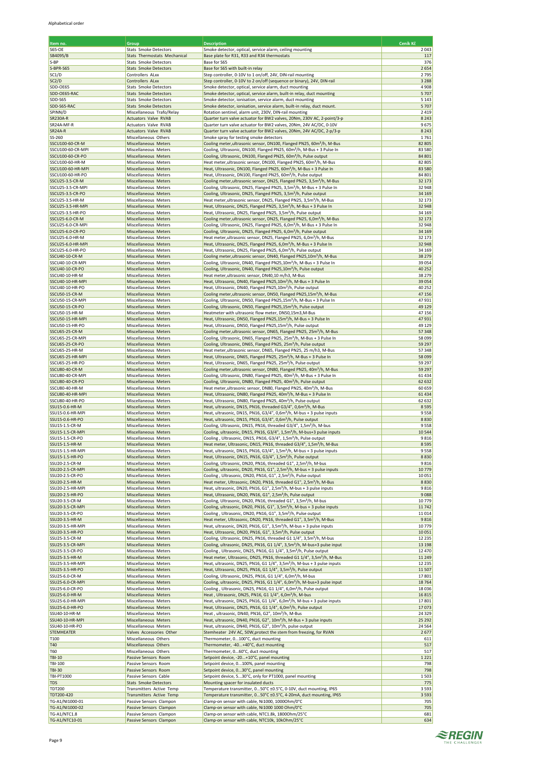Alphabetical order

| Item no. | Group | Description | Ceník Kč |
|---|---|---|---|
| S65-OE | Stats Smoke Detectors | Smoke detector, optical, service alarm, ceiling mounting | 2 043 |
| SB4095/B | Stats Thermostats Mechanical | Base plate for R31, R33 and R34 thermostats | 117 |
| S-BP | Stats Smoke Detectors | Base for S65 | 376 |
| S-BPR-S65 | Stats Smoke Detectors | Base for S65 with built-in relay | 2 654 |
| SC1/D | Controllers ALxx | Step controller, 0-10V to 1 on/off, 24V, DIN-rail mounting | 2 795 |
| SC2/D | Controllers ALxx | Step controller, 0-10V to 2 on/off (sequence or binary), 24V, DIN-rail | 3 288 |
| SDD-OE65 | Stats Smoke Detectors | Smoke detector, optical, service alarm, duct mounting | 4 908 |
| SDD-OE65-RAC | Stats Smoke Detectors | Smoke detector, optical, service alarm, built-in relay, duct mounting | 5 707 |
| SDD-S65 | Stats Smoke Detectors | Smoke detector, ionisation, service alarm, duct mounting | 5 143 |
| SDD-S65-RAC | Stats Smoke Detectors | Smoke detector, ionisation, service alarm, built-in relay, duct mount. | 5 707 |
| SPINN/D | Miscellaneous Trafo/Relay | Rotation sentinel, alarm unit, 230V, DIN-rail mounting | 2 419 |
| SR230A-R | Actuators Valve RVAB | Quarter turn valve actuator for BW2 valves, 20Nm, 230V AC, 2-point/3-p | 8 243 |
| SR24A-MF-R | Actuators Valve RVAB | Quarter turn valve actuator for BW2 valves, 20Nm, 24V AC/DC, 0-10V | 9 675 |
| SR24A-R | Actuators Valve RVAB | Quarter turn valve actuator for BW2 valves, 20Nm, 24V AC/DC, 2-p/3-p | 8 243 |
| SS-260 | Miscellaneous Others | Smoke spray for testing smoke detectors | 1 761 |
| SSCU100-60-CR-M | Miscellaneous Meters | Cooling meter,ultrasonic sensor, DN100, Flanged PN25, 60m³/h, M-Bus | 82 805 |
| SSCU100-60-CR-MPI | Miscellaneous Meters | Cooling, Ultrasonic, DN100, Flanged PN25, 60m³/h, M-Bus + 3 Pulse In | 83 580 |
| SSCU100-60-CR-PO | Miscellaneous Meters | Cooling, Ultrasonic, DN100, Flanged PN25, 60m³/h, Pulse output | 84 801 |
| SSCU100-60-HR-M | Miscellaneous Meters | Heat meter,ultrasonic sensor, DN100, Flanged PN25, 60m³/h, M-Bus | 82 805 |
| SSCU100-60-HR-MPI | Miscellaneous Meters | Heat, Ultrasonic, DN100, Flanged PN25, 60m³/h, M-Bus + 3 Pulse In | 83 580 |
| SSCU100-60-HR-PO | Miscellaneous Meters | Heat, Ultrasonic, DN100, Flanged PN25, 60m³/h, Pulse output | 84 801 |
| SSCU25-3.5-CR-M | Miscellaneous Meters | Cooling meter,ultrasonic sensor, DN25, Flanged PN25, 3,5m³/h, M-Bus | 32 173 |
| SSCU25-3.5-CR-MPI | Miscellaneous Meters | Cooling, Ultrasonic, DN25, Flanged PN25, 3,5m³/h, M-Bus + 3 Pulse In | 32 948 |
| SSCU25-3.5-CR-PO | Miscellaneous Meters | Cooling, Ultrasonic, DN25, Flanged PN25, 3,5m³/h, Pulse output | 34 169 |
| SSCU25-3.5-HR-M | Miscellaneous Meters | Heat meter,ultrasonic sensor, DN25, Flanged PN25, 3,5m³/h, M-Bus | 32 173 |
| SSCU25-3.5-HR-MPI | Miscellaneous Meters | Heat, Ultrasonic, DN25, Flanged PN25, 3,5m³/h, M-Bus + 3 Pulse In | 32 948 |
| SSCU25-3.5-HR-PO | Miscellaneous Meters | Heat, Ultrasonic, DN25, Flanged PN25, 3,5m³/h, Pulse output | 34 169 |
| SSCU25-6.0-CR-M | Miscellaneous Meters | Cooling meter,ultrasonic sensor, DN25, Flanged PN25, 6,0m³/h, M-Bus | 32 173 |
| SSCU25-6.0-CR-MPI | Miscellaneous Meters | Cooling, Ultrasonic, DN25, Flanged PN25, 6,0m³/h, M-Bus + 3 Pulse In | 32 948 |
| SSCU25-6.0-CR-PO | Miscellaneous Meters | Cooling, Ultrasonic, DN25, Flanged PN25, 6,0m³/h, Pulse output | 34 169 |
| SSCU25-6.0-HR-M | Miscellaneous Meters | Heat meter,ultrasonic sensor, DN25, Flanged PN25, 6,0m³/h, M-Bus | 32 173 |
| SSCU25-6.0-HR-MPI | Miscellaneous Meters | Heat, Ultrasonic, DN25, Flanged PN25, 6,0m³/h, M-Bus + 3 Pulse In | 32 948 |
| SSCU25-6.0-HR-PO | Miscellaneous Meters | Heat, Ultrasonic, DN25, Flanged PN25, 6,0m³/h, Pulse output | 34 169 |
| SSCU40-10-CR-M | Miscellaneous Meters | Cooling meter,ultrasonic sensor, DN40, Flanged PN25,10m³/h, M-Bus | 38 279 |
| SSCU40-10-CR-MPI | Miscellaneous Meters | Cooling, Ultrasonic, DN40, Flanged PN25,10m³/h, M-Bus + 3 Pulse In | 39 054 |
| SSCU40-10-CR-PO | Miscellaneous Meters | Cooling, Ultrasonic, DN40, Flanged PN25,10m³/h, Pulse output | 40 252 |
| SSCU40-10-HR-M | Miscellaneous Meters | Heat meter,ultrasonic sensor, DN40,10 m/h3, M-Bus | 38 279 |
| SSCU40-10-HR-MPI | Miscellaneous Meters | Heat, Ultrasonic, DN40, Flanged PN25,10m³/h, M-Bus + 3 Pulse In | 39 054 |
| SSCU40-10-HR-PO | Miscellaneous Meters | Heat, Ultrasonic, DN40, Flanged PN25,10m³/h, Pulse output | 40 252 |
| SSCU50-15-CR-M | Miscellaneous Meters | Cooling meter,ultrasonic sensor, DN50, Flanged PN25,15m³/h, M-Bus | 47 156 |
| SSCU50-15-CR-MPI | Miscellaneous Meters | Cooling, Ultrasonic, DN50, Flanged PN25,15m³/h, M-Bus + 3 Pulse In | 47 931 |
| SSCU50-15-CR-PO | Miscellaneous Meters | Cooling, Ultrasonic, DN50, Flanged PN25,15m³/h, Pulse output | 49 129 |
| SSCU50-15-HR-M | Miscellaneous Meters | Heatmeter with ultrasonic flow meter, DN50,15m3,M-Bus | 47 156 |
| SSCU50-15-HR-MPI | Miscellaneous Meters | Heat, Ultrasonic, DN50, Flanged PN25,15m³/h, M-Bus + 3 Pulse In | 47 931 |
| SSCU50-15-HR-PO | Miscellaneous Meters | Heat, Ultrasonic, DN50, Flanged PN25,15m³/h, Pulse output | 49 129 |
| SSCU65-25-CR-M | Miscellaneous Meters | Cooling meter,ultrasonic sensor, DN65, Flanged PN25, 25m³/h, M-Bus | 57 348 |
| SSCU65-25-CR-MPI | Miscellaneous Meters | Cooling, Ultrasonic, DN65, Flanged PN25, 25m³/h, M-Bus + 3 Pulse In | 58 099 |
| SSCU65-25-CR-PO | Miscellaneous Meters | Cooling, Ultrasonic, DN65, Flanged PN25, 25m³/h, Pulse output | 59 297 |
| SSCU65-25-HR-M | Miscellaneous Meters | Heat meter,ultrasonic sensor, DN65, Flanged PN25, 25 m/h3, M-Bus | 57 348 |
| SSCU65-25-HR-MPI | Miscellaneous Meters | Heat, Ultrasonic, DN65, Flanged PN25, 25m³/h, M-Bus + 3 Pulse In | 58 099 |
| SSCU65-25-HR-PO | Miscellaneous Meters | Heat, Ultrasonic, DN65, Flanged PN25, 25m³/h, Pulse output | 59 297 |
| SSCU80-40-CR-M | Miscellaneous Meters | Cooling meter,ultrasonic sensor, DN80, Flanged PN25, 40m³/h, M-Bus | 59 297 |
| SSCU80-40-CR-MPI | Miscellaneous Meters | Cooling, Ultrasonic, DN80, Flanged PN25, 40m³/h, M-Bus + 3 Pulse In | 61 434 |
| SSCU80-40-CR-PO | Miscellaneous Meters | Cooling, Ultrasonic, DN80, Flanged PN25, 40m³/h, Pulse output | 62 632 |
| SSCU80-40-HR-M | Miscellaneous Meters | Heat meter,ultrasonic sensor, DN80, Flanged PN25, 40m³/h, M-Bus | 60 659 |
| SSCU80-40-HR-MPI | Miscellaneous Meters | Heat, Ultrasonic, DN80, Flanged PN25, 40m³/h, M-Bus + 3 Pulse In | 61 434 |
| SSCU80-40-HR-PO | Miscellaneous Meters | Heat, Ultrasonic, DN80, Flanged PN25, 40m³/h, Pulse output | 62 632 |
| SSU15-0.6-HR-M | Miscellaneous Meters | Heat, ultrasonic, DN15, PN16, threaded G3/4", 0,6m³/h, M-Bus | 8 595 |
| SSU15-0.6-HR-MPI | Miscellaneous Meters | Heat, ultrasonic, DN15, PN16, G3/4", 0,6m³/h, M-bus + 3 pulse inputs | 9 558 |
| SSU15-0.6-HR-PO | Miscellaneous Meters | Heat, Ultrasonic, DN15, PN16, G3/4", 0,6m³/h, Pulse output | 8 830 |
| SSU15-1.5-CR-M | Miscellaneous Meters | Cooling, Ultrasonic, DN15, PN16, threaded G3/4", 1,5m³/h, M-bus | 9 558 |
| SSU15-1.5-CR-MPI | Miscellaneous Meters | Cooling, ultrasonic, DN15, PN16, G3/4", 1,5m³/h, M-bus+3 pulse inputs | 10 544 |
| SSU15-1.5-CR-PO | Miscellaneous Meters | Cooling , Ultrasonic, DN15, PN16, G3/4", 1,5m³/h, Pulse output | 9 816 |
| SSU15-1.5-HR-M | Miscellaneous Meters | Heat meter, Ultrasonic, DN15, PN16, threaded G3/4", 1,5m³/h, M-Bus | 8 595 |
| SSU15-1.5-HR-MPI | Miscellaneous Meters | Heat, ultrasonic, DN15, PN16, G3/4", 1,5m³/h, M-bus + 3 pulse inputs | 9 558 |
| SSU15-1.5-HR-PO | Miscellaneous Meters | Heat, Ultrasonic, DN15, PN16, G3/4", 1,5m³/h, Pulse output | 8 830 |
| SSU20-2.5-CR-M | Miscellaneous Meters | Cooling, Ultrasonic, DN20, PN16, threaded G1", 2,5m³/h, M-bus | 9 816 |
| SSU20-2.5-CR-MPI | Miscellaneous Meters | Cooling, ultrasonic, DN20, PN16, G1", 2,5m³/h, M-bus + 3 pulse inputs | 10 779 |
| SSU20-2.5-CR-PO | Miscellaneous Meters | Cooling , Ultrasonic, DN20, PN16, G1", 2,5m³/h, Pulse output | 10 051 |
| SSU20-2.5-HR-M | Miscellaneous Meters | Heat meter, Ultrasonic, DN20, PN16, threaded G1", 2,5m³/h, M-Bus | 8 830 |
| SSU20-2.5-HR-MPI | Miscellaneous Meters | Heat, ultrasonic, DN20, PN16, G1", 2,5m³/h, M-bus + 3 pulse inputs | 9 816 |
| SSU20-2.5-HR-PO | Miscellaneous Meters | Heat, Ultrasonic, DN20, PN16, G1", 2,5m³/h, Pulse output | 9 088 |
| SSU20-3.5-CR-M | Miscellaneous Meters | Cooling, Ultrasonic, DN20, PN16, threaded G1", 3,5m³/h, M-bus | 10 779 |
| SSU20-3.5-CR-MPI | Miscellaneous Meters | Cooling, ultrasonic, DN20, PN16, G1", 3,5m³/h, M-bus + 3 pulse inputs | 11 742 |
| SSU20-3.5-CR-PO | Miscellaneous Meters | Cooling , Ultrasonic, DN20, PN16, G1", 3,5m³/h, Pulse output | 11 014 |
| SSU20-3.5-HR-M | Miscellaneous Meters | Heat meter, Ultrasonic, DN20, PN16, threaded G1", 3,5m³/h, M-Bus | 9 816 |
| SSU20-3.5-HR-MPI | Miscellaneous Meters | Heat, ultrasonic, DN20, PN16, G1", 3,5m³/h, M-bus + 3 pulse inputs | 10 779 |
| SSU20-3.5-HR-PO | Miscellaneous Meters | Heat, Ultrasonic, DN20, PN16, G1", 3,5m³/h, Pulse output | 10 051 |
| SSU25-3.5-CR-M | Miscellaneous Meters | Cooling, Ultrasonic, DN25, PN16, threaded G1 1/4", 3,5m³/h, M-bus | 12 235 |
| SSU25-3.5-CR-MPI | Miscellaneous Meters | Cooling, ultrasonic, DN25, PN16, G1 1/4", 3,5m³/h, M-bus+3 pulse input | 13 198 |
| SSU25-3.5-CR-PO | Miscellaneous Meters | Cooling , Ultrasonic, DN25, PN16, G1 1/4", 3,5m³/h, Pulse output | 12 470 |
| SSU25-3.5-HR-M | Miscellaneous Meters | Heat meter, Ultrasonic, DN25, PN16, threaded G1 1/4", 3,5m³/h, M-Bus | 11 249 |
| SSU25-3.5-HR-MPI | Miscellaneous Meters | Heat, ultrasonic, DN25, PN16, G1 1/4", 3,5m³/h, M-bus + 3 pulse inputs | 12 235 |
| SSU25-3.5-HR-PO | Miscellaneous Meters | Heat, Ultrasonic, DN25, PN16, G1 1/4", 3,5m³/h, Pulse output | 11 507 |
| SSU25-6.0-CR-M | Miscellaneous Meters | Cooling, Ultrasonic, DN25, PN16, G1 1/4", 6,0m³/h, M-bus | 17 801 |
| SSU25-6.0-CR-MPI | Miscellaneous Meters | Cooling, ultrasonic, DN25, PN16, G1 1/4", 6,0m³/h, M-bus+3 pulse input | 18 764 |
| SSU25-6.0-CR-PO | Miscellaneous Meters | Cooling , Ultrasonic, DN25, PN16, G1 1/4", 6,0m³/h, Pulse output | 18 036 |
| SSU25-6.0-HR-M | Miscellaneous Meters | Heat , Ultrasonic, DN25, PN16, G1 1/4", 6,0m³/h, M-Bus | 16 815 |
| SSU25-6.0-HR-MPI | Miscellaneous Meters | Heat, ultrasonic, DN25, PN16, G1 1/4", 6,0m³/h, M-bus + 3 pulse inputs | 17 801 |
| SSU25-6.0-HR-PO | Miscellaneous Meters | Heat, Ultrasonic, DN25, PN16, G1 1/4", 6,0m³/h, Pulse output | 17 073 |
| SSU40-10-HR-M | Miscellaneous Meters | Heat , ultrasonic, DN40, PN16, G2", 10m³/h, M-Bus | 24 329 |
| SSU40-10-HR-MPI | Miscellaneous Meters | Heat, ultrasonic, DN40, PN16, G2", 10m³/h, M-Bus + 3 pulse inputs | 25 292 |
| SSU40-10-HR-PO | Miscellaneous Meters | Heat, ultrasonic, DN40, PN16, G2", 10m³/h, pulse output | 24 564 |
| STEMHEATER | Valves Accessories Other | Stemheater 24V AC, 50W,protect the stem from freezing, for RVAN | 2 677 |
| T100 | Miscellaneous Others | Thermometer, 0...100°C, duct mounting | 611 |
| T40 | Miscellaneous Others | Thermometer, -40...+40°C, duct mounting | 517 |
| T60 | Miscellaneous Others | Thermometer, 0...60°C, duct mounting | 517 |
| TBI-10 | Passive Sensors Room | Setpoint device, -20...+10°C, panel mounting | 1 221 |
| TBI-100 | Passive Sensors Room | Setpoint device, 0...100%, panel mounting | 798 |
| TBI-30 | Passive Sensors Room | Setpoint device, 0...30°C, panel mounting | 798 |
| TBI-PT1000 | Passive Sensors Cable | Setpoint device, 5...30°C, only for PT1000, panel mounting | 1 503 |
| TDS | Stats Smoke Detectors | Mounting spacer for insulated ducts | 775 |
| TDT200 | Transmitters Active Temp | Temperature transmitter, 0...50°C ±0.5°C, 0-10V, duct mounting, IP65 | 3 593 |
| TDT200-420 | Transmitters Active Temp | Temperature transmitter, 0...50°C ±0.5°C, 4-20mA, duct mounting, IP65 | 3 593 |
| TG-A1/NI1000-01 | Passive Sensors Clampon | Clamp-on sensor with cable, Ni1000, 1000Ohm/0°C | 705 |
| TG-A1/NI1000-02 | Passive Sensors Clampon | Clamp-on sensor with cable, Ni1000 1000 Ohm/0°C | 705 |
| TG-A1/NTC1.8 | Passive Sensors Clampon | Clamp-on sensor with cable, NTC1.8k, 1800Ohm/25°C | 681 |
| TG-A1/NTC10-01 | Passive Sensors Clampon | Clamp-on sensor with cable, NTC10k, 10kOhm/25°C | 634 |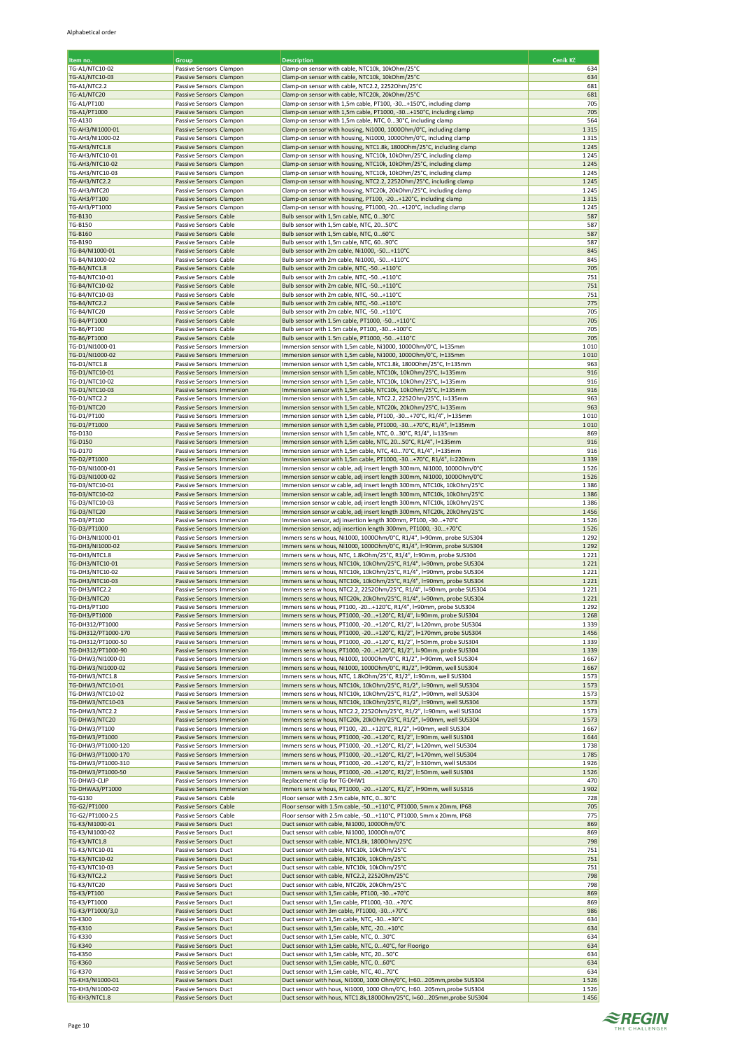Alphabetical order

| Item no. | Group | Description | Ceník Kč |
|---|---|---|---|
| TG-A1/NTC10-02 | Passive Sensors Clampon | Clamp-on sensor with cable, NTC10k, 10kOhm/25°C | 634 |
| TG-A1/NTC10-03 | Passive Sensors Clampon | Clamp-on sensor with cable, NTC10k, 10kOhm/25°C | 634 |
| TG-A1/NTC2.2 | Passive Sensors Clampon | Clamp-on sensor with cable, NTC2.2, 2252Ohm/25°C | 681 |
| TG-A1/NTC20 | Passive Sensors Clampon | Clamp-on sensor with cable, NTC20k, 20kOhm/25°C | 681 |
| TG-A1/PT100 | Passive Sensors Clampon | Clamp-on sensor with 1,5m cable, PT100, -30...+150°C, including clamp | 705 |
| TG-A1/PT1000 | Passive Sensors Clampon | Clamp-on sensor with 1,5m cable, PT1000, -30...+150°C, including clamp | 705 |
| TG-A130 | Passive Sensors Clampon | Clamp-on sensor with 1,5m cable, NTC, 0...30°C, including clamp | 564 |
| TG-AH3/NI1000-01 | Passive Sensors Clampon | Clamp-on sensor with housing, Ni1000, 1000Ohm/0°C, including clamp | 1 315 |
| TG-AH3/NI1000-02 | Passive Sensors Clampon | Clamp-on sensor with housing, Ni1000, 1000Ohm/0°C, including clamp | 1 315 |
| TG-AH3/NTC1.8 | Passive Sensors Clampon | Clamp-on sensor with housing, NTC1.8k, 1800Ohm/25°C, including clamp | 1 245 |
| TG-AH3/NTC10-01 | Passive Sensors Clampon | Clamp-on sensor with housing, NTC10k, 10kOhm/25°C, including clamp | 1 245 |
| TG-AH3/NTC10-02 | Passive Sensors Clampon | Clamp-on sensor with housing, NTC10k, 10kOhm/25°C, including clamp | 1 245 |
| TG-AH3/NTC10-03 | Passive Sensors Clampon | Clamp-on sensor with housing, NTC10k, 10kOhm/25°C, including clamp | 1 245 |
| TG-AH3/NTC2.2 | Passive Sensors Clampon | Clamp-on sensor with housing, NTC2.2, 2252Ohm/25°C, including clamp | 1 245 |
| TG-AH3/NTC20 | Passive Sensors Clampon | Clamp-on sensor with housing, NTC20k, 20kOhm/25°C, including clamp | 1 245 |
| TG-AH3/PT100 | Passive Sensors Clampon | Clamp-on sensor with housing, PT100, -20...+120°C, including clamp | 1 315 |
| TG-AH3/PT1000 | Passive Sensors Clampon | Clamp-on sensor with housing, PT1000, -20...+120°C, including clamp | 1 245 |
| TG-B130 | Passive Sensors Cable | Bulb sensor with 1,5m cable, NTC, 0...30°C | 587 |
| TG-B150 | Passive Sensors Cable | Bulb sensor with 1,5m cable, NTC, 20...50°C | 587 |
| TG-B160 | Passive Sensors Cable | Bulb sensor with 1,5m cable, NTC, 0...60°C | 587 |
| TG-B190 | Passive Sensors Cable | Bulb sensor with 1,5m cable, NTC, 60...90°C | 587 |
| TG-B4/NI1000-01 | Passive Sensors Cable | Bulb sensor with 2m cable, Ni1000, -50...+110°C | 845 |
| TG-B4/NI1000-02 | Passive Sensors Cable | Bulb sensor with 2m cable, Ni1000, -50...+110°C | 845 |
| TG-B4/NTC1.8 | Passive Sensors Cable | Bulb sensor with 2m cable, NTC, -50...+110°C | 705 |
| TG-B4/NTC10-01 | Passive Sensors Cable | Bulb sensor with 2m cable, NTC, -50...+110°C | 751 |
| TG-B4/NTC10-02 | Passive Sensors Cable | Bulb sensor with 2m cable, NTC, -50...+110°C | 751 |
| TG-B4/NTC10-03 | Passive Sensors Cable | Bulb sensor with 2m cable, NTC, -50...+110°C | 751 |
| TG-B4/NTC2.2 | Passive Sensors Cable | Bulb sensor with 2m cable, NTC, -50...+110°C | 775 |
| TG-B4/NTC20 | Passive Sensors Cable | Bulb sensor with 2m cable, NTC, -50...+110°C | 705 |
| TG-B4/PT1000 | Passive Sensors Cable | Bulb sensor with 1.5m cable, PT1000, -50...+110°C | 705 |
| TG-B6/PT100 | Passive Sensors Cable | Bulb sensor with 1.5m cable, PT100, -30...+100°C | 705 |
| TG-B6/PT1000 | Passive Sensors Cable | Bulb sensor with 1.5m cable, PT1000, -50...+110°C | 705 |
| TG-D1/NI1000-01 | Passive Sensors Immersion | Immersion sensor with 1,5m cable, Ni1000, 1000Ohm/0°C, l=135mm | 1 010 |
| TG-D1/NI1000-02 | Passive Sensors Immersion | Immersion sensor with 1,5m cable, Ni1000, 1000Ohm/0°C, l=135mm | 1 010 |
| TG-D1/NTC1.8 | Passive Sensors Immersion | Immersion sensor with 1,5m cable, NTC1.8k, 1800Ohm/25°C, l=135mm | 963 |
| TG-D1/NTC10-01 | Passive Sensors Immersion | Immersion sensor with 1,5m cable, NTC10k, 10kOhm/25°C, l=135mm | 916 |
| TG-D1/NTC10-02 | Passive Sensors Immersion | Immersion sensor with 1,5m cable, NTC10k, 10kOhm/25°C, l=135mm | 916 |
| TG-D1/NTC10-03 | Passive Sensors Immersion | Immersion sensor with 1,5m cable, NTC10k, 10kOhm/25°C, l=135mm | 916 |
| TG-D1/NTC2.2 | Passive Sensors Immersion | Immersion sensor with 1,5m cable, NTC2.2, 2252Ohm/25°C, l=135mm | 963 |
| TG-D1/NTC20 | Passive Sensors Immersion | Immersion sensor with 1,5m cable, NTC20k, 20kOhm/25°C, l=135mm | 963 |
| TG-D1/PT100 | Passive Sensors Immersion | Immersion sensor with 1,5m cable, PT100, -30...+70°C, R1/4", l=135mm | 1 010 |
| TG-D1/PT1000 | Passive Sensors Immersion | Immersion sensor with 1,5m cable, PT1000, -30...+70°C, R1/4", l=135mm | 1 010 |
| TG-D130 | Passive Sensors Immersion | Immersion sensor with 1,5m cable, NTC, 0...30°C, R1/4", l=135mm | 869 |
| TG-D150 | Passive Sensors Immersion | Immersion sensor with 1,5m cable, NTC, 20...50°C, R1/4", l=135mm | 916 |
| TG-D170 | Passive Sensors Immersion | Immersion sensor with 1,5m cable, NTC, 40...70°C, R1/4", l=135mm | 916 |
| TG-D2/PT1000 | Passive Sensors Immersion | Immersion sensor with 1,5m cable, PT1000, -30...+70°C, R1/4", l=220mm | 1 339 |
| TG-D3/NI1000-01 | Passive Sensors Immersion | Immersion sensor w cable, adj insert length 300mm, Ni1000, 1000Ohm/0°C | 1 526 |
| TG-D3/NI1000-02 | Passive Sensors Immersion | Immersion sensor w cable, adj insert length 300mm, Ni1000, 1000Ohm/0°C | 1 526 |
| TG-D3/NTC10-01 | Passive Sensors Immersion | Immersion sensor w cable, adj insert length 300mm, NTC10k, 10kOhm/25°C | 1 386 |
| TG-D3/NTC10-02 | Passive Sensors Immersion | Immersion sensor w cable, adj insert length 300mm, NTC10k, 10kOhm/25°C | 1 386 |
| TG-D3/NTC10-03 | Passive Sensors Immersion | Immersion sensor w cable, adj insert length 300mm, NTC10k, 10kOhm/25°C | 1 386 |
| TG-D3/NTC20 | Passive Sensors Immersion | Immersion sensor w cable, adj insert length 300mm, NTC20k, 20kOhm/25°C | 1 456 |
| TG-D3/PT100 | Passive Sensors Immersion | Immersion sensor, adj insertion length 300mm, PT100, -30...+70°C | 1 526 |
| TG-D3/PT1000 | Passive Sensors Immersion | Immersion sensor, adj insertion length 300mm, PT1000, -30...+70°C | 1 526 |
| TG-DH3/NI1000-01 | Passive Sensors Immersion | Immers sens w hous, Ni1000, 1000Ohm/0°C, R1/4", l=90mm, probe SUS304 | 1 292 |
| TG-DH3/NI1000-02 | Passive Sensors Immersion | Immers sens w hous, Ni1000, 1000Ohm/0°C, R1/4", l=90mm, probe SUS304 | 1 292 |
| TG-DH3/NTC1.8 | Passive Sensors Immersion | Immers sens w hous, NTC, 1.8kOhm/25°C, R1/4", l=90mm, probe SUS304 | 1 221 |
| TG-DH3/NTC10-01 | Passive Sensors Immersion | Immers sens w hous, NTC10k, 10kOhm/25°C, R1/4", l=90mm, probe SUS304 | 1 221 |
| TG-DH3/NTC10-02 | Passive Sensors Immersion | Immers sens w hous, NTC10k, 10kOhm/25°C, R1/4", l=90mm, probe SUS304 | 1 221 |
| TG-DH3/NTC10-03 | Passive Sensors Immersion | Immers sens w hous, NTC10k, 10kOhm/25°C, R1/4", l=90mm, probe SUS304 | 1 221 |
| TG-DH3/NTC2.2 | Passive Sensors Immersion | Immers sens w hous, NTC2.2, 2252Ohm/25°C, R1/4", l=90mm, probe SUS304 | 1 221 |
| TG-DH3/NTC20 | Passive Sensors Immersion | Immers sens w hous, NTC20k, 20kOhm/25°C, R1/4", l=90mm, probe SUS304 | 1 221 |
| TG-DH3/PT100 | Passive Sensors Immersion | Immers sens w hous, PT100, -20...+120°C, R1/4", l=90mm, probe SUS304 | 1 292 |
| TG-DH3/PT1000 | Passive Sensors Immersion | Immers sens w hous, PT1000, -20...+120°C, R1/4", l=90mm, probe SUS304 | 1 268 |
| TG-DH312/PT1000 | Passive Sensors Immersion | Immers sens w hous, PT1000, -20...+120°C, R1/2", l=120mm, probe SUS304 | 1 339 |
| TG-DH312/PT1000-170 | Passive Sensors Immersion | Immers sens w hous, PT1000, -20...+120°C, R1/2", l=170mm, probe SUS304 | 1 456 |
| TG-DH312/PT1000-50 | Passive Sensors Immersion | Immers sens w hous, PT1000, -20...+120°C, R1/2", l=50mm, probe SUS304 | 1 339 |
| TG-DH312/PT1000-90 | Passive Sensors Immersion | Immers sens w hous, PT1000, -20...+120°C, R1/2", l=90mm, probe SUS304 | 1 339 |
| TG-DHW3/NI1000-01 | Passive Sensors Immersion | Immers sens w hous, Ni1000, 1000Ohm/0°C, R1/2", l=90mm, well SUS304 | 1 667 |
| TG-DHW3/NI1000-02 | Passive Sensors Immersion | Immers sens w hous, Ni1000, 1000Ohm/0°C, R1/2", l=90mm, well SUS304 | 1 667 |
| TG-DHW3/NTC1.8 | Passive Sensors Immersion | Immers sens w hous, NTC, 1.8kOhm/25°C, R1/2", l=90mm, well SUS304 | 1 573 |
| TG-DHW3/NTC10-01 | Passive Sensors Immersion | Immers sens w hous, NTC10k, 10kOhm/25°C, R1/2", l=90mm, well SUS304 | 1 573 |
| TG-DHW3/NTC10-02 | Passive Sensors Immersion | Immers sens w hous, NTC10k, 10kOhm/25°C, R1/2", l=90mm, well SUS304 | 1 573 |
| TG-DHW3/NTC10-03 | Passive Sensors Immersion | Immers sens w hous, NTC10k, 10kOhm/25°C, R1/2", l=90mm, well SUS304 | 1 573 |
| TG-DHW3/NTC2.2 | Passive Sensors Immersion | Immers sens w hous, NTC2.2, 2252Ohm/25°C, R1/2", l=90mm, well SUS304 | 1 573 |
| TG-DHW3/NTC20 | Passive Sensors Immersion | Immers sens w hous, NTC20k, 20kOhm/25°C, R1/2", l=90mm, well SUS304 | 1 573 |
| TG-DHW3/PT100 | Passive Sensors Immersion | Immers sens w hous, PT100, -20...+120°C, R1/2", l=90mm, well SUS304 | 1 667 |
| TG-DHW3/PT1000 | Passive Sensors Immersion | Immers sens w hous, PT1000, -20...+120°C, R1/2", l=90mm, well SUS304 | 1 644 |
| TG-DHW3/PT1000-120 | Passive Sensors Immersion | Immers sens w hous, PT1000, -20...+120°C, R1/2", l=120mm, well SUS304 | 1 738 |
| TG-DHW3/PT1000-170 | Passive Sensors Immersion | Immers sens w hous, PT1000, -20...+120°C, R1/2", l=170mm, well SUS304 | 1 785 |
| TG-DHW3/PT1000-310 | Passive Sensors Immersion | Immers sens w hous, PT1000, -20...+120°C, R1/2", l=310mm, well SUS304 | 1 926 |
| TG-DHW3/PT1000-50 | Passive Sensors Immersion | Immers sens w hous, PT1000, -20...+120°C, R1/2", l=50mm, well SUS304 | 1 526 |
| TG-DHW3-CLIP | Passive Sensors Immersion | Replacement clip for TG-DHW1 | 470 |
| TG-DHWA3/PT1000 | Passive Sensors Immersion | Immers sens w hous, PT1000, -20...+120°C, R1/2", l=90mm, well SUS316 | 1 902 |
| TG-G130 | Passive Sensors Cable | Floor sensor with 2.5m cable, NTC, 0...30°C | 728 |
| TG-G2/PT1000 | Passive Sensors Cable | Floor sensor with 1.5m cable, -50...+110°C, PT1000, 5mm x 20mm, IP68 | 705 |
| TG-G2/PT1000-2.5 | Passive Sensors Cable | Floor sensor with 2.5m cable, -50...+110°C, PT1000, 5mm x 20mm, IP68 | 775 |
| TG-K3/NI1000-01 | Passive Sensors Duct | Duct sensor with cable, Ni1000, 1000Ohm/0°C | 869 |
| TG-K3/NI1000-02 | Passive Sensors Duct | Duct sensor with cable, Ni1000, 1000Ohm/0°C | 869 |
| TG-K3/NTC1.8 | Passive Sensors Duct | Duct sensor with cable, NTC1.8k, 1800Ohm/25°C | 798 |
| TG-K3/NTC10-01 | Passive Sensors Duct | Duct sensor with cable, NTC10k, 10kOhm/25°C | 751 |
| TG-K3/NTC10-02 | Passive Sensors Duct | Duct sensor with cable, NTC10k, 10kOhm/25°C | 751 |
| TG-K3/NTC10-03 | Passive Sensors Duct | Duct sensor with cable, NTC10k, 10kOhm/25°C | 751 |
| TG-K3/NTC2.2 | Passive Sensors Duct | Duct sensor with cable, NTC2.2, 2252Ohm/25°C | 798 |
| TG-K3/NTC20 | Passive Sensors Duct | Duct sensor with cable, NTC20k, 20kOhm/25°C | 798 |
| TG-K3/PT100 | Passive Sensors Duct | Duct sensor with 1,5m cable, PT100, -30...+70°C | 869 |
| TG-K3/PT1000 | Passive Sensors Duct | Duct sensor with 1,5m cable, PT1000, -30...+70°C | 869 |
| TG-K3/PT1000/3,0 | Passive Sensors Duct | Duct sensor with 3m cable, PT1000, -30...+70°C | 986 |
| TG-K300 | Passive Sensors Duct | Duct sensor with 1,5m cable, NTC, -30...+30°C | 634 |
| TG-K310 | Passive Sensors Duct | Duct sensor with 1,5m cable, NTC, -20...+10°C | 634 |
| TG-K330 | Passive Sensors Duct | Duct sensor with 1,5m cable, NTC, 0...30°C | 634 |
| TG-K340 | Passive Sensors Duct | Duct sensor with 1,5m cable, NTC, 0...40°C, for Floorigo | 634 |
| TG-K350 | Passive Sensors Duct | Duct sensor with 1,5m cable, NTC, 20...50°C | 634 |
| TG-K360 | Passive Sensors Duct | Duct sensor with 1,5m cable, NTC, 0...60°C | 634 |
| TG-K370 | Passive Sensors Duct | Duct sensor with 1,5m cable, NTC, 40...70°C | 634 |
| TG-KH3/NI1000-01 | Passive Sensors Duct | Duct sensor with hous, Ni1000, 1000 Ohm/0°C, l=60...205mm,probe SUS304 | 1 526 |
| TG-KH3/NI1000-02 | Passive Sensors Duct | Duct sensor with hous, Ni1000, 1000 Ohm/0°C, l=60...205mm,probe SUS304 | 1 526 |
| TG-KH3/NTC1.8 | Passive Sensors Duct | Duct sensor with hous, NTC1.8k,1800Ohm/25°C, l=60...205mm,probe SUS304 | 1 456 |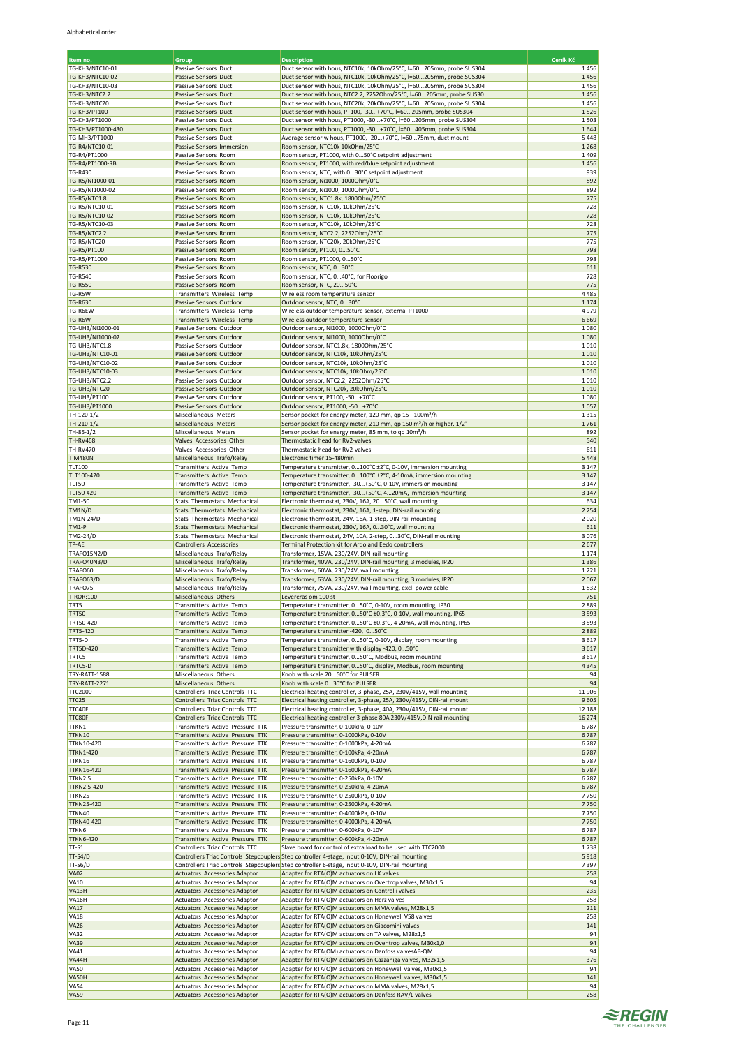Alphabetical order

| Item no. | Group | Description | Ceník Kč |
|---|---|---|---|
| TG-KH3/NTC10-01 | Passive Sensors Duct | Duct sensor with hous, NTC10k, 10kOhm/25°C, l=60...205mm, probe SUS304 | 1 456 |
| TG-KH3/NTC10-02 | Passive Sensors Duct | Duct sensor with hous, NTC10k, 10kOhm/25°C, l=60...205mm, probe SUS304 | 1 456 |
| TG-KH3/NTC10-03 | Passive Sensors Duct | Duct sensor with hous, NTC10k, 10kOhm/25°C, l=60...205mm, probe SUS304 | 1 456 |
| TG-KH3/NTC2.2 | Passive Sensors Duct | Duct sensor with hous, NTC2.2, 2252Ohm/25°C, l=60...205mm, probe SUS30 | 1 456 |
| TG-KH3/NTC20 | Passive Sensors Duct | Duct sensor with hous, NTC20k, 20kOhm/25°C, l=60...205mm, probe SUS304 | 1 456 |
| TG-KH3/PT100 | Passive Sensors Duct | Duct sensor with hous, PT100, -30...+70°C, l=60...205mm, probe SUS304 | 1 526 |
| TG-KH3/PT1000 | Passive Sensors Duct | Duct sensor with hous, PT1000, -30...+70°C, l=60...205mm, probe SUS304 | 1 503 |
| TG-KH3/PT1000-430 | Passive Sensors Duct | Duct sensor with hous, PT1000, -30...+70°C, l=60...405mm, probe SUS304 | 1 644 |
| TG-MH3/PT1000 | Passive Sensors Duct | Average sensor w hous, PT1000, -20...+70°C, l=60...75mm, duct mount | 5 448 |
| TG-R4/NTC10-01 | Passive Sensors Immersion | Room sensor, NTC10k 10kOhm/25°C | 1 268 |
| TG-R4/PT1000 | Passive Sensors Room | Room sensor, PT1000, with 0...50°C setpoint adjustment | 1 409 |
| TG-R4/PT1000-RB | Passive Sensors Room | Room sensor, PT1000, with red/blue setpoint adjustment | 1 456 |
| TG-R430 | Passive Sensors Room | Room sensor, NTC, with 0...30°C setpoint adjustment | 939 |
| TG-R5/NI1000-01 | Passive Sensors Room | Room sensor, Ni1000, 1000Ohm/0°C | 892 |
| TG-R5/NI1000-02 | Passive Sensors Room | Room sensor, Ni1000, 1000Ohm/0°C | 892 |
| TG-R5/NTC1.8 | Passive Sensors Room | Room sensor, NTC1.8k, 1800Ohm/25°C | 775 |
| TG-R5/NTC10-01 | Passive Sensors Room | Room sensor, NTC10k, 10kOhm/25°C | 728 |
| TG-R5/NTC10-02 | Passive Sensors Room | Room sensor, NTC10k, 10kOhm/25°C | 728 |
| TG-R5/NTC10-03 | Passive Sensors Room | Room sensor, NTC10k, 10kOhm/25°C | 728 |
| TG-R5/NTC2.2 | Passive Sensors Room | Room sensor, NTC2.2, 2252Ohm/25°C | 775 |
| TG-R5/NTC20 | Passive Sensors Room | Room sensor, NTC20k, 20kOhm/25°C | 775 |
| TG-R5/PT100 | Passive Sensors Room | Room sensor, PT100, 0...50°C | 798 |
| TG-R5/PT1000 | Passive Sensors Room | Room sensor, PT1000, 0...50°C | 798 |
| TG-R530 | Passive Sensors Room | Room sensor, NTC, 0...30°C | 611 |
| TG-R540 | Passive Sensors Room | Room sensor, NTC, 0...40°C, for Floorigo | 728 |
| TG-R550 | Passive Sensors Room | Room sensor, NTC, 20...50°C | 775 |
| TG-R5W | Transmitters Wireless Temp | Wireless room temperature sensor | 4 485 |
| TG-R630 | Passive Sensors Outdoor | Outdoor sensor, NTC, 0...30°C | 1 174 |
| TG-R6EW | Transmitters Wireless Temp | Wireless outdoor temperature sensor, external PT1000 | 4 979 |
| TG-R6W | Transmitters Wireless Temp | Wireless outdoor temperature sensor | 6 669 |
| TG-UH3/NI1000-01 | Passive Sensors Outdoor | Outdoor sensor, Ni1000, 1000Ohm/0°C | 1 080 |
| TG-UH3/NI1000-02 | Passive Sensors Outdoor | Outdoor sensor, Ni1000, 1000Ohm/0°C | 1 080 |
| TG-UH3/NTC1.8 | Passive Sensors Outdoor | Outdoor sensor, NTC1.8k, 1800Ohm/25°C | 1 010 |
| TG-UH3/NTC10-01 | Passive Sensors Outdoor | Outdoor sensor, NTC10k, 10kOhm/25°C | 1 010 |
| TG-UH3/NTC10-02 | Passive Sensors Outdoor | Outdoor sensor, NTC10k, 10kOhm/25°C | 1 010 |
| TG-UH3/NTC10-03 | Passive Sensors Outdoor | Outdoor sensor, NTC10k, 10kOhm/25°C | 1 010 |
| TG-UH3/NTC2.2 | Passive Sensors Outdoor | Outdoor sensor, NTC2.2, 2252Ohm/25°C | 1 010 |
| TG-UH3/NTC20 | Passive Sensors Outdoor | Outdoor sensor, NTC20k, 20kOhm/25°C | 1 010 |
| TG-UH3/PT100 | Passive Sensors Outdoor | Outdoor sensor, PT100, -50...+70°C | 1 080 |
| TG-UH3/PT1000 | Passive Sensors Outdoor | Outdoor sensor, PT1000, -50...+70°C | 1 057 |
| TH-120-1/2 | Miscellaneous Meters | Sensor pocket for energy meter, 120 mm, qp 15 - 100m³/h | 1 315 |
| TH-210-1/2 | Miscellaneous Meters | Sensor pocket for energy meter, 210 mm, qp 150 m³/h or higher, 1/2" | 1 761 |
| TH-85-1/2 | Miscellaneous Meters | Sensor pocket for energy meter, 85 mm, to qp 10m³/h | 892 |
| TH-RV468 | Valves Accessories Other | Thermostatic head for RV2-valves | 540 |
| TH-RV470 | Valves Accessories Other | Thermostatic head for RV2-valves | 611 |
| TIM480N | Miscellaneous Trafo/Relay | Electronic timer 15-480min | 5 448 |
| TLT100 | Transmitters Active Temp | Temperature transmitter, 0...100°C ±2°C, 0-10V, immersion mounting | 3 147 |
| TLT100-420 | Transmitters Active Temp | Temperature transmitter, 0...100°C ±2°C, 4-10mA, immersion mounting | 3 147 |
| TLT50 | Transmitters Active Temp | Temperature transmitter, -30...+50°C, 0-10V, immersion mounting | 3 147 |
| TLT50-420 | Transmitters Active Temp | Temperature transmitter, -30...+50°C, 4...20mA, immersion mounting | 3 147 |
| TM1-50 | Stats Thermostats Mechanical | Electronic thermostat, 230V, 16A, 20...50°C, wall mounting | 634 |
| TM1N/D | Stats Thermostats Mechanical | Electronic thermostat, 230V, 16A, 1-step, DIN-rail mounting | 2 254 |
| TM1N-24/D | Stats Thermostats Mechanical | Electronic thermostat, 24V, 16A, 1-step, DIN-rail mounting | 2 020 |
| TM1-P | Stats Thermostats Mechanical | Electronic thermostat, 230V, 16A, 0...30°C, wall mounting | 611 |
| TM2-24/D | Stats Thermostats Mechanical | Electronic thermostat, 24V, 10A, 2-step, 0...30°C, DIN-rail mounting | 3 076 |
| TP-AE | Controllers Accessories | Terminal Protection kit for Ardo and Eedo controllers | 2 677 |
| TRAFO15N2/D | Miscellaneous Trafo/Relay | Transformer, 15VA, 230/24V, DIN-rail mounting | 1 174 |
| TRAFO40N3/D | Miscellaneous Trafo/Relay | Transformer, 40VA, 230/24V, DIN-rail mounting, 3 modules, IP20 | 1 386 |
| TRAFO60 | Miscellaneous Trafo/Relay | Transformer, 60VA, 230/24V, wall mounting | 1 221 |
| TRAFO63/D | Miscellaneous Trafo/Relay | Transformer, 63VA, 230/24V, DIN-rail mounting, 3 modules, IP20 | 2 067 |
| TRAFO75 | Miscellaneous Trafo/Relay | Transformer, 75VA, 230/24V, wall mounting, excl. power cable | 1 832 |
| T-ROR:100 | Miscellaneous Others | Levereras om 100 st | 751 |
| TRT5 | Transmitters Active Temp | Temperature transmitter, 0...50°C, 0-10V, room mounting, IP30 | 2 889 |
| TRT50 | Transmitters Active Temp | Temperature transmitter, 0...50°C ±0.3°C, 0-10V, wall mounting, IP65 | 3 593 |
| TRT50-420 | Transmitters Active Temp | Temperature transmitter, 0...50°C ±0.3°C, 4-20mA, wall mounting, IP65 | 3 593 |
| TRT5-420 | Transmitters Active Temp | Temperature transmitter -420, 0...50°C | 2 889 |
| TRT5-D | Transmitters Active Temp | Temperature transmitter, 0...50°C, 0-10V, display, room mounting | 3 617 |
| TRT5D-420 | Transmitters Active Temp | Temperature transmitter with display -420, 0...50°C | 3 617 |
| TRTC5 | Transmitters Active Temp | Temperature transmitter, 0...50°C, Modbus, room mounting | 3 617 |
| TRTC5-D | Transmitters Active Temp | Temperature transmitter, 0...50°C, display, Modbus, room mounting | 4 345 |
| TRY-RATT-1588 | Miscellaneous Others | Knob with scale 20...50°C for PULSER | 94 |
| TRY-RATT-2271 | Miscellaneous Others | Knob with scale 0...30°C for PULSER | 94 |
| TTC2000 | Controllers Triac Controls TTC | Electrical heating controller, 3-phase, 25A, 230V/415V, wall mounting | 11 906 |
| TTC25 | Controllers Triac Controls TTC | Electrical heating controller, 3-phase, 25A, 230V/415V, DIN-rail mount | 9 605 |
| TTC40F | Controllers Triac Controls TTC | Electrical heating controller, 3-phase, 40A, 230V/415V, DIN-rail mount | 12 188 |
| TTC80F | Controllers Triac Controls TTC | Electrical heating controller 3-phase 80A 230V/415V,DIN-rail mounting | 16 274 |
| TTKN1 | Transmitters Active Pressure TTK | Pressure transmitter, 0-100kPa, 0-10V | 6 787 |
| TTKN10 | Transmitters Active Pressure TTK | Pressure transmitter, 0-1000kPa, 0-10V | 6 787 |
| TTKN10-420 | Transmitters Active Pressure TTK | Pressure transmitter, 0-1000kPa, 4-20mA | 6 787 |
| TTKN1-420 | Transmitters Active Pressure TTK | Pressure transmitter, 0-100kPa, 4-20mA | 6 787 |
| TTKN16 | Transmitters Active Pressure TTK | Pressure transmitter, 0-1600kPa, 0-10V | 6 787 |
| TTKN16-420 | Transmitters Active Pressure TTK | Pressure transmitter, 0-1600kPa, 4-20mA | 6 787 |
| TTKN2.5 | Transmitters Active Pressure TTK | Pressure transmitter, 0-250kPa, 0-10V | 6 787 |
| TTKN2.5-420 | Transmitters Active Pressure TTK | Pressure transmitter, 0-250kPa, 4-20mA | 6 787 |
| TTKN25 | Transmitters Active Pressure TTK | Pressure transmitter, 0-2500kPa, 0-10V | 7 750 |
| TTKN25-420 | Transmitters Active Pressure TTK | Pressure transmitter, 0-2500kPa, 4-20mA | 7 750 |
| TTKN40 | Transmitters Active Pressure TTK | Pressure transmitter, 0-4000kPa, 0-10V | 7 750 |
| TTKN40-420 | Transmitters Active Pressure TTK | Pressure transmitter, 0-4000kPa, 4-20mA | 7 750 |
| TTKN6 | Transmitters Active Pressure TTK | Pressure transmitter, 0-600kPa, 0-10V | 6 787 |
| TTKN6-420 | Transmitters Active Pressure TTK | Pressure transmitter, 0-600kPa, 4-20mA | 6 787 |
| TT-S1 | Controllers Triac Controls TTC | Slave board for control of extra load to be used with TTC2000 | 1 738 |
| TT-S4/D | Controllers Triac Controls Stepcouplers | Step controller 4-stage, input 0-10V, DIN-rail mounting | 5 918 |
| TT-S6/D | Controllers Triac Controls Stepcouplers | Step controller 6-stage, input 0-10V, DIN-rail mounting | 7 397 |
| VA02 | Actuators Accessories Adaptor | Adapter for RTA(O)M actuators on LK valves | 258 |
| VA10 | Actuators Accessories Adaptor | Adapter for RTA(O)M actuators on Overtrop valves, M30x1,5 | 94 |
| VA13H | Actuators Accessories Adaptor | Adapter for RTA(O)M actuators on Controlli valves | 235 |
| VA16H | Actuators Accessories Adaptor | Adapter for RTA(O)M actuators on Herz valves | 258 |
| VA17 | Actuators Accessories Adaptor | Adapter for RTA(O)M actuators on MMA valves, M28x1,5 | 211 |
| VA18 | Actuators Accessories Adaptor | Adapter for RTA(O)M actuators on Honeywell V58 valves | 258 |
| VA26 | Actuators Accessories Adaptor | Adapter for RTA(O)M actuators on Giacomini valves | 141 |
| VA32 | Actuators Accessories Adaptor | Adapter for RTA(O)M actuators on TA valves, M28x1,5 | 94 |
| VA39 | Actuators Accessories Adaptor | Adapter for RTA(O)M actuators on Oventrop valves, M30x1,0 | 94 |
| VA41 | Actuators Accessories Adaptor | Adapter for RTA(OM) actuators on Danfoss valvesAB-QM | 94 |
| VA44H | Actuators Accessories Adaptor | Adapter for RTA(O)M actuators on Cazzaniga valves, M32x1,5 | 376 |
| VA50 | Actuators Accessories Adaptor | Adapter for RTA(O)M actuators on Honeywell valves, M30x1,5 | 94 |
| VA50H | Actuators Accessories Adaptor | Adapter for RTA(O)M actuators on Honeywell valves, M30x1,5 | 141 |
| VA54 | Actuators Accessories Adaptor | Adapter for RTA(O)M actuators on MMA valves, M28x1,5 | 94 |
| VA59 | Actuators Accessories Adaptor | Adapter for RTA(O)M actuators on Danfoss RAV/L valves | 258 |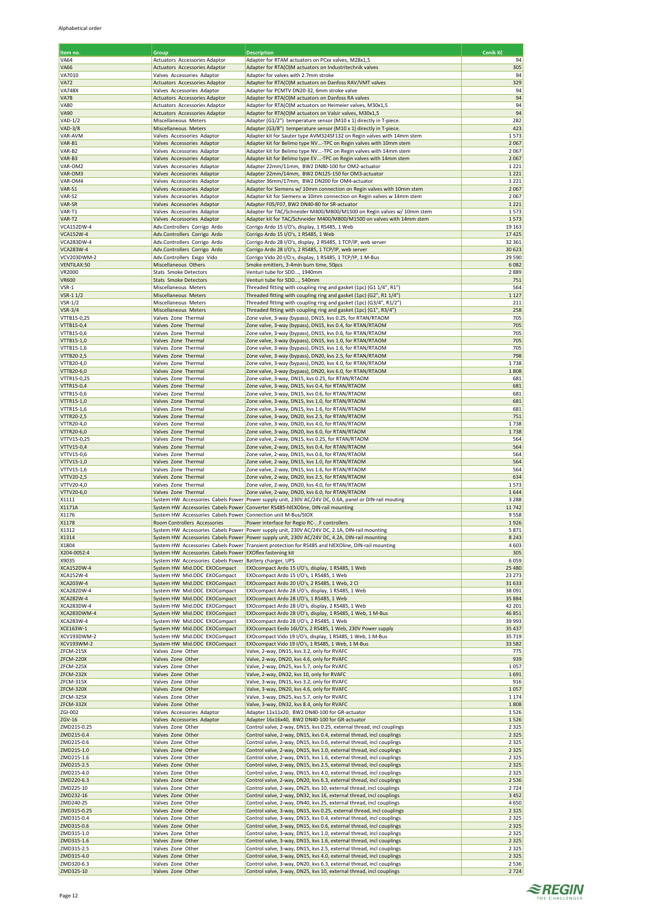Alphabetical order

| Item no. | Group | Description | Ceník Kč |
|---|---|---|---|
| VA64 | Actuators Accessories Adaptor | Adapter for RTAM actuators on PCxx valves, M28x1,5 | 94 |
| VA66 | Actuators Accessories Adaptor | Adapter for RTA(O)M actuators on Industritechnik valves | 305 |
| VA7010 | Valves Accessories Adaptor | Adapter for valves with 2.7mm stroke | 94 |
| VA72 | Actuators Accessories Adaptor | Adapter for RTA(O)M actuators on Danfoss RAV/VMT valves | 329 |
| VA748X | Valves Accessories Adaptor | Adapter for PCMTV DN20-32, 6mm stroke valve | 94 |
| VA78 | Actuators Accessories Adaptor | Adapter for RTA(O)M actuators on Danfoss RA valves | 94 |
| VA80 | Actuators Accessories Adaptor | Adapter for RTA(O)M actuators on Heimeier valves, M30x1,5 | 94 |
| VA90 | Actuators Accessories Adaptor | Adapter for RTA(O)M actuators on Valsir valves, M30x1,5 | 94 |
| VAD-1/2 | Miscellaneous Meters | Adapter (G1/2") temperature sensor (M10 x 1) directly in T-piece. | 282 |
| VAD-3/8 | Miscellaneous Meters | Adapter (G3/8") temperature sensor (M10 x 1) directly in T-piece. | 423 |
| VAR-AVM | Valves Accessories Adaptor | Adapter kit for Sauter type AVM324SF132 on Regin valves with 14mm stem | 1 573 |
| VAR-B1 | Valves Accessories Adaptor | Adapter kit for Belimo type NV...-TPC on Regin valves with 10mm stem | 2 067 |
| VAR-B2 | Valves Accessories Adaptor | Adapter kit for Belimo type NV...-TPC on Regin valves with 14mm stem | 2 067 |
| VAR-B3 | Valves Accessories Adaptor | Adapter kit for Belimo type EV...-TPC on Regin valves with 14mm stem | 2 067 |
| VAR-OM2 | Valves Accessories Adaptor | Adapter 22mm/11mm, BW2 DN80-100 for OM2-actuator | 1 221 |
| VAR-OM3 | Valves Accessories Adaptor | Adapter 22mm/14mm, BW2 DN125-150 for OM3-actuator | 1 221 |
| VAR-OM4 | Valves Accessories Adaptor | Adapter 36mm/17mm, BW2 DN200 for OM4-actuator | 1 221 |
| VAR-S1 | Valves Accessories Adaptor | Adapter for Siemens w/ 10mm connection on Regin valves with 10mm stem | 2 067 |
| VAR-S2 | Valves Accessories Adaptor | Adapter kit for Siemens w 10mm connection on Regin valves w 14mm stem | 2 067 |
| VAR-SR | Valves Accessories Adaptor | Adapter F05/F07, BW2 DN40-80 for SR-actuator | 1 221 |
| VAR-T1 | Valves Accessories Adaptor | Adapter for TAC/Schneider M400/M800/M1500 on Regin valves w/ 10mm stem | 1 573 |
| VAR-T2 | Valves Accessories Adaptor | Adapter kit for TAC/Schneider M400/M800/M1500 on valves with 14mm stem | 1 573 |
| VCA152DW-4 | Adv.Controllers Corrigo Ardo | Corrigo Ardo 15 I/O's, display, 1 RS485, 1 Web | 19 163 |
| VCA152W-4 | Adv.Controllers Corrigo Ardo | Corrigo Ardo 15 I/O's, 1 RS485, 1 Web | 17 425 |
| VCA283DW-4 | Adv.Controllers Corrigo Ardo | Corrigo Ardo 28 I/O's, display, 2 RS485, 1 TCP/IP, web server | 32 361 |
| VCA283W-4 | Adv.Controllers Corrigo Ardo | Corrigo Ardo 28 I/O's, 2 RS485, 1 TCP/IP, web server | 30 623 |
| VCV203DWM-2 | Adv.Controllers Exigo Vido | Corrigo Vido 20 I/O:s, display, 1 RS485, 1 TCP/IP, 1 M-Bus | 29 590 |
| VENTILAX-50 | Miscellaneous Others | Smoke emitters, 3-4min burn time, 50pcs | 6 082 |
| VR2000 | Stats Smoke Detectors | Venturi tube for SDD..., 1940mm | 2 889 |
| VR600 | Stats Smoke Detectors | Venturi tube for SDD..., 540mm | 751 |
| VSR-1 | Miscellaneous Meters | Threaded fitting with coupling ring and gasket (1pc) (G1 1/4", R1") | 564 |
| VSR-1 1/2 | Miscellaneous Meters | Threaded fitting with coupling ring and gasket (1pc) (G2", R1 1/4") | 1 127 |
| VSR-1/2 | Miscellaneous Meters | Threaded fitting with coupling ring and gasket (1pc) (G3/4", R1/2") | 211 |
| VSR-3/4 | Miscellaneous Meters | Threaded fitting with coupling ring and gasket (1pc) (G1", R3/4") | 258 |
| VTTB15-0,25 | Valves Zone Thermal | Zone valve, 3-way (bypass), DN15, kvs 0.25, for RTAN/RTAOM | 705 |
| VTTB15-0,4 | Valves Zone Thermal | Zone valve, 3-way (bypass), DN15, kvs 0.4, for RTAN/RTAOM | 705 |
| VTTB15-0,6 | Valves Zone Thermal | Zone valve, 3-way (bypass), DN15, kvs 0.6, for RTAN/RTAOM | 705 |
| VTTB15-1,0 | Valves Zone Thermal | Zone valve, 3-way (bypass), DN15, kvs 1.0, for RTAN/RTAOM | 705 |
| VTTB15-1,6 | Valves Zone Thermal | Zone valve, 3-way (bypass), DN15, kvs 1.6, for RTAN/RTAOM | 705 |
| VTTB20-2,5 | Valves Zone Thermal | Zone valve, 3-way (bypass), DN20, kvs 2.5, for RTAN/RTAOM | 798 |
| VTTB20-4,0 | Valves Zone Thermal | Zone valve, 3-way (bypass), DN20, kvs 4.0, for RTAN/RTAOM | 1 738 |
| VTTB20-6,0 | Valves Zone Thermal | Zone valve, 3-way (bypass), DN20, kvs 6.0, for RTAN/RTAOM | 1 808 |
| VTTR15-0,25 | Valves Zone Thermal | Zone valve, 3-way, DN15, kvs 0.25, for RTAN/RTAOM | 681 |
| VTTR15-0,4 | Valves Zone Thermal | Zone valve, 3-way, DN15, kvs 0.4, for RTAN/RTAOM | 681 |
| VTTR15-0,6 | Valves Zone Thermal | Zone valve, 3-way, DN15, kvs 0.6, for RTAN/RTAOM | 681 |
| VTTR15-1,0 | Valves Zone Thermal | Zone valve, 3-way, DN15, kvs 1.0, for RTAN/RTAOM | 681 |
| VTTR15-1,6 | Valves Zone Thermal | Zone valve, 3-way, DN15, kvs 1.6, for RTAN/RTAOM | 681 |
| VTTR20-2,5 | Valves Zone Thermal | Zone valve, 3-way, DN20, kvs 2.5, for RTAN/RTAOM | 751 |
| VTTR20-4,0 | Valves Zone Thermal | Zone valve, 3-way, DN20, kvs 4.0, for RTAN/RTAOM | 1 738 |
| VTTR20-6,0 | Valves Zone Thermal | Zone valve, 3-way, DN20, kvs 6.0, for RTAN/RTAOM | 1 738 |
| VTTV15-0,25 | Valves Zone Thermal | Zone valve, 2-way, DN15, kvs 0.25, for RTAN/RTAOM | 564 |
| VTTV15-0,4 | Valves Zone Thermal | Zone valve, 2-way, DN15, kvs 0.4, for RTAN/RTAOM | 564 |
| VTTV15-0,6 | Valves Zone Thermal | Zone valve, 2-way, DN15, kvs 0.6, for RTAN/RTAOM | 564 |
| VTTV15-1,0 | Valves Zone Thermal | Zone valve, 2-way, DN15, kvs 1.0, for RTAN/RTAOM | 564 |
| VTTV15-1,6 | Valves Zone Thermal | Zone valve, 2-way, DN15, kvs 1.6, for RTAN/RTAOM | 564 |
| VTTV20-2,5 | Valves Zone Thermal | Zone valve, 2-way, DN20, kvs 2.5, for RTAN/RTAOM | 634 |
| VTTV20-4,0 | Valves Zone Thermal | Zone valve, 2-way, DN20, kvs 4.0, for RTAN/RTAOM | 1 573 |
| VTTV20-6,0 | Valves Zone Thermal | Zone valve, 2-way, DN20, kvs 6.0, for RTAN/RTAOM | 1 644 |
| X1111 | System HW Accessories Cabels Power | Power supply unit, 230V AC/24V DC, 0.6A, panel or DIN-rail mounting | 3 288 |
| X1171A | System HW Accessories Cabels Power | Converter RS485-hIEXOline, DIN-rail mounting | 11 742 |
| X1176 | System HW Accessories Cabels Power | Connection unit M-Bus/SIOX | 9 558 |
| X1178 | Room Controllers Accessories | Power interface for Regio RC-...F controllers | 1 926 |
| X1312 | System HW Accessories Cabels Power | Power supply unit, 230V AC/24V DC, 2.1A, DIN-rail mounting | 5 871 |
| X1314 | System HW Accessories Cabels Power | Power supply unit, 230V AC/24V DC, 4.2A, DIN-rail mounting | 8 243 |
| X1804 | System HW Accessories Cabels Power | Transient protection for RS485 and hIEXOline, DIN-rail mounting | 4 603 |
| X204-0052:4 | System HW Accessories Cabels Power | EXOflex fastening kit | 305 |
| X9035 | System HW Accessories Cabels Power | Battery charger, UPS | 6 059 |
| XCA152DW-4 | System HW Mid.DDC EXOCompact | EXOcompact Ardo 15 I/O's, display, 1 RS485, 1 Web | 25 480 |
| XCA152W-4 | System HW Mid.DDC EXOCompact | EXOcompact Ardo 15 I/O's, 1 RS485, 1 Web | 23 273 |
| XCA203W-4 | System HW Mid.DDC EXOCompact | EXOcompact Ardo 20 I/O's, 2 RS485, 1 Web, 2 CI | 31 633 |
| XCA282DW-4 | System HW Mid.DDC EXOCompact | EXOcompact Ardo 28 I/O's, display, 1 RS485, 1 Web | 38 091 |
| XCA282W-4 | System HW Mid.DDC EXOCompact | EXOcompact Ardo 28 I/O's, 1 RS485, 1 Web | 35 884 |
| XCA283DW-4 | System HW Mid.DDC EXOCompact | EXOcompact Ardo 28 I/O's, display, 2 RS485, 1 Web | 42 201 |
| XCA283DWM-4 | System HW Mid.DDC EXOCompact | EXOcompact Ardo 28 I/O's, display, 1 RS485, 1 Web, 1 M-Bus | 46 851 |
| XCA283W-4 | System HW Mid.DDC EXOCompact | EXOcompact Ardo 28 I/O's, 2 RS485, 1 Web | 39 993 |
| XCE163W-1 | System HW Mid.DDC EXOCompact | EXOcompact Eedo 16I/O's, 2 RS485, 1 Web, 230V Power supply | 35 437 |
| XCV193DWM-2 | System HW Mid.DDC EXOCompact | EXOcompact Vido 19 I/O's, display, 1 RS485, 1 Web, 1 M-Bus | 35 719 |
| XCV193WM-2 | System HW Mid.DDC EXOCompact | EXOcompact Vido 19 I/O's, 1 RS485, 1 Web, 1 M-Bus | 33 582 |
| ZFCM-215X | Valves Zone Other | Valve, 2-way, DN15, kvs 3.2, only for RVAFC | 775 |
| ZFCM-220X | Valves Zone Other | Valve, 2-way, DN20, kvs 4.6, only for RVAFC | 939 |
| ZFCM-225X | Valves Zone Other | Valve, 2-way, DN25, kvs 5.7, only for RVAFC | 1 057 |
| ZFCM-232X | Valves Zone Other | Valve, 2-way, DN32, kvs 10, only for RVAFC | 1 691 |
| ZFCM-315X | Valves Zone Other | Valve, 3-way, DN15, kvs 3.2, only for RVAFC | 916 |
| ZFCM-320X | Valves Zone Other | Valve, 3-way, DN20, kvs 4.6, only for RVAFC | 1 057 |
| ZFCM-325X | Valves Zone Other | Valve, 3-way, DN25, kvs 5.7, only for RVAFC | 1 174 |
| ZFCM-332X | Valves Zone Other | Valve, 3-way, DN32, kvs 8.4, only for RVAFC | 1 808 |
| ZGI-002 | Valves Accessories Adaptor | Adapter 11x11x20, BW2 DN40-100 for GR-actuator | 1 526 |
| ZGV-16 | Valves Accessories Adaptor | Adapter 16x16x40, BW2 DN40-100 for GR-actuator | 1 526 |
| ZMD215-0.25 | Valves Zone Other | Control valve, 2-way, DN15, kvs 0.25, external thread, incl couplings | 2 325 |
| ZMD215-0.4 | Valves Zone Other | Control valve, 2-way, DN15, kvs 0.4, external thread, incl couplings | 2 325 |
| ZMD215-0.6 | Valves Zone Other | Control valve, 2-way, DN15, kvs 0.6, external thread, incl couplings | 2 325 |
| ZMD215-1.0 | Valves Zone Other | Control valve, 2-way, DN15, kvs 1.0, external thread, incl couplings | 2 325 |
| ZMD215-1.6 | Valves Zone Other | Control valve, 2-way, DN15, kvs 1.6, external thread, incl couplings | 2 325 |
| ZMD215-2.5 | Valves Zone Other | Control valve, 2-way, DN15, kvs 2.5, external thread, incl couplings | 2 325 |
| ZMD215-4.0 | Valves Zone Other | Control valve, 2-way, DN15, kvs 4.0, external thread, incl couplings | 2 325 |
| ZMD220-6.3 | Valves Zone Other | Control valve, 2-way, DN20, kvs 6.3, external thread, incl couplings | 2 536 |
| ZMD225-10 | Valves Zone Other | Control valve, 2-way, DN25, kvs 10, external thread, incl couplings | 2 724 |
| ZMD232-16 | Valves Zone Other | Control valve, 2-way, DN32, kvs 16, external thread, incl couplings | 3 452 |
| ZMD240-25 | Valves Zone Other | Control valve, 2-way, DN40, kvs 25, external thread, incl couplings | 4 650 |
| ZMD315-0.25 | Valves Zone Other | Control valve, 3-way, DN15, kvs 0.25, external thread, incl couplings | 2 325 |
| ZMD315-0.4 | Valves Zone Other | Control valve, 3-way, DN15, kvs 0.4, external thread, incl couplings | 2 325 |
| ZMD315-0.6 | Valves Zone Other | Control valve, 3-way, DN15, kvs 0.6, external thread, incl couplings | 2 325 |
| ZMD315-1.0 | Valves Zone Other | Control valve, 3-way, DN15, kvs 1.0, external thread, incl couplings | 2 325 |
| ZMD315-1.6 | Valves Zone Other | Control valve, 3-way, DN15, kvs 1.6, external thread, incl couplings | 2 325 |
| ZMD315-2.5 | Valves Zone Other | Control valve, 3-way, DN15, kvs 2.5, external thread, incl couplings | 2 325 |
| ZMD315-4.0 | Valves Zone Other | Control valve, 3-way, DN15, kvs 4.0, external thread, incl couplings | 2 325 |
| ZMD320-6.3 | Valves Zone Other | Control valve, 3-way, DN20, kvs 6.3, external thread, incl couplings | 2 536 |
| ZMD325-10 | Valves Zone Other | Control valve, 3-way, DN25, kvs 10, external thread, incl couplings | 2 724 |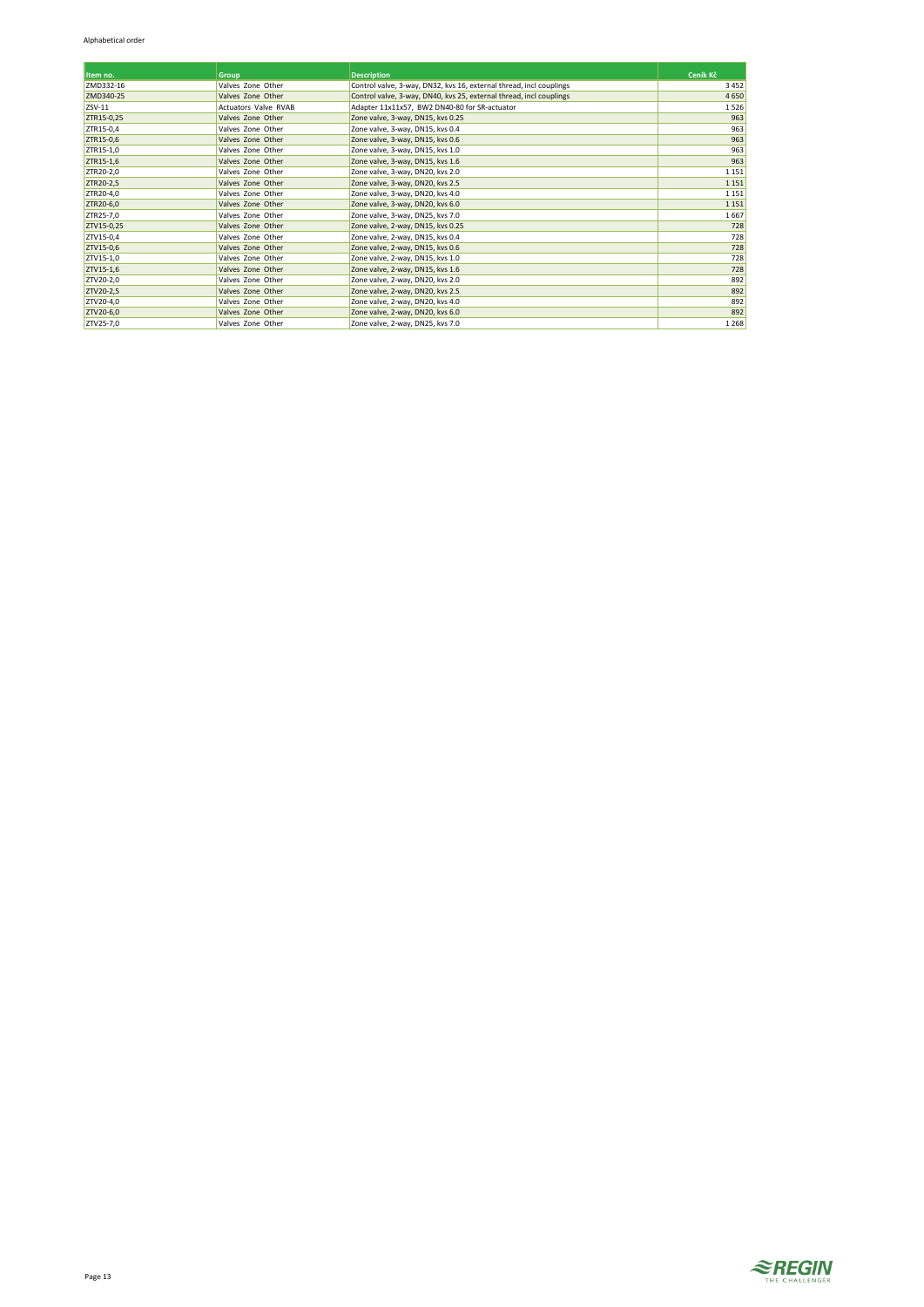| Item no. | Group | Description | Ceník Kč |
| --- | --- | --- | --- |
| ZMD332-16 | Valves Zone Other | Control valve, 3-way, DN32, kvs 16, external thread, incl couplings | 3 452 |
| ZMD340-25 | Valves Zone Other | Control valve, 3-way, DN40, kvs 25, external thread, incl couplings | 4 650 |
| ZSV-11 | Actuators Valve RVAB | Adapter 11x11x57, BW2 DN40-80 for SR-actuator | 1 526 |
| ZTR15-0,25 | Valves Zone Other | Zone valve, 3-way, DN15, kvs 0.25 | 963 |
| ZTR15-0,4 | Valves Zone Other | Zone valve, 3-way, DN15, kvs 0.4 | 963 |
| ZTR15-0,6 | Valves Zone Other | Zone valve, 3-way, DN15, kvs 0.6 | 963 |
| ZTR15-1,0 | Valves Zone Other | Zone valve, 3-way, DN15, kvs 1.0 | 963 |
| ZTR15-1,6 | Valves Zone Other | Zone valve, 3-way, DN15, kvs 1.6 | 963 |
| ZTR20-2,0 | Valves Zone Other | Zone valve, 3-way, DN20, kvs 2.0 | 1 151 |
| ZTR20-2,5 | Valves Zone Other | Zone valve, 3-way, DN20, kvs 2.5 | 1 151 |
| ZTR20-4,0 | Valves Zone Other | Zone valve, 3-way, DN20, kvs 4.0 | 1 151 |
| ZTR20-6,0 | Valves Zone Other | Zone valve, 3-way, DN20, kvs 6.0 | 1 151 |
| ZTR25-7,0 | Valves Zone Other | Zone valve, 3-way, DN25, kvs 7.0 | 1 667 |
| ZTV15-0,25 | Valves Zone Other | Zone valve, 2-way, DN15, kvs 0.25 | 728 |
| ZTV15-0,4 | Valves Zone Other | Zone valve, 2-way, DN15, kvs 0.4 | 728 |
| ZTV15-0,6 | Valves Zone Other | Zone valve, 2-way, DN15, kvs 0.6 | 728 |
| ZTV15-1,0 | Valves Zone Other | Zone valve, 2-way, DN15, kvs 1.0 | 728 |
| ZTV15-1,6 | Valves Zone Other | Zone valve, 2-way, DN15, kvs 1.6 | 728 |
| ZTV20-2,0 | Valves Zone Other | Zone valve, 2-way, DN20, kvs 2.0 | 892 |
| ZTV20-2,5 | Valves Zone Other | Zone valve, 2-way, DN20, kvs 2.5 | 892 |
| ZTV20-4,0 | Valves Zone Other | Zone valve, 2-way, DN20, kvs 4.0 | 892 |
| ZTV20-6,0 | Valves Zone Other | Zone valve, 2-way, DN20, kvs 6.0 | 892 |
| ZTV25-7,0 | Valves Zone Other | Zone valve, 2-way, DN25, kvs 7.0 | 1 268 |